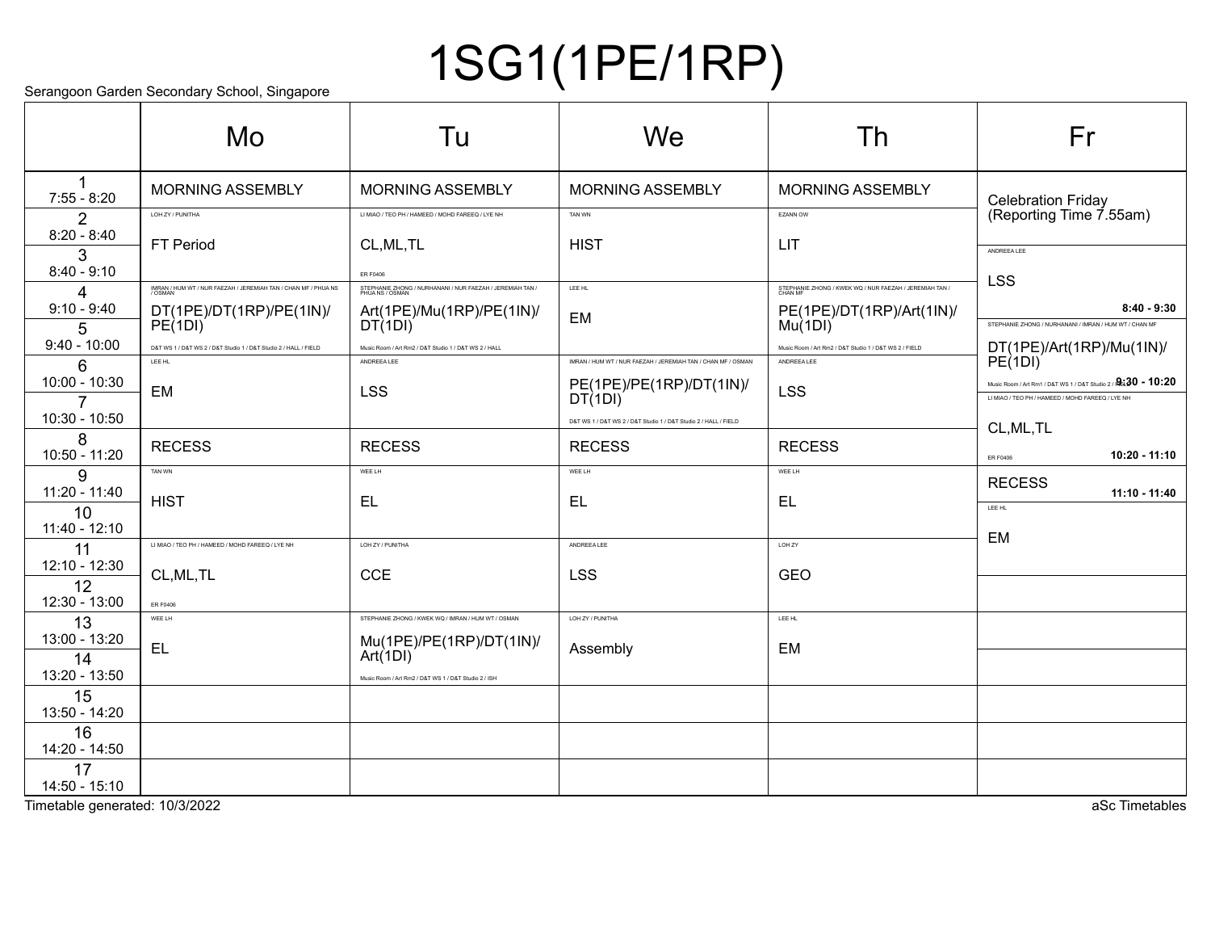# 1SG1(1PE/1RP)

Serangoon Garden Secondary School, Singapore

| | Mo | Tu | We | Th | Fr |
|---|---|---|---|---|---|
| 1<br>7:55 - 8:20 | MORNING ASSEMBLY | MORNING ASSEMBLY | MORNING ASSEMBLY | MORNING ASSEMBLY | Celebration Friday (Reporting Time 7.55am) |
| 2<br>8:20 - 8:40 | LOH ZY / PUNITHA<br>FT Period | LI MIAO / TEO PH / HAMEED / MOHD FAREEQ / LYE NH<br>CL,ML,TL<br>ER F0406 | TAN WN<br>HIST | EZANN OW<br>LIT | |
| 3<br>8:40 - 9:10 | | | | | ANDREEA LEE<br>LSS<br>8:40 - 9:30 |
| 4<br>9:10 - 9:40 | IMRAN / HUM WT / NUR FAEZAH / JEREMIAH TAN / CHAN MF / PHUA NS / OSMAN<br>DT(1PE)/DT(1RP)/PE(1IN)/PE(1DI)<br>D&T WS 1 / D&T WS 2 / D&T Studio 1 / D&T Studio 2 / HALL / FIELD | STEPHANIE ZHONG / NURHANANI / NUR FAEZAH / JEREMIAH TAN / PHUA NS / OSMAN<br>Art(1PE)/Mu(1RP)/PE(1IN)/DT(1DI)<br>Music Room / Art Rm2 / D&T Studio 1 / D&T WS 2 / HALL | LEE HL<br>EM | STEPHANIE ZHONG / KWEK WQ / NUR FAEZAH / JEREMIAH TAN / CHAN MF<br>PE(1PE)/DT(1RP)/Art(1IN)/Mu(1DI)<br>Music Room / Art Rm2 / D&T Studio 1 / D&T WS 2 / FIELD | |
| 5<br>9:40 - 10:00 | | | | | STEPHANIE ZHONG / NURHANANI / IMRAN / HUM WT / CHAN MF<br>DT(1PE)/Art(1RP)/Mu(1IN)/PE(1DI)<br>Music Room / Art Rm1 / D&T WS 1 / D&T Studio 2 / FIELD<br>9:30 - 10:20 |
| 6<br>10:00 - 10:30 | LEE HL<br>EM | ANDREEA LEE<br>LSS | IMRAN / HUM WT / NUR FAEZAH / JEREMIAH TAN / CHAN MF / OSMAN<br>PE(1PE)/PE(1RP)/DT(1IN)/DT(1DI)<br>D&T WS 1 / D&T WS 2 / D&T Studio 1 / D&T Studio 2 / HALL / FIELD | ANDREEA LEE<br>LSS | |
| 7<br>10:30 - 10:50 | | | | | LI MIAO / TEO PH / HAMEED / MOHD FAREEQ / LYE NH<br>CL,ML,TL<br>ER F0406<br>10:20 - 11:10 |
| 8<br>10:50 - 11:20 | RECESS | RECESS | RECESS | RECESS | |
| 9<br>11:20 - 11:40 | TAN WN<br>HIST | WEE LH<br>EL | WEE LH<br>EL | WEE LH<br>EL | RECESS<br>11:10 - 11:40 |
| 10<br>11:40 - 12:10 | | | | | LEE HL<br>EM |
| 11<br>12:10 - 12:30 | LI MIAO / TEO PH / HAMEED / MOHD FAREEQ / LYE NH<br>CL,ML,TL<br>ER F0406 | LOH ZY / PUNITHA<br>CCE | ANDREEA LEE<br>LSS | LOH ZY<br>GEO | |
| 12<br>12:30 - 13:00 | | | | | |
| 13<br>13:00 - 13:20 | WEE LH<br>EL | STEPHANIE ZHONG / KWEK WQ / IMRAN / HUM WT / OSMAN<br>Mu(1PE)/PE(1RP)/DT(1IN)/Art(1DI)<br>Music Room / Art Rm2 / D&T WS 1 / D&T Studio 2 / ISH | LOH ZY / PUNITHA<br>Assembly | LEE HL<br>EM | |
| 14<br>13:20 - 13:50 | | | | | |
| 15<br>13:50 - 14:20 | | | | | |
| 16<br>14:20 - 14:50 | | | | | |
| 17<br>14:50 - 15:10 | | | | | |

Timetable generated: 10/3/2022

aSc Timetables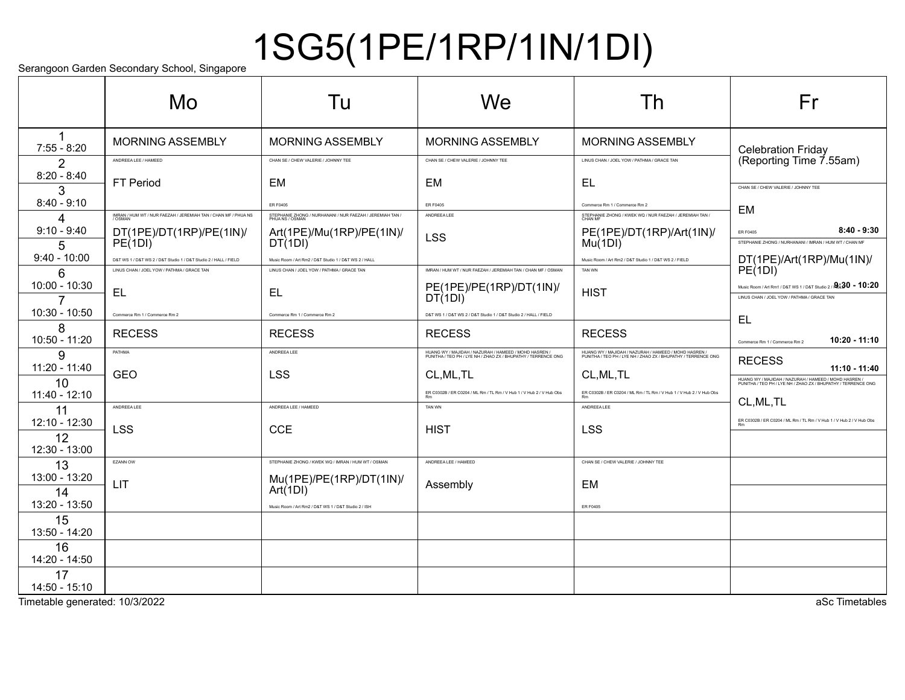# 1SG5(1PE/1RP/1IN/1DI)

Serangoon Garden Secondary School, Singapore

| | Mo | Tu | We | Th | Fr |
|---|---|---|---|---|---|
| 1<br>7:55 - 8:20 | MORNING ASSEMBLY | MORNING ASSEMBLY | MORNING ASSEMBLY | MORNING ASSEMBLY | Celebration Friday (Reporting Time 7.55am) |
| 2<br>8:20 - 8:40 | ANDREEA LEE / HAMEED<br>FT Period | CHAN SE / CHEW VALERIE / JOHNNY TEE<br>EM<br>ER F0405 | CHAN SE / CHEW VALERIE / JOHNNY TEE<br>EM<br>ER F0405 | LINUS CHAN / JOEL YOW / PATHMA / GRACE TAN<br>EL<br>Commerce Rm 1 / Commerce Rm 2 | |
| 3<br>8:40 - 9:10 | | | | | CHAN SE / CHEW VALERIE / JOHNNY TEE<br>EM<br>ER F0405<br>8:40 - 9:30 |
| 4<br>9:10 - 9:40 | IMRAN / HUM WT / NUR FAEZAH / JEREMIAH TAN / CHAN MF / PHUA NS / OSMAN<br>DT(1PE)/DT(1RP)/PE(1IN)/PE(1DI)<br>D&T WS 1 / D&T WS 2 / D&T Studio 1 / D&T Studio 2 / HALL / FIELD | STEPHANIE ZHONG / NURHANANI / NUR FAEZAH / JEREMIAH TAN / PHUA NS / OSMAN<br>Art(1PE)/Mu(1RP)/PE(1IN)/DT(1DI)<br>Music Room / Art Rm2 / D&T Studio 1 / D&T WS 2 / HALL | ANDREEA LEE<br>LSS | STEPHANIE ZHONG / KWEK WQ / NUR FAEZAH / JEREMIAH TAN / CHAN MF<br>PE(1PE)/DT(1RP)/Art(1IN)/Mu(1DI)<br>Music Room / Art Rm2 / D&T Studio 1 / D&T WS 2 / FIELD | |
| 5<br>9:40 - 10:00 | | | | | STEPHANIE ZHONG / NURHANANI / IMRAN / HUM WT / CHAN MF<br>DT(1PE)/Art(1RP)/Mu(1IN)/PE(1DI)<br>Music Room / Art Rm1 / D&T WS 1 / D&T Studio 2 / FIELD<br>9:30 - 10:20 |
| 6<br>10:00 - 10:30 | LINUS CHAN / JOEL YOW / PATHMA / GRACE TAN<br>EL<br>Commerce Rm 1 / Commerce Rm 2 | LINUS CHAN / JOEL YOW / PATHMA / GRACE TAN<br>EL<br>Commerce Rm 1 / Commerce Rm 2 | IMRAN / HUM WT / NUR FAEZAH / JEREMIAH TAN / CHAN MF / OSMAN<br>PE(1PE)/PE(1RP)/DT(1IN)/DT(1DI)<br>D&T WS 1 / D&T WS 2 / D&T Studio 1 / D&T Studio 2 / HALL / FIELD | TAN WN<br>HIST | |
| 7<br>10:30 - 10:50 | | | | | LINUS CHAN / JOEL YOW / PATHMA / GRACE TAN<br>EL<br>Commerce Rm 1 / Commerce Rm 2<br>10:20 - 11:10 |
| 8<br>10:50 - 11:20 | RECESS | RECESS | RECESS | RECESS | |
| 9<br>11:20 - 11:40 | PATHMA<br>GEO | ANDREEA LEE<br>LSS | HUANG WY / MAJIDAH / NAZURAH / HAMEED / MOHD HASREN / PUNITHA / TEO PH / LYE NH / ZHAO ZX / BHUPATHY / TERRENCE ONG<br>CL,ML,TL<br>ER C0302B / ER C0204 / ML Rm / TL Rm / V Hub 1 / V Hub 2 / V Hub Obs Rm | HUANG WY / MAJIDAH / NAZURAH / HAMEED / MOHD HASREN / PUNITHA / TEO PH / LYE NH / ZHAO ZX / BHUPATHY / TERRENCE ONG<br>CL,ML,TL<br>ER C0302B / ER C0204 / ML Rm / TL Rm / V Hub 1 / V Hub 2 / V Hub Obs Rm | RECESS<br>11:10 - 11:40 |
| 10<br>11:40 - 12:10 | | | | | HUANG WY / MAJIDAH / NAZURAH / HAMEED / MOHD HASREN / PUNITHA / TEO PH / LYE NH / ZHAO ZX / BHUPATHY / TERRENCE ONG<br>CL,ML,TL<br>ER C0302B / ER C0204 / ML Rm / TL Rm / V Hub 1 / V Hub 2 / V Hub Obs Rm |
| 11<br>12:10 - 12:30 | ANDREEA LEE<br>LSS | ANDREEA LEE / HAMEED<br>CCE | TAN WN<br>HIST | ANDREEA LEE<br>LSS | |
| 12<br>12:30 - 13:00 | | | | | |
| 13<br>13:00 - 13:20 | EZANN OW<br>LIT | STEPHANIE ZHONG / KWEK WQ / IMRAN / HUM WT / OSMAN<br>Mu(1PE)/PE(1RP)/DT(1IN)/Art(1DI)<br>Music Room / Art Rm2 / D&T WS 1 / D&T Studio 2 / ISH | ANDREEA LEE / HAMEED<br>Assembly | CHAN SE / CHEW VALERIE / JOHNNY TEE<br>EM<br>ER F0405 | |
| 14<br>13:20 - 13:50 | | | | | |
| 15<br>13:50 - 14:20 | | | | | |
| 16<br>14:20 - 14:50 | | | | | |
| 17<br>14:50 - 15:10 | | | | | |

Timetable generated: 10/3/2022

aSc Timetables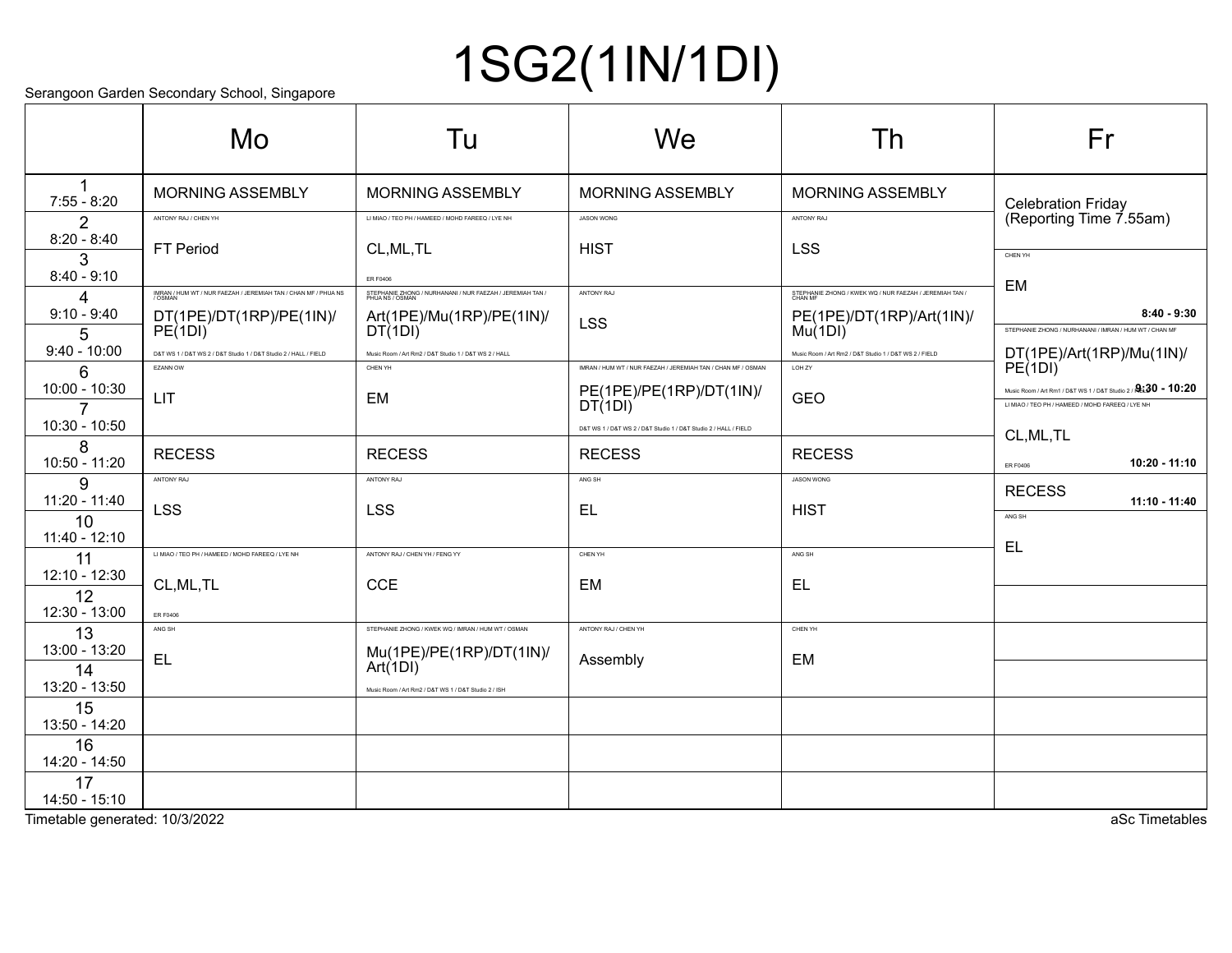# 1SG2(1IN/1DI)

Serangoon Garden Secondary School, Singapore

| | Mo | Tu | We | Th | Fr |
|---|---|---|---|---|---|
| 1<br>7:55 - 8:20 | MORNING ASSEMBLY | MORNING ASSEMBLY | MORNING ASSEMBLY | MORNING ASSEMBLY | Celebration Friday (Reporting Time 7.55am) |
| 2<br>8:20 - 8:40 | ANTONY RAJ / CHEN YH<br>FT Period | LI MIAO / TEO PH / HAMEED / MOHD FAREEQ / LYE NH<br>CL,ML,TL<br>ER F0406 | JASON WONG<br>HIST | ANTONY RAJ<br>LSS | |
| 3<br>8:40 - 9:10 | | | | | CHEN YH<br>EM<br>8:40 - 9:30 |
| 4<br>9:10 - 9:40 | IMRAN / HUM WT / NUR FAEZAH / JEREMIAH TAN / CHAN MF / PHUA NS / OSMAN<br>DT(1PE)/DT(1RP)/PE(1IN)/PE(1DI)<br>D&T WS 1 / D&T WS 2 / D&T Studio 1 / D&T Studio 2 / HALL / FIELD | STEPHANIE ZHONG / NURHANANI / NUR FAEZAH / JEREMIAH TAN / PHUA NS / OSMAN<br>Art(1PE)/Mu(1RP)/PE(1IN)/DT(1DI)<br>Music Room / Art Rm2 / D&T Studio 1 / D&T WS 2 / HALL | ANTONY RAJ<br>LSS | STEPHANIE ZHONG / KWEK WQ / NUR FAEZAH / JEREMIAH TAN / CHAN MF<br>PE(1PE)/DT(1RP)/Art(1IN)/Mu(1DI)<br>Music Room / Art Rm2 / D&T Studio 1 / D&T WS 2 / FIELD | |
| 5<br>9:40 - 10:00 | | | | | STEPHANIE ZHONG / NURHANANI / IMRAN / HUM WT / CHAN MF<br>DT(1PE)/Art(1RP)/Mu(1IN)/PE(1DI)<br>Music Room / Art Rm1 / D&T WS 1 / D&T Studio 2 / FIELD<br>9:30 - 10:20 |
| 6<br>10:00 - 10:30 | EZANN OW<br>LIT | CHEN YH<br>EM | IMRAN / HUM WT / NUR FAEZAH / JEREMIAH TAN / CHAN MF / OSMAN<br>PE(1PE)/PE(1RP)/DT(1IN)/DT(1DI)<br>D&T WS 1 / D&T WS 2 / D&T Studio 1 / D&T Studio 2 / HALL / FIELD | LOH ZY<br>GEO | |
| 7<br>10:30 - 10:50 | | | | | LI MIAO / TEO PH / HAMEED / MOHD FAREEQ / LYE NH<br>CL,ML,TL<br>ER F0406<br>10:20 - 11:10 |
| 8<br>10:50 - 11:20 | RECESS | RECESS | RECESS | RECESS | |
| 9<br>11:20 - 11:40 | ANTONY RAJ<br>LSS | ANTONY RAJ<br>LSS | ANG SH<br>EL | JASON WONG<br>HIST | RECESS<br>11:10 - 11:40 |
| 10<br>11:40 - 12:10 | | | | | ANG SH<br>EL |
| 11<br>12:10 - 12:30 | LI MIAO / TEO PH / HAMEED / MOHD FAREEQ / LYE NH<br>CL,ML,TL<br>ER F0406 | ANTONY RAJ / CHEN YH / FENG YY<br>CCE | CHEN YH<br>EM | ANG SH<br>EL | |
| 12<br>12:30 - 13:00 | | | | | |
| 13<br>13:00 - 13:20 | ANG SH<br>EL | STEPHANIE ZHONG / KWEK WQ / IMRAN / HUM WT / OSMAN<br>Mu(1PE)/PE(1RP)/DT(1IN)/Art(1DI)<br>Music Room / Art Rm2 / D&T WS 1 / D&T Studio 2 / ISH | ANTONY RAJ / CHEN YH<br>Assembly | CHEN YH<br>EM | |
| 14<br>13:20 - 13:50 | | | | | |
| 15<br>13:50 - 14:20 | | | | | |
| 16<br>14:20 - 14:50 | | | | | |
| 17<br>14:50 - 15:10 | | | | | |

Timetable generated: 10/3/2022

aSc Timetables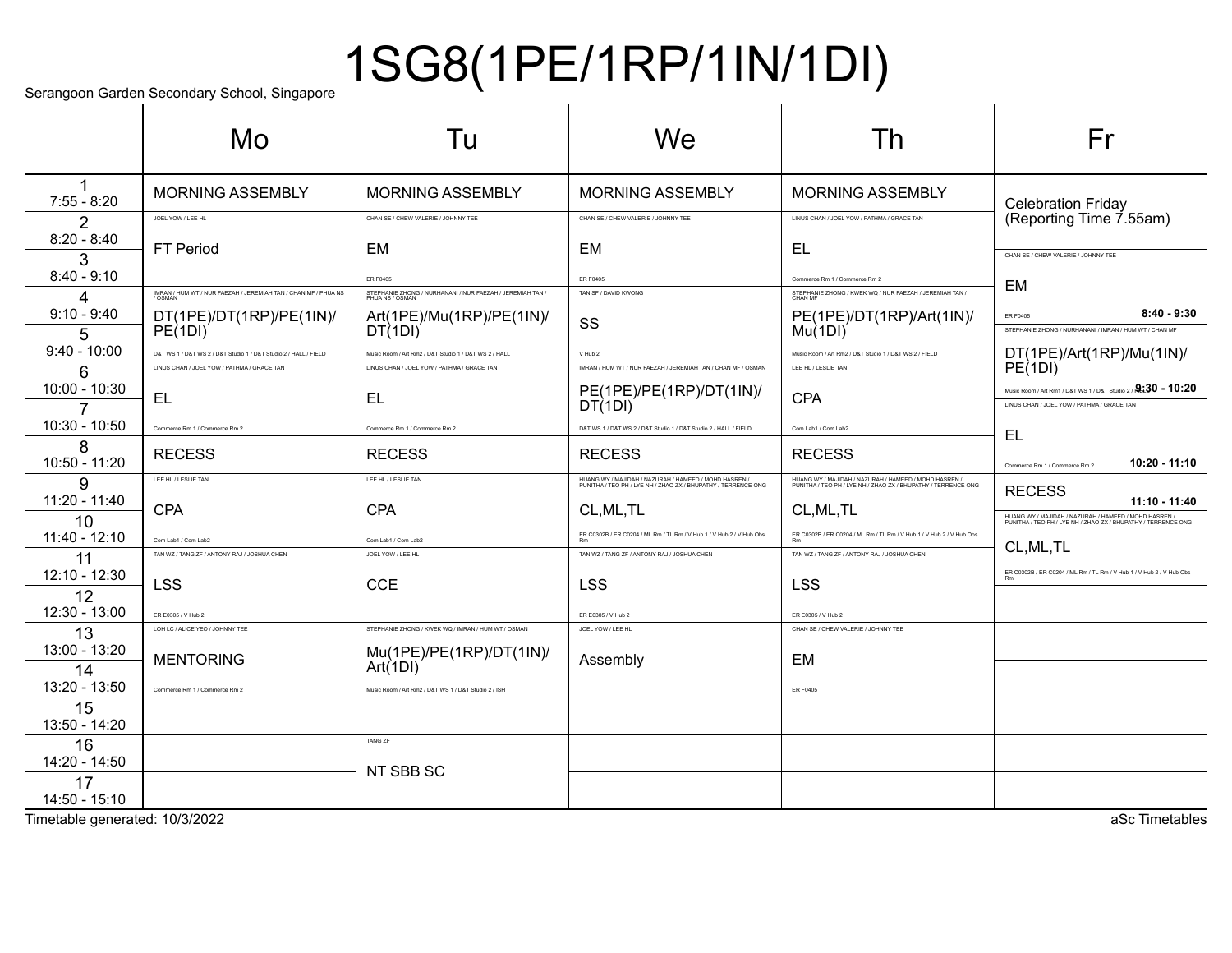# 1SG8(1PE/1RP/1IN/1DI)

Serangoon Garden Secondary School, Singapore

| | Mo | Tu | We | Th | Fr |
|---|---|---|---|---|---|
| 1<br>7:55 - 8:20 | MORNING ASSEMBLY | MORNING ASSEMBLY | MORNING ASSEMBLY | MORNING ASSEMBLY | Celebration Friday (Reporting Time 7.55am) |
| 2<br>8:20 - 8:40 | JOEL YOW / LEE HL<br>FT Period | CHAN SE / CHEW VALERIE / JOHNNY TEE<br>EM<br>ER F0405 | CHAN SE / CHEW VALERIE / JOHNNY TEE<br>EM<br>ER F0405 | LINUS CHAN / JOEL YOW / PATHMA / GRACE TAN<br>EL<br>Commerce Rm 1 / Commerce Rm 2 | |
| 3<br>8:40 - 9:10 | | | | | CHAN SE / CHEW VALERIE / JOHNNY TEE<br>EM<br>ER F0405<br>8:40 - 9:30 |
| 4<br>9:10 - 9:40 | IMRAN / HUM WT / NUR FAEZAH / JEREMIAH TAN / CHAN MF / PHUA NS / OSMAN<br>DT(1PE)/DT(1RP)/PE(1IN)/PE(1DI)<br>D&T WS 1 / D&T WS 2 / D&T Studio 1 / D&T Studio 2 / HALL / FIELD | STEPHANIE ZHONG / NURHANANI / NUR FAEZAH / JEREMIAH TAN / PHUA NS / OSMAN<br>Art(1PE)/Mu(1RP)/PE(1IN)/DT(1DI)<br>Music Room / Art Rm2 / D&T Studio 1 / D&T WS 2 / HALL | TAN SF / DAVID KWONG<br>SS<br>V Hub 2 | STEPHANIE ZHONG / KWEK WQ / NUR FAEZAH / JEREMIAH TAN / CHAN MF<br>PE(1PE)/DT(1RP)/Art(1IN)/Mu(1DI)<br>Music Room / Art Rm2 / D&T Studio 1 / D&T WS 2 / FIELD | |
| 5<br>9:40 - 10:00 | | | | | STEPHANIE ZHONG / NURHANANI / IMRAN / HUM WT / CHAN MF<br>DT(1PE)/Art(1RP)/Mu(1IN)/PE(1DI)<br>Music Room / Art Rm1 / D&T WS 1 / D&T Studio 2 / FIELD<br>9:30 - 10:20 |
| 6<br>10:00 - 10:30 | LINUS CHAN / JOEL YOW / PATHMA / GRACE TAN<br>EL<br>Commerce Rm 1 / Commerce Rm 2 | LINUS CHAN / JOEL YOW / PATHMA / GRACE TAN<br>EL<br>Commerce Rm 1 / Commerce Rm 2 | IMRAN / HUM WT / NUR FAEZAH / JEREMIAH TAN / CHAN MF / OSMAN<br>PE(1PE)/PE(1RP)/DT(1IN)/DT(1DI)<br>D&T WS 1 / D&T WS 2 / D&T Studio 1 / D&T Studio 2 / HALL / FIELD | LEE HL / LESLIE TAN<br>CPA<br>Com Lab1 / Com Lab2 | |
| 7<br>10:30 - 10:50 | | | | | LINUS CHAN / JOEL YOW / PATHMA / GRACE TAN<br>EL<br>Commerce Rm 1 / Commerce Rm 2<br>10:20 - 11:10 |
| 8<br>10:50 - 11:20 | RECESS | RECESS | RECESS | RECESS | |
| 9<br>11:20 - 11:40 | LEE HL / LESLIE TAN<br>CPA<br>Com Lab1 / Com Lab2 | LEE HL / LESLIE TAN<br>CPA<br>Com Lab1 / Com Lab2 | HUANG WY / MAJIDAH / NAZURAH / HAMEED / MOHD HASREN / PUNITHA / TEO PH / LYE NH / ZHAO ZX / BHUPATHY / TERRENCE ONG<br>CL,ML,TL<br>ER C0302B / ER C0204 / ML Rm / TL Rm / V Hub 1 / V Hub 2 / V Hub Obs Rm | HUANG WY / MAJIDAH / NAZURAH / HAMEED / MOHD HASREN / PUNITHA / TEO PH / LYE NH / ZHAO ZX / BHUPATHY / TERRENCE ONG<br>CL,ML,TL<br>ER C0302B / ER C0204 / ML Rm / TL Rm / V Hub 1 / V Hub 2 / V Hub Obs Rm | RECESS<br>11:10 - 11:40 |
| 10<br>11:40 - 12:10 | | | | | HUANG WY / MAJIDAH / NAZURAH / HAMEED / MOHD HASREN / PUNITHA / TEO PH / LYE NH / ZHAO ZX / BHUPATHY / TERRENCE ONG<br>CL,ML,TL<br>ER C0302B / ER C0204 / ML Rm / TL Rm / V Hub 1 / V Hub 2 / V Hub Obs Rm |
| 11<br>12:10 - 12:30 | TAN WZ / TANG ZF / ANTONY RAJ / JOSHUA CHEN<br>LSS<br>ER E0305 / V Hub 2 | JOEL YOW / LEE HL<br>CCE | TAN WZ / TANG ZF / ANTONY RAJ / JOSHUA CHEN<br>LSS<br>ER E0305 / V Hub 2 | TAN WZ / TANG ZF / ANTONY RAJ / JOSHUA CHEN<br>LSS<br>ER E0305 / V Hub 2 | |
| 12<br>12:30 - 13:00 | | | | | |
| 13<br>13:00 - 13:20 | LOH LC / ALICE YEO / JOHNNY TEE<br>MENTORING<br>Commerce Rm 1 / Commerce Rm 2 | STEPHANIE ZHONG / KWEK WQ / IMRAN / HUM WT / OSMAN<br>Mu(1PE)/PE(1RP)/DT(1IN)/Art(1DI)<br>Music Room / Art Rm2 / D&T WS 1 / D&T Studio 2 / ISH | JOEL YOW / LEE HL<br>Assembly | CHAN SE / CHEW VALERIE / JOHNNY TEE<br>EM<br>ER F0405 | |
| 14<br>13:20 - 13:50 | | | | | |
| 15<br>13:50 - 14:20 | | | | | |
| 16<br>14:20 - 14:50 | | TANG ZF<br>NT SBB SC | | | |
| 17<br>14:50 - 15:10 | | | | | |

Timetable generated: 10/3/2022

aSc Timetables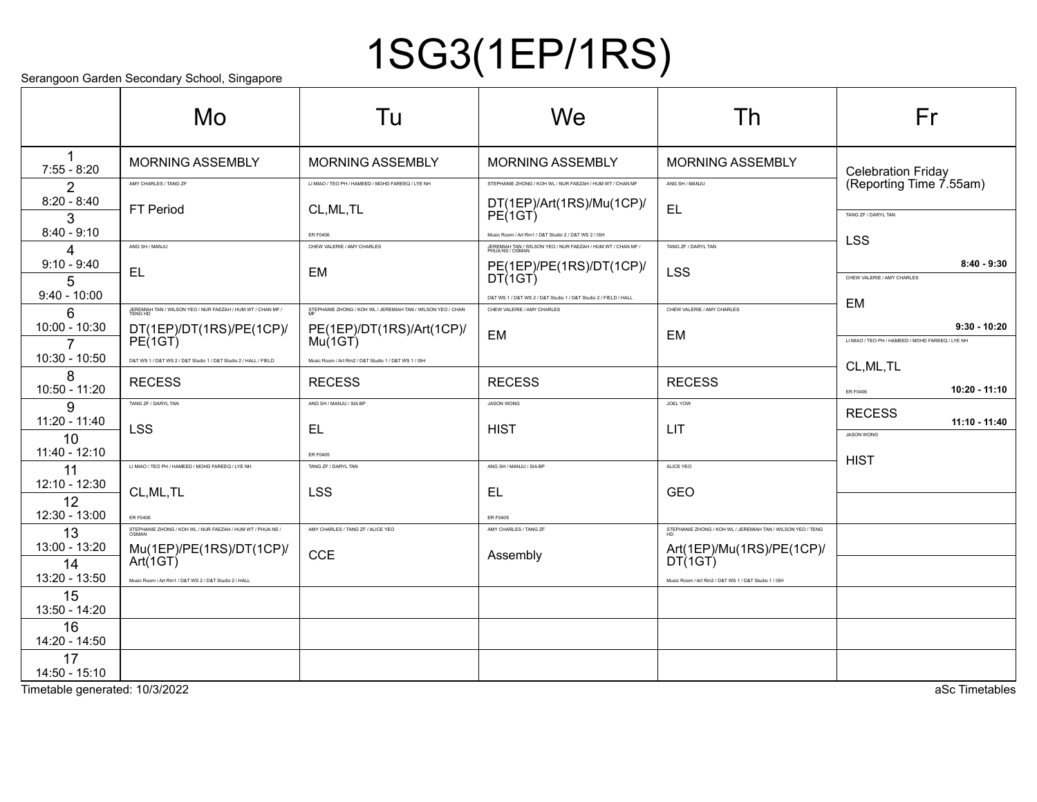# 1SG3(1EP/1RS)

Serangoon Garden Secondary School, Singapore

| | Mo | Tu | We | Th | Fr |
|---|---|---|---|---|---|
| 1<br>7:55 - 8:20 | MORNING ASSEMBLY | MORNING ASSEMBLY | MORNING ASSEMBLY | MORNING ASSEMBLY | Celebration Friday (Reporting Time 7.55am) |
| 2<br>8:20 - 8:40 | AMY CHARLES / TANG ZF<br>FT Period | LI MIAO / TEO PH / HAMEED / MOHD FAREEQ / LYE NH<br>CL,ML,TL<br>ER F0406 | STEPHANIE ZHONG / KOH WL / NUR FAEZAH / HUM WT / CHAN MF<br>DT(1EP)/Art(1RS)/Mu(1CP)/PE(1GT)<br>Music Room / Art Rm1 / D&T Studio 2 / D&T WS 2 / ISH | ANG SH / MANJU<br>EL | |
| 3<br>8:40 - 9:10 | | | | | TANG ZF / DARYL TAN<br>LSS<br>8:40 - 9:30 |
| 4<br>9:10 - 9:40 | ANG SH / MANJU<br>EL | CHEW VALERIE / AMY CHARLES<br>EM | JEREMIAH TAN / WILSON YEO / NUR FAEZAH / HUM WT / CHAN MF / PHUA NS / OSMAN<br>PE(1EP)/PE(1RS)/DT(1CP)/DT(1GT)<br>D&T WS 1 / D&T WS 2 / D&T Studio 1 / D&T Studio 2 / FIELD / HALL | TANG ZF / DARYL TAN<br>LSS | |
| 5<br>9:40 - 10:00 | | | | | CHEW VALERIE / AMY CHARLES<br>EM<br>9:30 - 10:20 |
| 6<br>10:00 - 10:30 | JEREMIAH TAN / WILSON YEO / NUR FAEZAH / HUM WT / CHAN MF / TENG HD<br>DT(1EP)/DT(1RS)/PE(1CP)/PE(1GT)<br>D&T WS 1 / D&T WS 2 / D&T Studio 1 / D&T Studio 2 / HALL / FIELD | STEPHANIE ZHONG / KOH WL / JEREMIAH TAN / WILSON YEO / CHAN MF<br>PE(1EP)/DT(1RS)/Art(1CP)/Mu(1GT)<br>Music Room / Art Rm2 / D&T Studio 1 / D&T WS 1 / ISH | CHEW VALERIE / AMY CHARLES<br>EM | CHEW VALERIE / AMY CHARLES<br>EM | |
| 7<br>10:30 - 10:50 | | | | | LI MIAO / TEO PH / HAMEED / MOHD FAREEQ / LYE NH<br>CL,ML,TL<br>ER F0406<br>10:20 - 11:10 |
| 8<br>10:50 - 11:20 | RECESS | RECESS | RECESS | RECESS | |
| 9<br>11:20 - 11:40 | TANG ZF / DARYL TAN<br>LSS | ANG SH / MANJU / SIA BP<br>EL<br>ER F0405 | JASON WONG<br>HIST | JOEL YOW<br>LIT | RECESS<br>11:10 - 11:40 |
| 10<br>11:40 - 12:10 | | | | | JASON WONG<br>HIST |
| 11<br>12:10 - 12:30 | LI MIAO / TEO PH / HAMEED / MOHD FAREEQ / LYE NH<br>CL,ML,TL<br>ER F0406 | TANG ZF / DARYL TAN<br>LSS | ANG SH / MANJU / SIA BP<br>EL<br>ER F0405 | ALICE YEO<br>GEO | |
| 12<br>12:30 - 13:00 | | | | | |
| 13<br>13:00 - 13:20 | STEPHANIE ZHONG / KOH WL / NUR FAEZAH / HUM WT / PHUA NS / OSMAN<br>Mu(1EP)/PE(1RS)/DT(1CP)/Art(1GT)<br>Music Room / Art Rm1 / D&T WS 2 / D&T Studio 2 / HALL | AMY CHARLES / TANG ZF / ALICE YEO<br>CCE | AMY CHARLES / TANG ZF<br>Assembly | STEPHANIE ZHONG / KOH WL / JEREMIAH TAN / WILSON YEO / TENG HD<br>Art(1EP)/Mu(1RS)/PE(1CP)/DT(1GT)<br>Music Room / Art Rm2 / D&T WS 1 / D&T Studio 1 / ISH | |
| 14<br>13:20 - 13:50 | | | | | |
| 15<br>13:50 - 14:20 | | | | | |
| 16<br>14:20 - 14:50 | | | | | |
| 17<br>14:50 - 15:10 | | | | | |

Timetable generated: 10/3/2022

aSc Timetables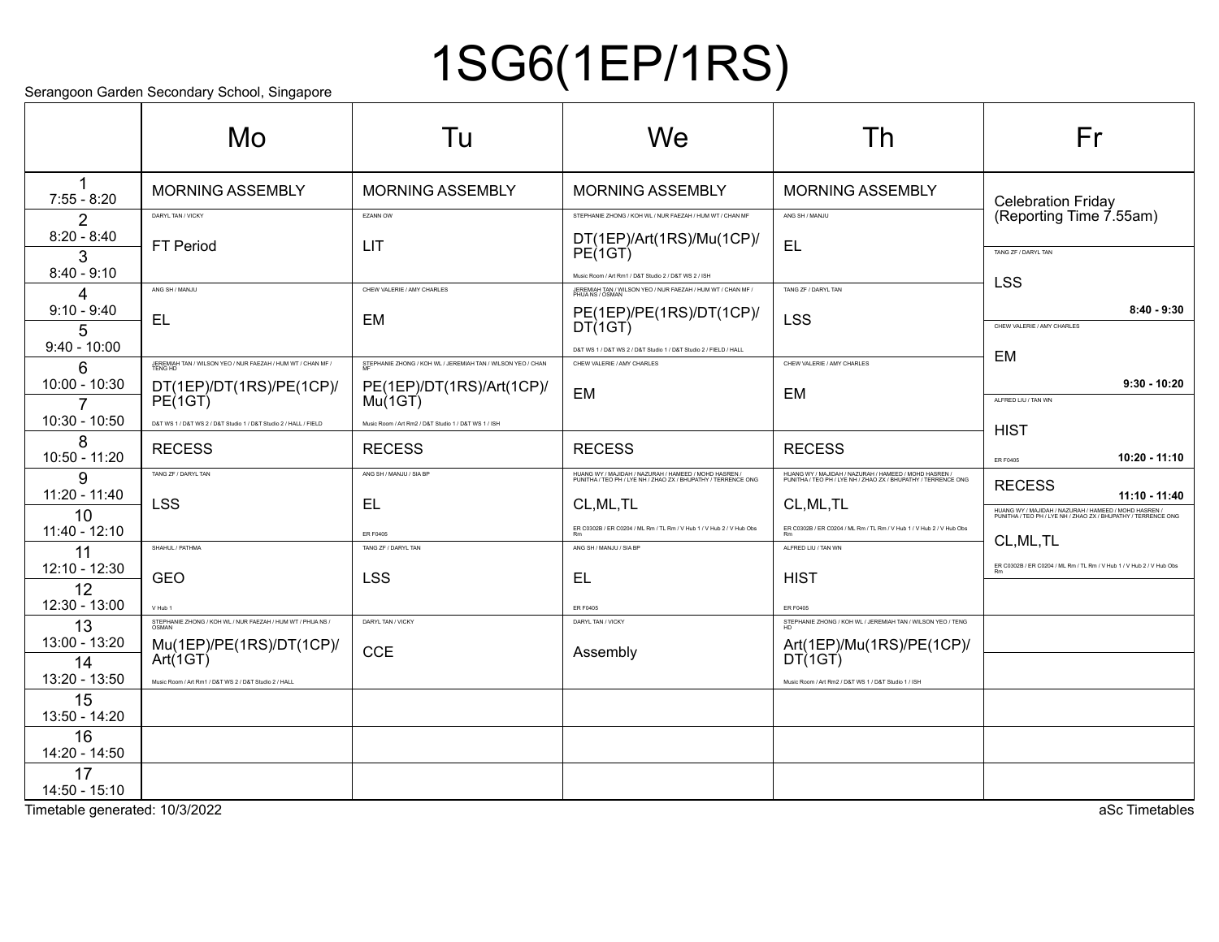# 1SG6(1EP/1RS)

Serangoon Garden Secondary School, Singapore

| | Mo | Tu | We | Th | Fr |
|---|---|---|---|---|---|
| 1<br>7:55 - 8:20 | MORNING ASSEMBLY | MORNING ASSEMBLY | MORNING ASSEMBLY | MORNING ASSEMBLY | Celebration Friday (Reporting Time 7.55am) |
| 2<br>8:20 - 8:40 | DARYL TAN / VICKY<br>FT Period | EZANN OW<br>LIT | STEPHANIE ZHONG / KOH WL / NUR FAEZAH / HUM WT / CHAN MF<br>DT(1EP)/Art(1RS)/Mu(1CP)/PE(1GT)<br>Music Room / Art Rm1 / D&T Studio 2 / D&T WS 2 / ISH | ANG SH / MANJU<br>EL | |
| 3<br>8:40 - 9:10 | | | | | TANG ZF / DARYL TAN<br>LSS<br>8:40 - 9:30 |
| 4<br>9:10 - 9:40 | ANG SH / MANJU<br>EL | CHEW VALERIE / AMY CHARLES<br>EM | JEREMIAH TAN / WILSON YEO / NUR FAEZAH / HUM WT / CHAN MF / PHUA NS / OSMAN<br>PE(1EP)/PE(1RS)/DT(1CP)/DT(1GT)<br>D&T WS 1 / D&T WS 2 / D&T Studio 1 / D&T Studio 2 / FIELD / HALL | TANG ZF / DARYL TAN<br>LSS | |
| 5<br>9:40 - 10:00 | | | | | CHEW VALERIE / AMY CHARLES<br>EM<br>9:30 - 10:20 |
| 6<br>10:00 - 10:30 | JEREMIAH TAN / WILSON YEO / NUR FAEZAH / HUM WT / CHAN MF / TENG HD<br>DT(1EP)/DT(1RS)/PE(1CP)/PE(1GT)<br>D&T WS 1 / D&T WS 2 / D&T Studio 1 / D&T Studio 2 / HALL / FIELD | STEPHANIE ZHONG / KOH WL / JEREMIAH TAN / WILSON YEO / CHAN MF<br>PE(1EP)/DT(1RS)/Art(1CP)/Mu(1GT)<br>Music Room / Art Rm2 / D&T Studio 1 / D&T WS 1 / ISH | CHEW VALERIE / AMY CHARLES<br>EM | CHEW VALERIE / AMY CHARLES<br>EM | |
| 7<br>10:30 - 10:50 | | | | | ALFRED LIU / TAN WN<br>HIST<br>ER F0405<br>10:20 - 11:10 |
| 8<br>10:50 - 11:20 | RECESS | RECESS | RECESS | RECESS | |
| 9<br>11:20 - 11:40 | TANG ZF / DARYL TAN<br>LSS | ANG SH / MANJU / SIA BP<br>EL<br>ER F0405 | HUANG WY / MAJIDAH / NAZURAH / HAMEED / MOHD HASREN / PUNITHA / TEO PH / LYE NH / ZHAO ZX / BHUPATHY / TERRENCE ONG<br>CL,ML,TL<br>ER C0302B / ER C0204 / ML Rm / TL Rm / V Hub 1 / V Hub 2 / V Hub Obs Rm | HUANG WY / MAJIDAH / NAZURAH / HAMEED / MOHD HASREN / PUNITHA / TEO PH / LYE NH / ZHAO ZX / BHUPATHY / TERRENCE ONG<br>CL,ML,TL<br>ER C0302B / ER C0204 / ML Rm / TL Rm / V Hub 1 / V Hub 2 / V Hub Obs Rm | RECESS<br>11:10 - 11:40 |
| 10<br>11:40 - 12:10 | | | | | HUANG WY / MAJIDAH / NAZURAH / HAMEED / MOHD HASREN / PUNITHA / TEO PH / LYE NH / ZHAO ZX / BHUPATHY / TERRENCE ONG<br>CL,ML,TL<br>ER C0302B / ER C0204 / ML Rm / TL Rm / V Hub 1 / V Hub 2 / V Hub Obs Rm |
| 11<br>12:10 - 12:30 | SHAHUL / PATHMA<br>GEO<br>V Hub 1 | TANG ZF / DARYL TAN<br>LSS | ANG SH / MANJU / SIA BP<br>EL<br>ER F0405 | ALFRED LIU / TAN WN<br>HIST<br>ER F0405 | |
| 12<br>12:30 - 13:00 | | | | | |
| 13<br>13:00 - 13:20 | STEPHANIE ZHONG / KOH WL / NUR FAEZAH / HUM WT / PHUA NS / OSMAN<br>Mu(1EP)/PE(1RS)/DT(1CP)/Art(1GT)<br>Music Room / Art Rm1 / D&T WS 2 / D&T Studio 2 / HALL | DARYL TAN / VICKY<br>CCE | DARYL TAN / VICKY<br>Assembly | STEPHANIE ZHONG / KOH WL / JEREMIAH TAN / WILSON YEO / TENG HD<br>Art(1EP)/Mu(1RS)/PE(1CP)/DT(1GT)<br>Music Room / Art Rm2 / D&T WS 1 / D&T Studio 1 / ISH | |
| 14<br>13:20 - 13:50 | | | | | |
| 15<br>13:50 - 14:20 | | | | | |
| 16<br>14:20 - 14:50 | | | | | |
| 17<br>14:50 - 15:10 | | | | | |

Timetable generated: 10/3/2022

aSc Timetables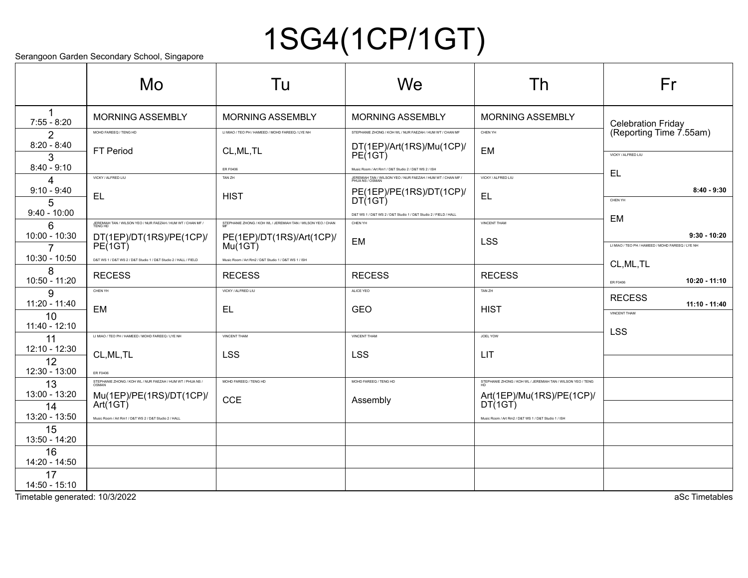# 1SG4(1CP/1GT)

Serangoon Garden Secondary School, Singapore

| | Mo | Tu | We | Th | Fr |
|---|---|---|---|---|---|
| 1<br>7:55 - 8:20 | MORNING ASSEMBLY | MORNING ASSEMBLY | MORNING ASSEMBLY | MORNING ASSEMBLY | Celebration Friday (Reporting Time 7.55am) |
| 2<br>8:20 - 8:40 | MOHD FAREEQ / TENG HD<br>FT Period | LI MIAO / TEO PH / HAMEED / MOHD FAREEQ / LYE NH<br>CL,ML,TL<br>ER F0406 | STEPHANIE ZHONG / KOH WL / NUR FAEZAH / HUM WT / CHAN MF<br>DT(1EP)/Art(1RS)/Mu(1CP)/PE(1GT)<br>Music Room / Art Rm1 / D&T Studio 2 / D&T WS 2 / ISH | CHEN YH<br>EM | |
| 3<br>8:40 - 9:10 | | | | | VICKY / ALFRED LIU<br>EL<br>8:40 - 9:30 |
| 4<br>9:10 - 9:40 | VICKY / ALFRED LIU<br>EL | TAN ZH<br>HIST | JEREMIAH TAN / WILSON YEO / NUR FAEZAH / HUM WT / CHAN MF / PHUA NS / OSMAN<br>PE(1EP)/PE(1RS)/DT(1CP)/DT(1GT)<br>D&T WS 1 / D&T WS 2 / D&T Studio 1 / D&T Studio 2 / FIELD / HALL | VICKY / ALFRED LIU<br>EL | |
| 5<br>9:40 - 10:00 | | | | | CHEN YH<br>EM<br>9:30 - 10:20 |
| 6<br>10:00 - 10:30 | JEREMIAH TAN / WILSON YEO / NUR FAEZAH / HUM WT / CHAN MF / TENG HD<br>DT(1EP)/DT(1RS)/PE(1CP)/PE(1GT)<br>D&T WS 1 / D&T WS 2 / D&T Studio 1 / D&T Studio 2 / HALL / FIELD | STEPHANIE ZHONG / KOH WL / JEREMIAH TAN / WILSON YEO / CHAN MF<br>PE(1EP)/DT(1RS)/Art(1CP)/Mu(1GT)<br>Music Room / Art Rm2 / D&T Studio 1 / D&T WS 1 / ISH | CHEN YH<br>EM | VINCENT THAM<br>LSS | |
| 7<br>10:30 - 10:50 | | | | | LI MIAO / TEO PH / HAMEED / MOHD FAREEQ / LYE NH<br>CL,ML,TL<br>ER F0406<br>10:20 - 11:10 |
| 8<br>10:50 - 11:20 | RECESS | RECESS | RECESS | RECESS | |
| 9<br>11:20 - 11:40 | CHEN YH<br>EM | VICKY / ALFRED LIU<br>EL | ALICE YEO<br>GEO | TAN ZH<br>HIST | RECESS<br>11:10 - 11:40 |
| 10<br>11:40 - 12:10 | | | | | VINCENT THAM<br>LSS |
| 11<br>12:10 - 12:30 | LI MIAO / TEO PH / HAMEED / MOHD FAREEQ / LYE NH<br>CL,ML,TL<br>ER F0406 | VINCENT THAM<br>LSS | VINCENT THAM<br>LSS | JOEL YOW<br>LIT | |
| 12<br>12:30 - 13:00 | | | | | |
| 13<br>13:00 - 13:20 | STEPHANIE ZHONG / KOH WL / NUR FAEZAH / HUM WT / PHUA NS / OSMAN<br>Mu(1EP)/PE(1RS)/DT(1CP)/Art(1GT)<br>Music Room / Art Rm1 / D&T WS 2 / D&T Studio 2 / HALL | MOHD FAREEQ / TENG HD<br>CCE | MOHD FAREEQ / TENG HD<br>Assembly | STEPHANIE ZHONG / KOH WL / JEREMIAH TAN / WILSON YEO / TENG HD<br>Art(1EP)/Mu(1RS)/PE(1CP)/DT(1GT)<br>Music Room / Art Rm2 / D&T WS 1 / D&T Studio 1 / ISH | |
| 14<br>13:20 - 13:50 | | | | | |
| 15<br>13:50 - 14:20 | | | | | |
| 16<br>14:20 - 14:50 | | | | | |
| 17<br>14:50 - 15:10 | | | | | |

Timetable generated: 10/3/2022

aSc Timetables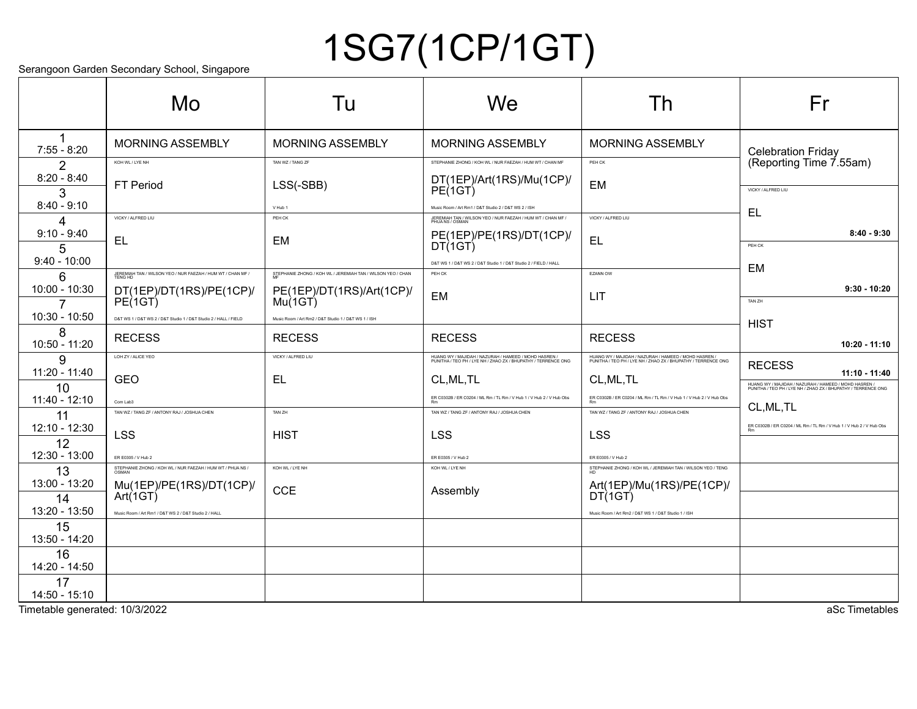# 1SG7(1CP/1GT)

Serangoon Garden Secondary School, Singapore

| | Mo | Tu | We | Th | Fr |
|---|---|---|---|---|---|
| 1<br>7:55 - 8:20 | MORNING ASSEMBLY | MORNING ASSEMBLY | MORNING ASSEMBLY | MORNING ASSEMBLY | Celebration Friday (Reporting Time 7.55am) |
| 2<br>8:20 - 8:40<br>3<br>8:40 - 9:10 | KOH WL / LYE NH<br>FT Period | TAN WZ / TANG ZF<br>LSS(-SBB)<br>V Hub 1 | STEPHANIE ZHONG / KOH WL / NUR FAEZAH / HUM WT / CHAN MF<br>DT(1EP)/Art(1RS)/Mu(1CP)/PE(1GT)<br>Music Room / Art Rm1 / D&T Studio 2 / D&T WS 2 / ISH | PEH CK<br>EM | VICKY / ALFRED LIU<br>EL<br>8:40 - 9:30 |
| 4<br>9:10 - 9:40<br>5<br>9:40 - 10:00 | VICKY / ALFRED LIU<br>EL | PEH CK<br>EM | JEREMIAH TAN / WILSON YEO / NUR FAEZAH / HUM WT / CHAN MF / PHUA NS / OSMAN<br>PE(1EP)/PE(1RS)/DT(1CP)/DT(1GT)<br>D&T WS 1 / D&T WS 2 / D&T Studio 1 / D&T Studio 2 / FIELD / HALL | VICKY / ALFRED LIU<br>EL | PEH CK<br>EM<br>9:30 - 10:20 |
| 6<br>10:00 - 10:30<br>7<br>10:30 - 10:50 | JEREMIAH TAN / WILSON YEO / NUR FAEZAH / HUM WT / CHAN MF / TENG HD<br>DT(1EP)/DT(1RS)/PE(1CP)/PE(1GT)<br>D&T WS 1 / D&T WS 2 / D&T Studio 1 / D&T Studio 2 / HALL / FIELD | STEPHANIE ZHONG / KOH WL / JEREMIAH TAN / WILSON YEO / CHAN MF<br>PE(1EP)/DT(1RS)/Art(1CP)/Mu(1GT)<br>Music Room / Art Rm2 / D&T Studio 1 / D&T WS 1 / ISH | PEH CK<br>EM | EZANN OW<br>LIT | TAN ZH<br>HIST<br>10:20 - 11:10 |
| 8<br>10:50 - 11:20 | RECESS | RECESS | RECESS | RECESS | RECESS<br>11:10 - 11:40 |
| 9<br>11:20 - 11:40<br>10<br>11:40 - 12:10 | LOH ZY / ALICE YEO<br>GEO<br>Com Lab3 | VICKY / ALFRED LIU<br>EL | HUANG WY / MAJIDAH / NAZURAH / HAMEED / MOHD HASREN / PUNITHA / TEO PH / LYE NH / ZHAO ZX / BHUPATHY / TERRENCE ONG<br>CL,ML,TL<br>ER C0302B / ER C0204 / ML Rm / TL Rm / V Hub 1 / V Hub 2 / V Hub Obs Rm | HUANG WY / MAJIDAH / NAZURAH / HAMEED / MOHD HASREN / PUNITHA / TEO PH / LYE NH / ZHAO ZX / BHUPATHY / TERRENCE ONG<br>CL,ML,TL<br>ER C0302B / ER C0204 / ML Rm / TL Rm / V Hub 1 / V Hub 2 / V Hub Obs Rm | HUANG WY / MAJIDAH / NAZURAH / HAMEED / MOHD HASREN / PUNITHA / TEO PH / LYE NH / ZHAO ZX / BHUPATHY / TERRENCE ONG<br>CL,ML,TL<br>ER C0302B / ER C0204 / ML Rm / TL Rm / V Hub 1 / V Hub 2 / V Hub Obs Rm |
| 11<br>12:10 - 12:30<br>12<br>12:30 - 13:00 | TAN WZ / TANG ZF / ANTONY RAJ / JOSHUA CHEN<br>LSS<br>ER E0305 / V Hub 2 | TAN ZH<br>HIST | TAN WZ / TANG ZF / ANTONY RAJ / JOSHUA CHEN<br>LSS<br>ER E0305 / V Hub 2 | TAN WZ / TANG ZF / ANTONY RAJ / JOSHUA CHEN<br>LSS<br>ER E0305 / V Hub 2 | |
| 13<br>13:00 - 13:20<br>14<br>13:20 - 13:50 | STEPHANIE ZHONG / KOH WL / NUR FAEZAH / HUM WT / PHUA NS / OSMAN<br>Mu(1EP)/PE(1RS)/DT(1CP)/Art(1GT)<br>Music Room / Art Rm1 / D&T WS 2 / D&T Studio 2 / HALL | KOH WL / LYE NH<br>CCE | KOH WL / LYE NH<br>Assembly | STEPHANIE ZHONG / KOH WL / JEREMIAH TAN / WILSON YEO / TENG HD<br>Art(1EP)/Mu(1RS)/PE(1CP)/DT(1GT)<br>Music Room / Art Rm2 / D&T WS 1 / D&T Studio 1 / ISH | |
| 15<br>13:50 - 14:20 | | | | | |
| 16<br>14:20 - 14:50 | | | | | |
| 17<br>14:50 - 15:10 | | | | | |

Timetable generated: 10/3/2022

aSc Timetables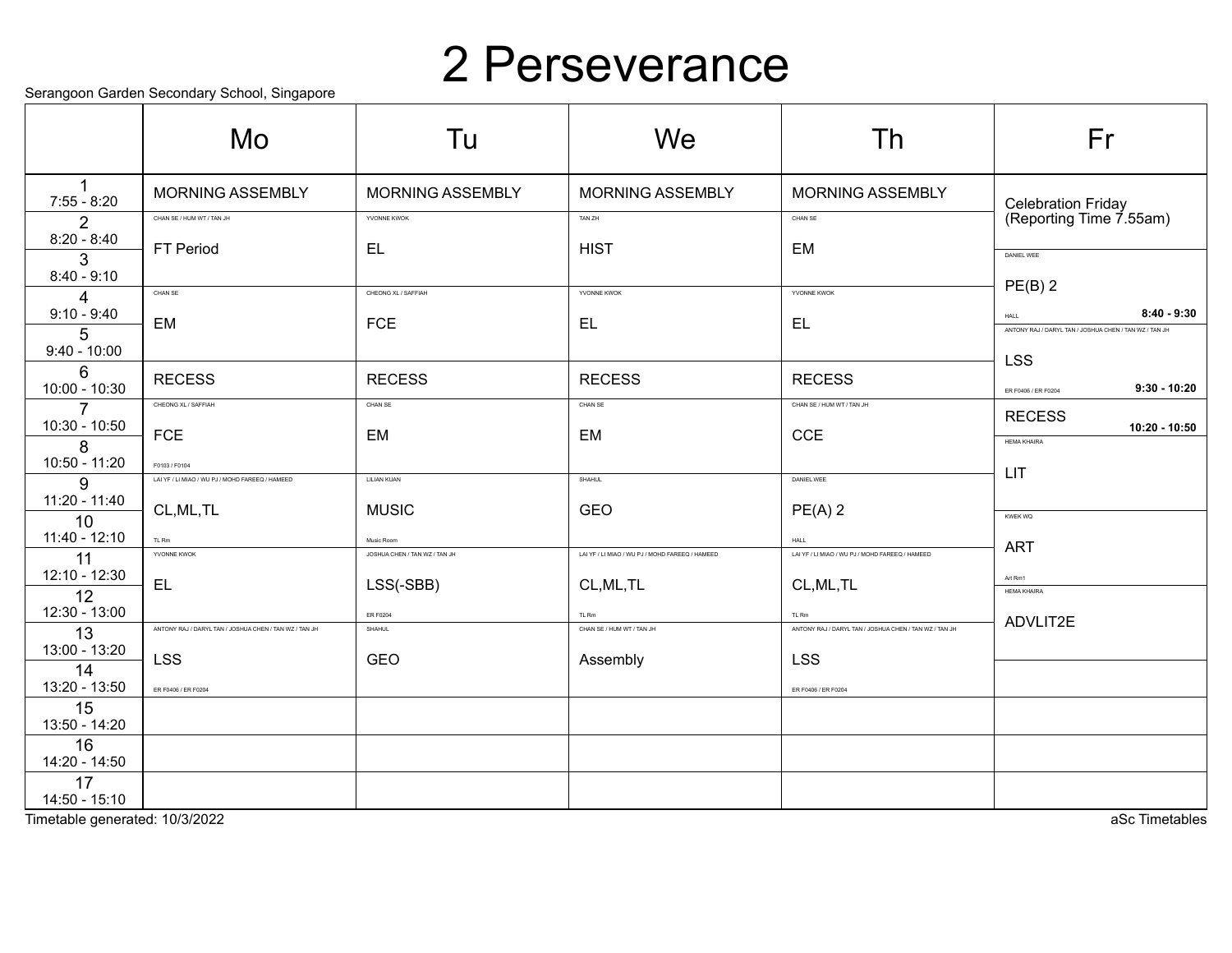# 2 Perseverance

Serangoon Garden Secondary School, Singapore

| | Mo | Tu | We | Th | Fr |
|---|---|---|---|---|---|
| 1<br>7:55 - 8:20 | MORNING ASSEMBLY | MORNING ASSEMBLY | MORNING ASSEMBLY | MORNING ASSEMBLY | Celebration Friday (Reporting Time 7.55am) |
| 2<br>8:20 - 8:40 | CHAN SE / HUM WT / TAN JH<br>FT Period | YVONNE KWOK<br>EL | TAN ZH<br>HIST | CHAN SE<br>EM | |
| 3<br>8:40 - 9:10 | | | | | DANIEL WEE<br>PE(B) 2<br>HALL 8:40 - 9:30 |
| 4<br>9:10 - 9:40 | CHAN SE<br>EM | CHEONG XL / SAFFIAH<br>FCE | YVONNE KWOK<br>EL | YVONNE KWOK<br>EL | |
| 5<br>9:40 - 10:00 | | | | | ANTONY RAJ / DARYL TAN / JOSHUA CHEN / TAN WZ / TAN JH<br>LSS<br>ER F0406 / ER F0204 9:30 - 10:20 |
| 6<br>10:00 - 10:30 | RECESS | RECESS | RECESS | RECESS | |
| 7<br>10:30 - 10:50 | CHEONG XL / SAFFIAH<br>FCE<br>F0103 / F0104 | CHAN SE<br>EM | CHAN SE<br>EM | CHAN SE / HUM WT / TAN JH<br>CCE | RECESS 10:20 - 10:50 |
| 8<br>10:50 - 11:20 | | | | | HEMA KHAIRA<br>LIT |
| 9<br>11:20 - 11:40 | LAI YF / LI MIAO / WU PJ / MOHD FAREEQ / HAMEED<br>CL,ML,TL<br>TL Rm | LILIAN KUAN<br>MUSIC<br>Music Room | SHAHUL<br>GEO | DANIEL WEE<br>PE(A) 2<br>HALL | |
| 10<br>11:40 - 12:10 | | | | | KWEK WQ<br>ART<br>Art Rm1 |
| 11<br>12:10 - 12:30 | YVONNE KWOK<br>EL | JOSHUA CHEN / TAN WZ / TAN JH<br>LSS(-SBB)<br>ER F0204 | LAI YF / LI MIAO / WU PJ / MOHD FAREEQ / HAMEED<br>CL,ML,TL<br>TL Rm | LAI YF / LI MIAO / WU PJ / MOHD FAREEQ / HAMEED<br>CL,ML,TL<br>TL Rm | |
| 12<br>12:30 - 13:00 | | | | | HEMA KHAIRA<br>ADVLIT2E |
| 13<br>13:00 - 13:20 | ANTONY RAJ / DARYL TAN / JOSHUA CHEN / TAN WZ / TAN JH<br>LSS<br>ER F0406 / ER F0204 | SHAHUL<br>GEO | CHAN SE / HUM WT / TAN JH<br>Assembly | ANTONY RAJ / DARYL TAN / JOSHUA CHEN / TAN WZ / TAN JH<br>LSS<br>ER F0406 / ER F0204 | |
| 14<br>13:20 - 13:50 | | | | | |
| 15<br>13:50 - 14:20 | | | | | |
| 16<br>14:20 - 14:50 | | | | | |
| 17<br>14:50 - 15:10 | | | | | |

Timetable generated: 10/3/2022

aSc Timetables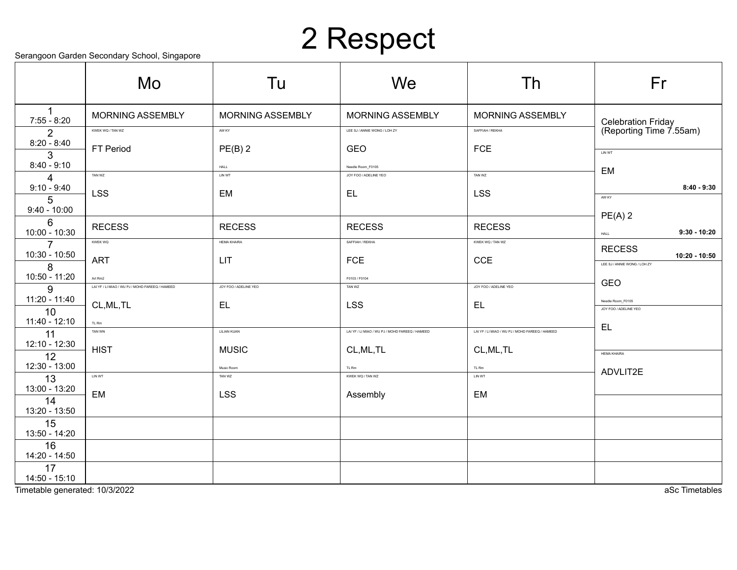# 2 Respect

Serangoon Garden Secondary School, Singapore

| | Mo | Tu | We | Th | Fr |
|---|---|---|---|---|---|
| 1<br>7:55 - 8:20 | MORNING ASSEMBLY | MORNING ASSEMBLY | MORNING ASSEMBLY | MORNING ASSEMBLY | Celebration Friday (Reporting Time 7.55am) |
| 2<br>8:20 - 8:40 | KWEK WQ / TAN WZ<br>FT Period | AW KY<br>PE(B) 2<br>HALL | LEE SJ / ANNIE WONG / LOH ZY<br>GEO<br>Needle Room_F0105 | SAFFIAH / REKHA<br>FCE | |
| 3<br>8:40 - 9:10 | | | | | LIN WT<br>EM<br>8:40 - 9:30 |
| 4<br>9:10 - 9:40 | TAN WZ<br>LSS | LIN WT<br>EM | JOY FOO / ADELINE YEO<br>EL | TAN WZ<br>LSS | |
| 5<br>9:40 - 10:00 | | | | | AW KY<br>PE(A) 2<br>HALL<br>9:30 - 10:20 |
| 6<br>10:00 - 10:30 | RECESS | RECESS | RECESS | RECESS | |
| 7<br>10:30 - 10:50 | KWEK WQ<br>ART<br>Art Rm2 | HEMA KHAIRA<br>LIT | SAFFIAH / REKHA<br>FCE<br>F0103 / F0104 | KWEK WQ / TAN WZ<br>CCE | RECESS<br>10:20 - 10:50 |
| 8<br>10:50 - 11:20 | | | | | LEE SJ / ANNIE WONG / LOH ZY<br>GEO<br>Needle Room_F0105 |
| 9<br>11:20 - 11:40 | LAI YF / LI MIAO / WU PJ / MOHD FAREEQ / HAMEED<br>CL,ML,TL<br>TL Rm | JOY FOO / ADELINE YEO<br>EL | TAN WZ<br>LSS | JOY FOO / ADELINE YEO<br>EL | |
| 10<br>11:40 - 12:10 | | | | | JOY FOO / ADELINE YEO<br>EL |
| 11<br>12:10 - 12:30 | TAN WN<br>HIST | LILIAN KUAN<br>MUSIC<br>Music Room | LAI YF / LI MIAO / WU PJ / MOHD FAREEQ / HAMEED<br>CL,ML,TL<br>TL Rm | LAI YF / LI MIAO / WU PJ / MOHD FAREEQ / HAMEED<br>CL,ML,TL<br>TL Rm | |
| 12<br>12:30 - 13:00 | | | | | HEMA KHAIRA<br>ADVLIT2E |
| 13<br>13:00 - 13:20 | LIN WT<br>EM | TAN WZ<br>LSS | KWEK WQ / TAN WZ<br>Assembly | LIN WT<br>EM | |
| 14<br>13:20 - 13:50 | | | | | |
| 15<br>13:50 - 14:20 | | | | | |
| 16<br>14:20 - 14:50 | | | | | |
| 17<br>14:50 - 15:10 | | | | | |

Timetable generated: 10/3/2022

aSc Timetables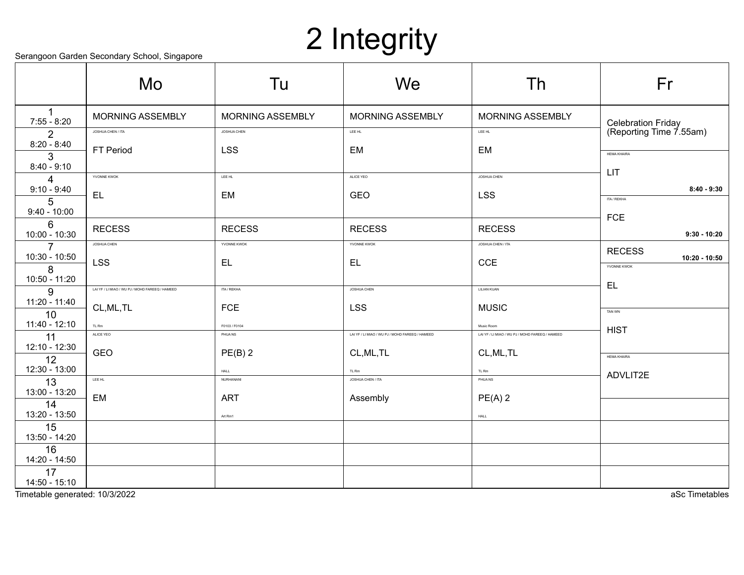# 2 Integrity

Serangoon Garden Secondary School, Singapore

| | Mo | Tu | We | Th | Fr |
|---|---|---|---|---|---|
| 1<br>7:55 - 8:20 | MORNING ASSEMBLY | MORNING ASSEMBLY | MORNING ASSEMBLY | MORNING ASSEMBLY | Celebration Friday (Reporting Time 7.55am) |
| 2<br>8:20 - 8:40 | JOSHUA CHEN / ITA<br>FT Period | JOSHUA CHEN<br>LSS | LEE HL<br>EM | LEE HL<br>EM | |
| 3<br>8:40 - 9:10 | | | | | HEMA KHAIRA<br>LIT<br>8:40 - 9:30 |
| 4<br>9:10 - 9:40 | YVONNE KWOK<br>EL | LEE HL<br>EM | ALICE YEO<br>GEO | JOSHUA CHEN<br>LSS | |
| 5<br>9:40 - 10:00 | | | | | ITA / REKHA<br>FCE<br>9:30 - 10:20 |
| 6<br>10:00 - 10:30 | RECESS | RECESS | RECESS | RECESS | |
| 7<br>10:30 - 10:50 | JOSHUA CHEN<br>LSS | YVONNE KWOK<br>EL | YVONNE KWOK<br>EL | JOSHUA CHEN / ITA<br>CCE | RECESS<br>10:20 - 10:50 |
| 8<br>10:50 - 11:20 | | | | | YVONNE KWOK<br>EL |
| 9<br>11:20 - 11:40 | LAI YF / LI MIAO / WU PJ / MOHD FAREEQ / HAMEED<br>CL,ML,TL<br>TL Rm | ITA / REKHA<br>FCE<br>F0103 / F0104 | JOSHUA CHEN<br>LSS | LILIAN KUAN<br>MUSIC<br>Music Room | |
| 10<br>11:40 - 12:10 | | | | | TAN WN<br>HIST |
| 11<br>12:10 - 12:30 | ALICE YEO<br>GEO | PHUA NS<br>PE(B) 2<br>HALL | LAI YF / LI MIAO / WU PJ / MOHD FAREEQ / HAMEED<br>CL,ML,TL<br>TL Rm | LAI YF / LI MIAO / WU PJ / MOHD FAREEQ / HAMEED<br>CL,ML,TL<br>TL Rm | |
| 12<br>12:30 - 13:00 | | | | | HEMA KHAIRA<br>ADVLIT2E |
| 13<br>13:00 - 13:20 | LEE HL<br>EM | NURHANANI<br>ART<br>Art Rm1 | JOSHUA CHEN / ITA<br>Assembly | PHUA NS<br>PE(A) 2<br>HALL | |
| 14<br>13:20 - 13:50 | | | | | |
| 15<br>13:50 - 14:20 | | | | | |
| 16<br>14:20 - 14:50 | | | | | |
| 17<br>14:50 - 15:10 | | | | | |

Timetable generated: 10/3/2022

aSc Timetables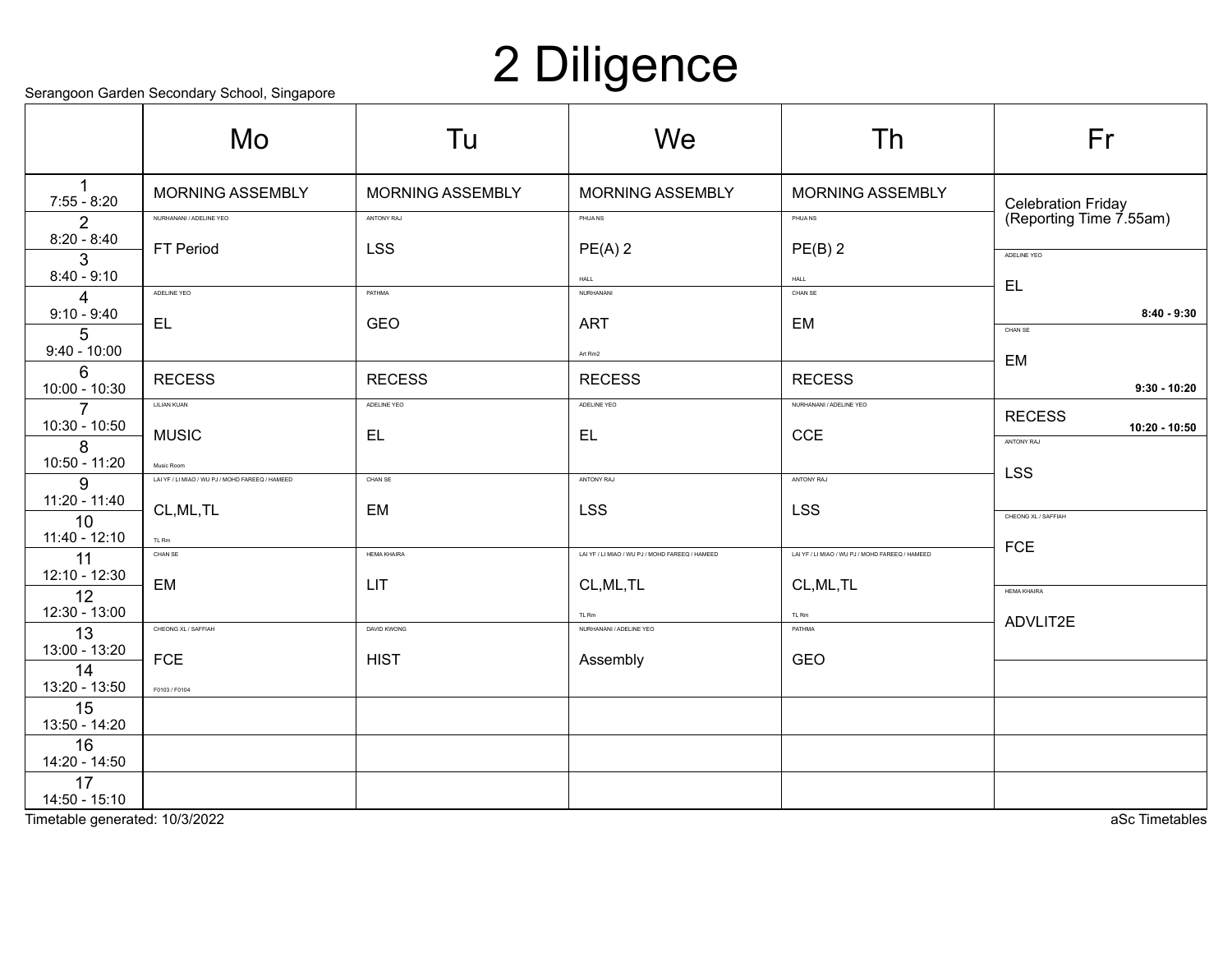# 2 Diligence

Serangoon Garden Secondary School, Singapore

| | Mo | Tu | We | Th | Fr |
|---|---|---|---|---|---|
| 1<br>7:55 - 8:20 | MORNING ASSEMBLY | MORNING ASSEMBLY | MORNING ASSEMBLY | MORNING ASSEMBLY | Celebration Friday (Reporting Time 7.55am) |
| 2<br>8:20 - 8:40 | NURHANANI / ADELINE YEO<br>FT Period | ANTONY RAJ<br>LSS | PHUA NS<br>PE(A) 2<br>HALL | PHUA NS<br>PE(B) 2<br>HALL | |
| 3<br>8:40 - 9:10 | | | | | ADELINE YEO<br>EL<br>**8:40 - 9:30** |
| 4<br>9:10 - 9:40 | ADELINE YEO<br>EL | PATHMA<br>GEO | NURHANANI<br>ART<br>Art Rm2 | CHAN SE<br>EM | |
| 5<br>9:40 - 10:00 | | | | | CHAN SE<br>EM<br>**9:30 - 10:20** |
| 6<br>10:00 - 10:30 | RECESS | RECESS | RECESS | RECESS | |
| 7<br>10:30 - 10:50 | LILIAN KUAN<br>MUSIC<br>Music Room | ADELINE YEO<br>EL | ADELINE YEO<br>EL | NURHANANI / ADELINE YEO<br>CCE | RECESS **10:20 - 10:50** |
| 8<br>10:50 - 11:20 | | | | | ANTONY RAJ<br>LSS |
| 9<br>11:20 - 11:40 | LAI YF / LI MIAO / WU PJ / MOHD FAREEQ / HAMEED<br>CL,ML,TL<br>TL Rm | CHAN SE<br>EM | ANTONY RAJ<br>LSS | ANTONY RAJ<br>LSS | |
| 10<br>11:40 - 12:10 | | | | | CHEONG XL / SAFFIAH<br>FCE |
| 11<br>12:10 - 12:30 | CHAN SE<br>EM | HEMA KHAIRA<br>LIT | LAI YF / LI MIAO / WU PJ / MOHD FAREEQ / HAMEED<br>CL,ML,TL<br>TL Rm | LAI YF / LI MIAO / WU PJ / MOHD FAREEQ / HAMEED<br>CL,ML,TL<br>TL Rm | |
| 12<br>12:30 - 13:00 | | | | | HEMA KHAIRA<br>ADVLIT2E |
| 13<br>13:00 - 13:20 | CHEONG XL / SAFFIAH<br>FCE<br>F0103 / F0104 | DAVID KWONG<br>HIST | NURHANANI / ADELINE YEO<br>Assembly | PATHMA<br>GEO | |
| 14<br>13:20 - 13:50 | | | | | |
| 15<br>13:50 - 14:20 | | | | | |
| 16<br>14:20 - 14:50 | | | | | |
| 17<br>14:50 - 15:10 | | | | | |

Timetable generated: 10/3/2022

aSc Timetables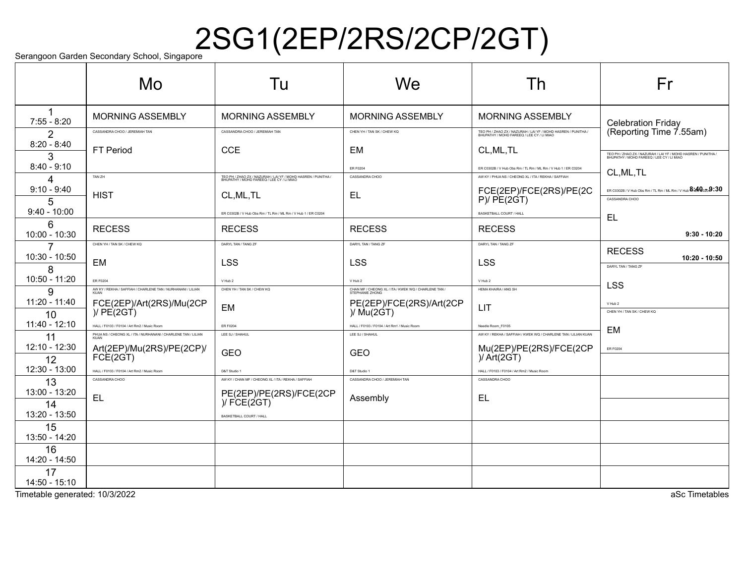# 2SG1(2EP/2RS/2CP/2GT)

Serangoon Garden Secondary School, Singapore

| | Mo | Tu | We | Th | Fr |
|---|---|---|---|---|---|
| 1<br>7:55 - 8:20 | MORNING ASSEMBLY | MORNING ASSEMBLY | MORNING ASSEMBLY | MORNING ASSEMBLY | Celebration Friday (Reporting Time 7.55am) |
| 2<br>8:20 - 8:40 | CASSANDRA CHOO / JEREMIAH TAN<br>FT Period | CASSANDRA CHOO / JEREMIAH TAN<br>CCE | CHEN YH / TAN SK / CHEW KQ<br>EM<br>ER F0204 | TEO PH / ZHAO ZX / NAZURAH / LAI YF / MOHD HASREN / PUNITHA / BHUPATHY / MOHD FAREEQ / LEE CY / LI MIAO<br>CL,ML,TL<br>ER C0302B / V Hub Obs Rm / TL Rm / ML Rm / V Hub 1 / ER C0204 | |
| 3<br>8:40 - 9:10 | | | | | TEO PH / ZHAO ZX / NAZURAH / LAI YF / MOHD HASREN / PUNITHA / BHUPATHY / MOHD FAREEQ / LEE CY / LI MIAO<br>CL,ML,TL<br>ER C0302B / V Hub Obs Rm / TL Rm / ML Rm / V Hub 1 / ER C0204<br>8:40 - 9:30 |
| 4<br>9:10 - 9:40 | TAN ZH<br>HIST | TEO PH / ZHAO ZX / NAZURAH / LAI YF / MOHD HASREN / PUNITHA / BHUPATHY / MOHD FAREEQ / LEE CY / LI MIAO<br>CL,ML,TL<br>ER C0302B / V Hub Obs Rm / TL Rm / ML Rm / V Hub 1 / ER C0204 | CASSANDRA CHOO<br>EL | AW KY / PHUA NS / CHEONG XL / ITA / REKHA / SAFFIAH<br>FCE(2EP)/FCE(2RS)/PE(2CP)/ PE(2GT)<br>BASKETBALL COURT / HALL | |
| 5<br>9:40 - 10:00 | | | | | CASSANDRA CHOO<br>EL<br>9:30 - 10:20 |
| 6<br>10:00 - 10:30 | RECESS | RECESS | RECESS | RECESS | |
| 7<br>10:30 - 10:50 | CHEN YH / TAN SK / CHEW KQ<br>EM<br>ER F0204 | DARYL TAN / TANG ZF<br>LSS<br>V Hub 2 | DARYL TAN / TANG ZF<br>LSS<br>V Hub 2 | DARYL TAN / TANG ZF<br>LSS<br>V Hub 2 | RECESS<br>10:20 - 10:50 |
| 8<br>10:50 - 11:20 | | | | | DARYL TAN / TANG ZF<br>LSS<br>V Hub 2 |
| 9<br>11:20 - 11:40 | AW KY / REKHA / SAFFIAH / CHARLENE TAN / NURHANANI / LILIAN KUAN<br>FCE(2EP)/Art(2RS)/Mu(2CP)/ PE(2GT)<br>HALL / F0103 / F0104 / Art Rm2 / Music Room | CHEN YH / TAN SK / CHEW KQ<br>EM<br>ER F0204 | CHAN MF / CHEONG XL / ITA / KWEK WQ / CHARLENE TAN / STEPHANIE ZHONG<br>PE(2EP)/FCE(2RS)/Art(2CP)/ Mu(2GT)<br>HALL / F0103 / F0104 / Art Rm1 / Music Room | HEMA KHAIRA / ANG SH<br>LIT<br>Needle Room_F0105 | |
| 10<br>11:40 - 12:10 | | | | | CHEN YH / TAN SK / CHEW KQ<br>EM<br>ER F0204 |
| 11<br>12:10 - 12:30 | PHUA NS / CHEONG XL / ITA / NURHANANI / CHARLENE TAN / LILIAN KUAN<br>Art(2EP)/Mu(2RS)/PE(2CP)/ FCE(2GT)<br>HALL / F0103 / F0104 / Art Rm2 / Music Room | LEE SJ / SHAHUL<br>GEO<br>D&T Studio 1 | LEE SJ / SHAHUL<br>GEO<br>D&T Studio 1 | AW KY / REKHA / SAFFIAH / KWEK WQ / CHARLENE TAN / LILIAN KUAN<br>Mu(2EP)/PE(2RS)/FCE(2CP)/ Art(2GT)<br>HALL / F0103 / F0104 / Art Rm2 / Music Room | |
| 12<br>12:30 - 13:00 | | | | | |
| 13<br>13:00 - 13:20 | CASSANDRA CHOO<br>EL | AW KY / CHAN MF / CHEONG XL / ITA / REKHA / SAFFIAH<br>PE(2EP)/PE(2RS)/FCE(2CP)/ FCE(2GT)<br>BASKETBALL COURT / HALL | CASSANDRA CHOO / JEREMIAH TAN<br>Assembly | CASSANDRA CHOO<br>EL | |
| 14<br>13:20 - 13:50 | | | | | |
| 15<br>13:50 - 14:20 | | | | | |
| 16<br>14:20 - 14:50 | | | | | |
| 17<br>14:50 - 15:10 | | | | | |

Timetable generated: 10/3/2022

aSc Timetables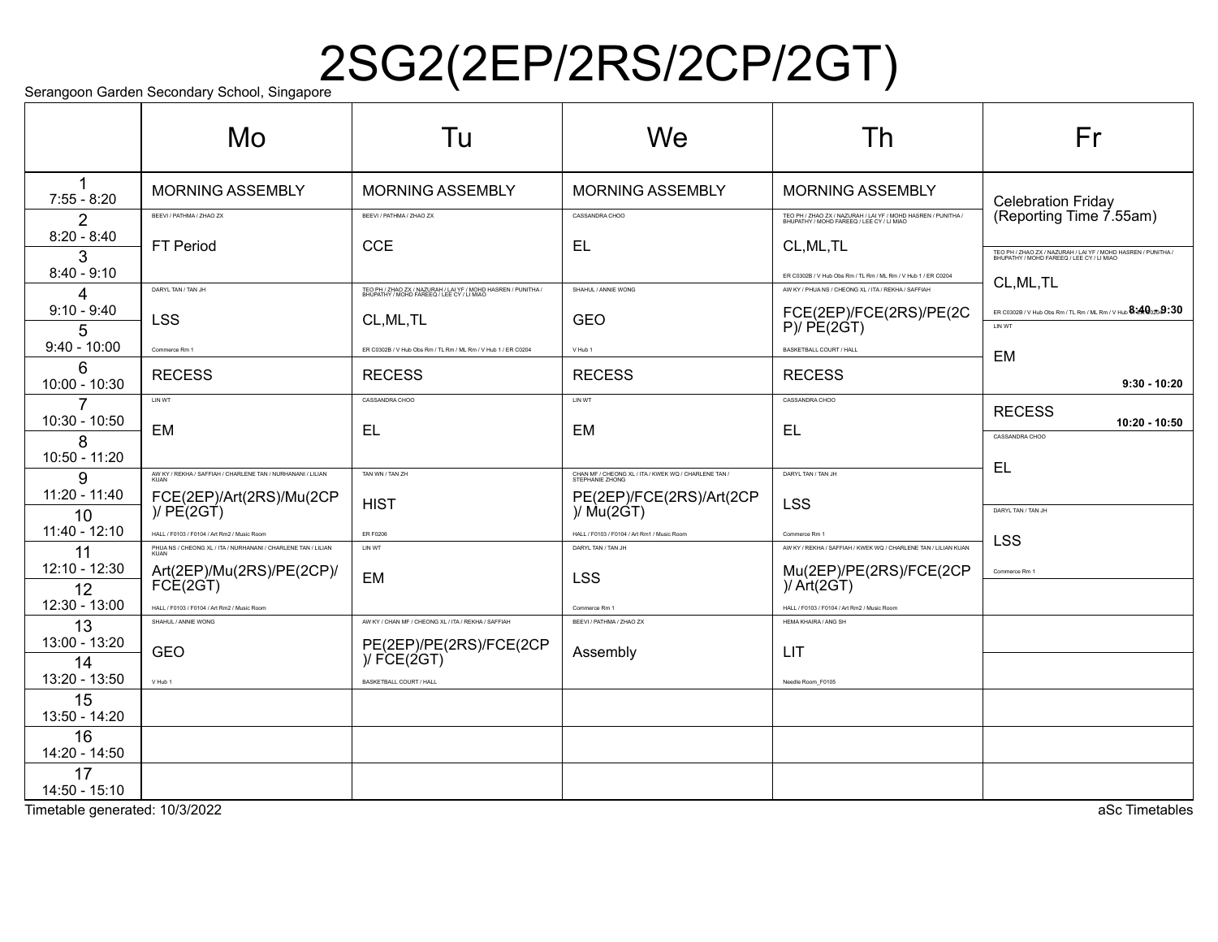# 2SG2(2EP/2RS/2CP/2GT)

Serangoon Garden Secondary School, Singapore

| | Mo | Tu | We | Th | Fr |
|---|---|---|---|---|---|
| 1<br>7:55 - 8:20 | MORNING ASSEMBLY | MORNING ASSEMBLY | MORNING ASSEMBLY | MORNING ASSEMBLY | Celebration Friday (Reporting Time 7.55am) |
| 2<br>8:20 - 8:40 | BEEVI / PATHMA / ZHAO ZX<br>FT Period | BEEVI / PATHMA / ZHAO ZX<br>CCE | CASSANDRA CHOO<br>EL | TEO PH / ZHAO ZX / NAZURAH / LAI YF / MOHD HASREN / PUNITHA / BHUPATHY / MOHD FAREEQ / LEE CY / LI MIAO<br>CL,ML,TL<br>ER C0302B / V Hub Obs Rm / TL Rm / ML Rm / V Hub 1 / ER C0204 | |
| 3<br>8:40 - 9:10 | | | | | TEO PH / ZHAO ZX / NAZURAH / LAI YF / MOHD HASREN / PUNITHA / BHUPATHY / MOHD FAREEQ / LEE CY / LI MIAO<br>CL,ML,TL<br>ER C0302B / V Hub Obs Rm / TL Rm / ML Rm / V Hub 1 / ER C0204<br>8:40 - 9:30 |
| 4<br>9:10 - 9:40 | DARYL TAN / TAN JH<br>LSS<br>Commerce Rm 1 | TEO PH / ZHAO ZX / NAZURAH / LAI YF / MOHD HASREN / PUNITHA / BHUPATHY / MOHD FAREEQ / LEE CY / LI MIAO<br>CL,ML,TL<br>ER C0302B / V Hub Obs Rm / TL Rm / ML Rm / V Hub 1 / ER C0204 | SHAHUL / ANNIE WONG<br>GEO<br>V Hub 1 | AW KY / PHUA NS / CHEONG XL / ITA / REKHA / SAFFIAH<br>FCE(2EP)/FCE(2RS)/PE(2CP)/ PE(2GT)<br>BASKETBALL COURT / HALL | |
| 5<br>9:40 - 10:00 | | | | | LIN WT<br>EM<br>9:30 - 10:20 |
| 6<br>10:00 - 10:30 | RECESS | RECESS | RECESS | RECESS | |
| 7<br>10:30 - 10:50 | LIN WT<br>EM | CASSANDRA CHOO<br>EL | LIN WT<br>EM | CASSANDRA CHOO<br>EL | RECESS<br>10:20 - 10:50 |
| 8<br>10:50 - 11:20 | | | | | CASSANDRA CHOO<br>EL |
| 9<br>11:20 - 11:40 | AW KY / REKHA / SAFFIAH / CHARLENE TAN / NURHANANI / LILIAN KUAN<br>FCE(2EP)/Art(2RS)/Mu(2CP)/ PE(2GT)<br>HALL / F0103 / F0104 / Art Rm2 / Music Room | TAN WN / TAN ZH<br>HIST<br>ER F0206 | CHAN MF / CHEONG XL / ITA / KWEK WQ / CHARLENE TAN / STEPHANIE ZHONG<br>PE(2EP)/FCE(2RS)/Art(2CP)/ Mu(2GT)<br>HALL / F0103 / F0104 / Art Rm1 / Music Room | DARYL TAN / TAN JH<br>LSS<br>Commerce Rm 1 | |
| 10<br>11:40 - 12:10 | | | | | DARYL TAN / TAN JH<br>LSS<br>Commerce Rm 1 |
| 11<br>12:10 - 12:30 | PHUA NS / CHEONG XL / ITA / NURHANANI / CHARLENE TAN / LILIAN KUAN<br>Art(2EP)/Mu(2RS)/PE(2CP)/ FCE(2GT)<br>HALL / F0103 / F0104 / Art Rm2 / Music Room | LIN WT<br>EM | DARYL TAN / TAN JH<br>LSS<br>Commerce Rm 1 | AW KY / REKHA / SAFFIAH / KWEK WQ / CHARLENE TAN / LILIAN KUAN<br>Mu(2EP)/PE(2RS)/FCE(2CP)/ Art(2GT)<br>HALL / F0103 / F0104 / Art Rm2 / Music Room | |
| 12<br>12:30 - 13:00 | | | | | |
| 13<br>13:00 - 13:20 | SHAHUL / ANNIE WONG<br>GEO<br>V Hub 1 | AW KY / CHAN MF / CHEONG XL / ITA / REKHA / SAFFIAH<br>PE(2EP)/PE(2RS)/FCE(2CP)/ FCE(2GT)<br>BASKETBALL COURT / HALL | BEEVI / PATHMA / ZHAO ZX<br>Assembly | HEMA KHAIRA / ANG SH<br>LIT<br>Needle Room_F0105 | |
| 14<br>13:20 - 13:50 | | | | | |
| 15<br>13:50 - 14:20 | | | | | |
| 16<br>14:20 - 14:50 | | | | | |
| 17<br>14:50 - 15:10 | | | | | |

Timetable generated: 10/3/2022

aSc Timetables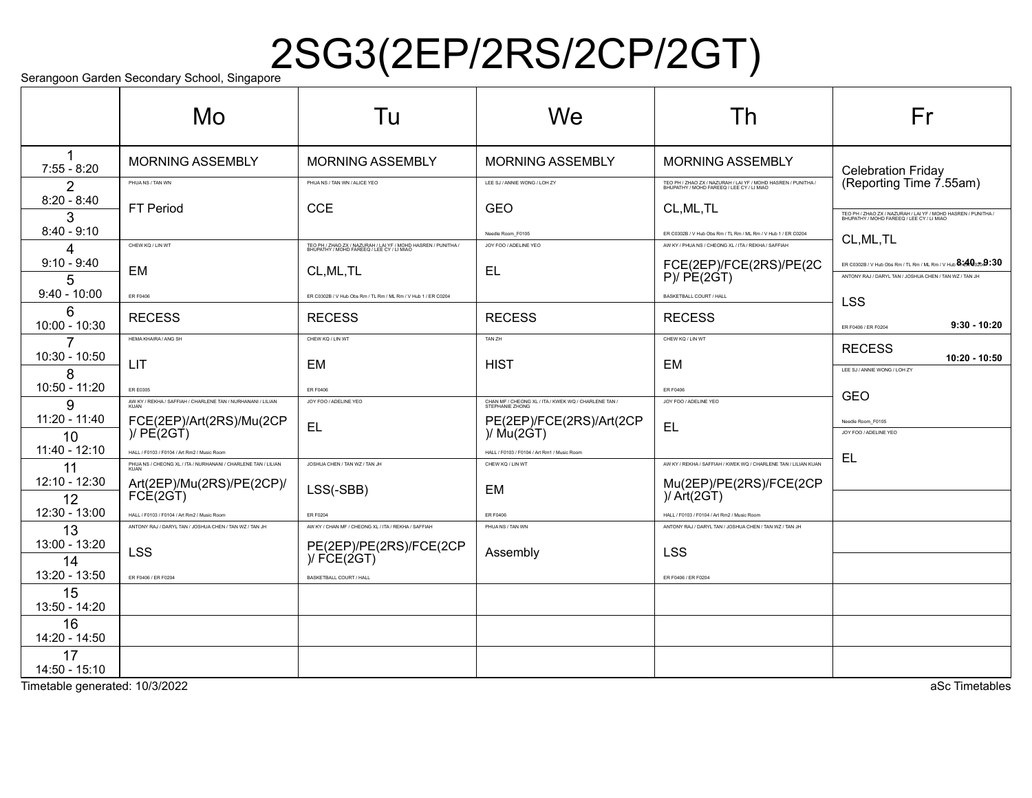# 2SG3(2EP/2RS/2CP/2GT)

Serangoon Garden Secondary School, Singapore

| | Mo | Tu | We | Th | Fr |
|---|---|---|---|---|---|
| 1<br>7:55 - 8:20 | MORNING ASSEMBLY | MORNING ASSEMBLY | MORNING ASSEMBLY | MORNING ASSEMBLY | Celebration Friday (Reporting Time 7.55am) |
| 2<br>8:20 - 8:40 | PHUA NS / TAN WN<br>FT Period | PHUA NS / TAN WN / ALICE YEO<br>CCE | LEE SJ / ANNIE WONG / LOH ZY<br>GEO<br>Needle Room_F0105 | TEO PH / ZHAO ZX / NAZURAH / LAI YF / MOHD HASREN / PUNITHA / BHUPATHY / MOHD FAREEQ / LEE CY / LI MIAO<br>CL,ML,TL<br>ER C0302B / V Hub Obs Rm / TL Rm / ML Rm / V Hub 1 / ER C0204 | |
| 3<br>8:40 - 9:10 | | | | | TEO PH / ZHAO ZX / NAZURAH / LAI YF / MOHD HASREN / PUNITHA / BHUPATHY / MOHD FAREEQ / LEE CY / LI MIAO<br>CL,ML,TL<br>ER C0302B / V Hub Obs Rm / TL Rm / ML Rm / V Hub 1 / ER C0204<br>**8:40 - 9:30** |
| 4<br>9:10 - 9:40 | CHEW KQ / LIN WT<br>EM<br>ER F0406 | TEO PH / ZHAO ZX / NAZURAH / LAI YF / MOHD HASREN / PUNITHA / BHUPATHY / MOHD FAREEQ / LEE CY / LI MIAO<br>CL,ML,TL<br>ER C0302B / V Hub Obs Rm / TL Rm / ML Rm / V Hub 1 / ER C0204 | JOY FOO / ADELINE YEO<br>EL | AW KY / PHUA NS / CHEONG XL / ITA / REKHA / SAFFIAH<br>FCE(2EP)/FCE(2RS)/PE(2CP)/ PE(2GT)<br>BASKETBALL COURT / HALL | |
| 5<br>9:40 - 10:00 | | | | | ANTONY RAJ / DARYL TAN / JOSHUA CHEN / TAN WZ / TAN JH<br>LSS<br>ER F0406 / ER F0204<br>**9:30 - 10:20** |
| 6<br>10:00 - 10:30 | RECESS | RECESS | RECESS | RECESS | |
| 7<br>10:30 - 10:50 | HEMA KHAIRA / ANG SH<br>LIT<br>ER E0305 | CHEW KQ / LIN WT<br>EM<br>ER F0406 | TAN ZH<br>HIST | CHEW KQ / LIN WT<br>EM<br>ER F0406 | RECESS<br>**10:20 - 10:50** |
| 8<br>10:50 - 11:20 | | | | | LEE SJ / ANNIE WONG / LOH ZY<br>GEO<br>Needle Room_F0105 |
| 9<br>11:20 - 11:40 | AW KY / REKHA / SAFFIAH / CHARLENE TAN / NURHANANI / LILIAN KUAN<br>FCE(2EP)/Art(2RS)/Mu(2CP)/ PE(2GT)<br>HALL / F0103 / F0104 / Art Rm2 / Music Room | JOY FOO / ADELINE YEO<br>EL | CHAN MF / CHEONG XL / ITA / KWEK WQ / CHARLENE TAN / STEPHANIE ZHONG<br>PE(2EP)/FCE(2RS)/Art(2CP)/ Mu(2GT)<br>HALL / F0103 / F0104 / Art Rm1 / Music Room | JOY FOO / ADELINE YEO<br>EL | |
| 10<br>11:40 - 12:10 | | | | | JOY FOO / ADELINE YEO<br>EL |
| 11<br>12:10 - 12:30 | PHUA NS / CHEONG XL / ITA / NURHANANI / CHARLENE TAN / LILIAN KUAN<br>Art(2EP)/Mu(2RS)/PE(2CP)/ FCE(2GT)<br>HALL / F0103 / F0104 / Art Rm2 / Music Room | JOSHUA CHEN / TAN WZ / TAN JH<br>LSS(-SBB)<br>ER F0204 | CHEW KQ / LIN WT<br>EM<br>ER F0406 | AW KY / REKHA / SAFFIAH / KWEK WQ / CHARLENE TAN / LILIAN KUAN<br>Mu(2EP)/PE(2RS)/FCE(2CP)/ Art(2GT)<br>HALL / F0103 / F0104 / Art Rm2 / Music Room | |
| 12<br>12:30 - 13:00 | | | | | |
| 13<br>13:00 - 13:20 | ANTONY RAJ / DARYL TAN / JOSHUA CHEN / TAN WZ / TAN JH<br>LSS<br>ER F0406 / ER F0204 | AW KY / CHAN MF / CHEONG XL / ITA / REKHA / SAFFIAH<br>PE(2EP)/PE(2RS)/FCE(2CP)/ FCE(2GT)<br>BASKETBALL COURT / HALL | PHUA NS / TAN WN<br>Assembly | ANTONY RAJ / DARYL TAN / JOSHUA CHEN / TAN WZ / TAN JH<br>LSS<br>ER F0406 / ER F0204 | |
| 14<br>13:20 - 13:50 | | | | | |
| 15<br>13:50 - 14:20 | | | | | |
| 16<br>14:20 - 14:50 | | | | | |
| 17<br>14:50 - 15:10 | | | | | |

Timetable generated: 10/3/2022

aSc Timetables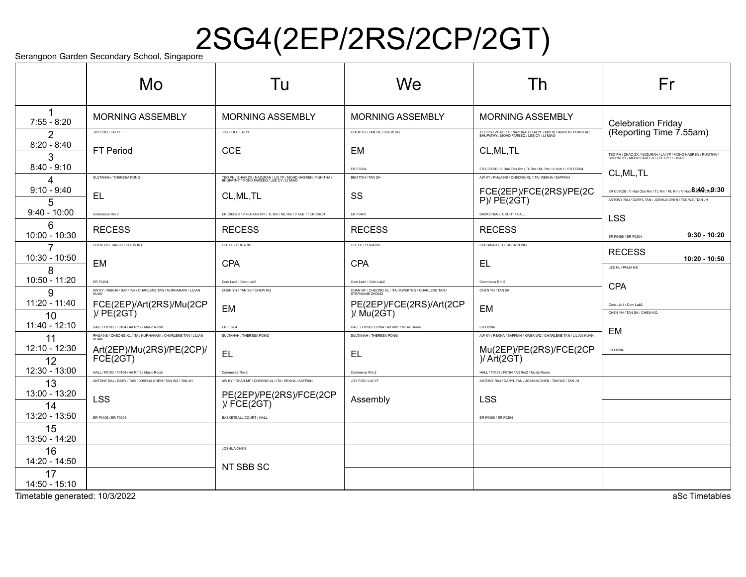Serangoon Garden Secondary School, Singapore

# 2SG4(2EP/2RS/2CP/2GT)

| | Mo | Tu | We | Th | Fr |
|---|---|---|---|---|---|
| 1<br>7:55 - 8:20 | MORNING ASSEMBLY | MORNING ASSEMBLY | MORNING ASSEMBLY | MORNING ASSEMBLY | Celebration Friday (Reporting Time 7.55am) |
| 2<br>8:20 - 8:40 | JOY FOO / LAI YF<br>FT Period | JOY FOO / LAI YF<br>CCE | CHEN YH / TAN SK / CHEW KQ<br>EM<br>ER F0204 | TEO PH / ZHAO ZX / NAZURAH / LAI YF / MOHD HASREN / PUNITHA / BHUPATHY / MOHD FAREEQ / LEE CY / LI MIAO<br>CL,ML,TL<br>ER C0302B / V Hub Obs Rm / TL Rm / ML Rm / V Hub 1 / ER C0204 | Celebration Friday (Reporting Time 7.55am) |
| 3<br>8:40 - 9:10 | | | | | TEO PH / ZHAO ZX / NAZURAH / LAI YF / MOHD HASREN / PUNITHA / BHUPATHY / MOHD FAREEQ / LEE CY / LI MIAO<br>CL,ML,TL<br>ER C0302B / V Hub Obs Rm / TL Rm / ML Rm / V Hub 1 / ER C0204<br>**8:40 - 9:30** |
| 4<br>9:10 - 9:40 | SULTANAH / THERESA PONG<br>EL<br>Commerce Rm 2 | TEO PH / ZHAO ZX / NAZURAH / LAI YF / MOHD HASREN / PUNITHA / BHUPATHY / MOHD FAREEQ / LEE CY / LI MIAO<br>CL,ML,TL<br>ER C0302B / V Hub Obs Rm / TL Rm / ML Rm / V Hub 1 / ER C0204 | BEN TOH / TAN ZH<br>SS<br>ER F0405 | AW KY / PHUA NS / CHEONG XL / ITA / REKHA / SAFFIAH<br>FCE(2EP)/FCE(2RS)/PE(2CP)/ PE(2GT)<br>BASKETBALL COURT / HALL | |
| 5<br>9:40 - 10:00 | | | | | ANTONY RAJ / DARYL TAN / JOSHUA CHEN / TAN WZ / TAN JH<br>LSS<br>ER F0406 / ER F0204<br>**9:30 - 10:20** |
| 6<br>10:00 - 10:30 | RECESS | RECESS | RECESS | RECESS | |
| 7<br>10:30 - 10:50 | CHEN YH / TAN SK / CHEW KQ<br>EM<br>ER F0204 | LEE HL / PHUA NS<br>CPA<br>Com Lab1 / Com Lab2 | LEE HL / PHUA NS<br>CPA<br>Com Lab1 / Com Lab2 | SULTANAH / THERESA PONG<br>EL<br>Commerce Rm 2 | RECESS<br>**10:20 - 10:50** |
| 8<br>10:50 - 11:20 | | | | | LEE HL / PHUA NS<br>CPA<br>Com Lab1 / Com Lab2 |
| 9<br>11:20 - 11:40 | AW KY / REKHA / SAFFIAH / CHARLENE TAN / NURHANANI / LILIAN KUAN<br>FCE(2EP)/Art(2RS)/Mu(2CP)/ PE(2GT)<br>HALL / F0103 / F0104 / Art Rm2 / Music Room | CHEN YH / TAN SK / CHEW KQ<br>EM<br>ER F0204 | CHAN MF / CHEONG XL / ITA / KWEK WQ / CHARLENE TAN / STEPHANIE ZHONG<br>PE(2EP)/FCE(2RS)/Art(2CP)/ Mu(2GT)<br>HALL / F0103 / F0104 / Art Rm1 / Music Room | CHEN YH / TAN SK<br>EM<br>ER F0204 | |
| 10<br>11:40 - 12:10 | | | | | CHEN YH / TAN SK / CHEW KQ<br>EM<br>ER F0204 |
| 11<br>12:10 - 12:30 | PHUA NS / CHEONG XL / ITA / NURHANANI / CHARLENE TAN / LILIAN KUAN<br>Art(2EP)/Mu(2RS)/PE(2CP)/ FCE(2GT)<br>HALL / F0103 / F0104 / Art Rm2 / Music Room | SULTANAH / THERESA PONG<br>EL<br>Commerce Rm 2 | SULTANAH / THERESA PONG<br>EL<br>Commerce Rm 2 | AW KY / REKHA / SAFFIAH / KWEK WQ / CHARLENE TAN / LILIAN KUAN<br>Mu(2EP)/PE(2RS)/FCE(2CP)/ Art(2GT)<br>HALL / F0103 / F0104 / Art Rm2 / Music Room | |
| 12<br>12:30 - 13:00 | | | | | |
| 13<br>13:00 - 13:20 | ANTONY RAJ / DARYL TAN / JOSHUA CHEN / TAN WZ / TAN JH<br>LSS<br>ER F0406 / ER F0204 | AW KY / CHAN MF / CHEONG XL / ITA / REKHA / SAFFIAH<br>PE(2EP)/PE(2RS)/FCE(2CP)/ FCE(2GT)<br>BASKETBALL COURT / HALL | JOY FOO / LAI YF<br>Assembly | ANTONY RAJ / DARYL TAN / JOSHUA CHEN / TAN WZ / TAN JH<br>LSS<br>ER F0406 / ER F0204 | |
| 14<br>13:20 - 13:50 | | | | | |
| 15<br>13:50 - 14:20 | | | | | |
| 16<br>14:20 - 14:50 | | JOSHUA CHEN<br>NT SBB SC | | | |
| 17<br>14:50 - 15:10 | | | | | |

Timetable generated: 10/3/2022

aSc Timetables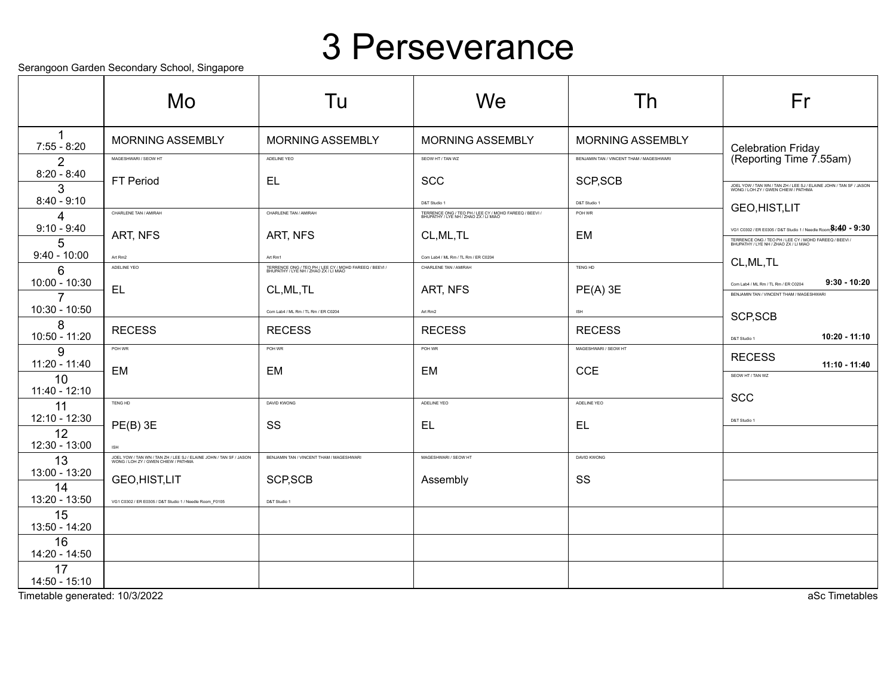# 3 Perseverance

Serangoon Garden Secondary School, Singapore

| | Mo | Tu | We | Th | Fr |
|---|---|---|---|---|---|
| 1 7:55 - 8:20 | MORNING ASSEMBLY | MORNING ASSEMBLY | MORNING ASSEMBLY | MORNING ASSEMBLY | Celebration Friday (Reporting Time 7.55am) |
| 2 8:20 - 8:40 | MAGESHWARI / SEOW HT FT Period | ADELINE YEO EL | SEOW HT / TAN WZ SCC D&T Studio 1 | BENJAMIN TAN / VINCENT THAM / MAGESHWARI SCP,SCB D&T Studio 1 | |
| 3 8:40 - 9:10 | | | | | JOEL YOW / TAN WN / TAN ZH / LEE SJ / ELAINE JOHN / TAN SF / JASON WONG / LOH ZY / GWEN CHIEW / PATHMA GEO,HIST,LIT VG1 C0302 / ER E0305 / D&T Studio 1 / Needle Room 8:40 - 9:30 |
| 4 9:10 - 9:40 | CHARLENE TAN / AMIRAH ART, NFS Art Rm2 | CHARLENE TAN / AMIRAH ART, NFS Art Rm1 | TERRENCE ONG / TEO PH / LEE CY / MOHD FAREEQ / BEEVI / BHUPATHY / LYE NH / ZHAO ZX / LI MIAO CL,ML,TL Com Lab4 / ML Rm / TL Rm / ER C0204 | POH WR EM | |
| 5 9:40 - 10:00 | | | | | TERRENCE ONG / TEO PH / LEE CY / MOHD FAREEQ / BEEVI / BHUPATHY / LYE NH / ZHAO ZX / LI MIAO CL,ML,TL Com Lab4 / ML Rm / TL Rm / ER C0204 9:30 - 10:20 |
| 6 10:00 - 10:30 | ADELINE YEO EL | TERRENCE ONG / TEO PH / LEE CY / MOHD FAREEQ / BEEVI / BHUPATHY / LYE NH / ZHAO ZX / LI MIAO CL,ML,TL Com Lab4 / ML Rm / TL Rm / ER C0204 | CHARLENE TAN / AMIRAH ART, NFS Art Rm2 | TENG HD PE(A) 3E ISH | |
| 7 10:30 - 10:50 | | | | | BENJAMIN TAN / VINCENT THAM / MAGESHWARI SCP,SCB D&T Studio 1 10:20 - 11:10 |
| 8 10:50 - 11:20 | RECESS | RECESS | RECESS | RECESS | |
| 9 11:20 - 11:40 | POH WR EM | POH WR EM | POH WR EM | MAGESHWARI / SEOW HT CCE | RECESS 11:10 - 11:40 |
| 10 11:40 - 12:10 | | | | | SEOW HT / TAN WZ SCC D&T Studio 1 |
| 11 12:10 - 12:30 | TENG HD PE(B) 3E ISH | DAVID KWONG SS | ADELINE YEO EL | ADELINE YEO EL | |
| 12 12:30 - 13:00 | | | | | |
| 13 13:00 - 13:20 | JOEL YOW / TAN WN / TAN ZH / LEE SJ / ELAINE JOHN / TAN SF / JASON WONG / LOH ZY / GWEN CHIEW / PATHMA GEO,HIST,LIT VG1 C0302 / ER E0305 / D&T Studio 1 / Needle Room_F0105 | BENJAMIN TAN / VINCENT THAM / MAGESHWARI SCP,SCB D&T Studio 1 | MAGESHWARI / SEOW HT Assembly | DAVID KWONG SS | |
| 14 13:20 - 13:50 | | | | | |
| 15 13:50 - 14:20 | | | | | |
| 16 14:20 - 14:50 | | | | | |
| 17 14:50 - 15:10 | | | | | |

Timetable generated: 10/3/2022

aSc Timetables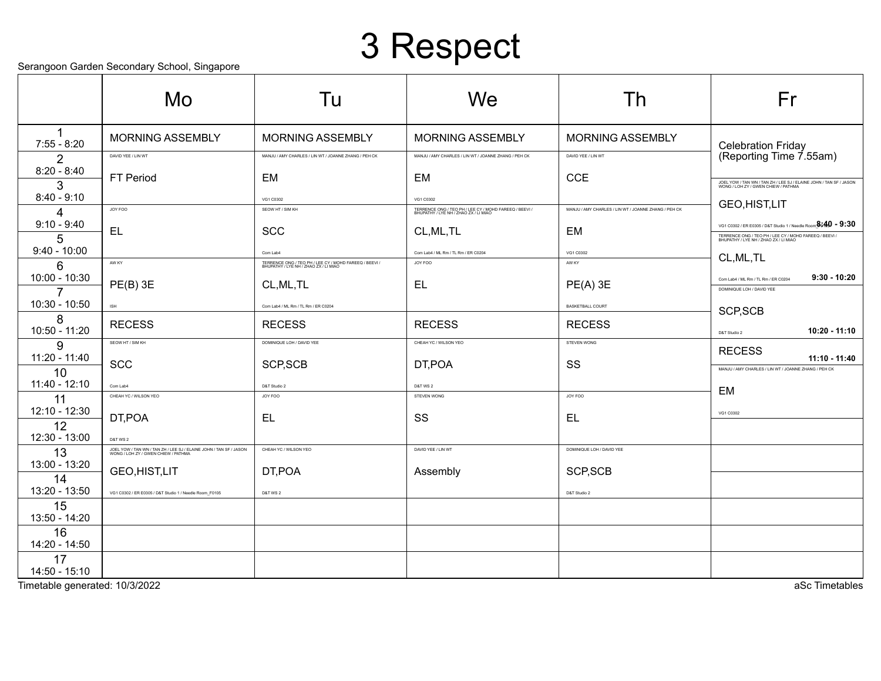# 3 Respect

Serangoon Garden Secondary School, Singapore

| | Mo | Tu | We | Th | Fr |
|---|---|---|---|---|---|
| 1<br>7:55 - 8:20 | MORNING ASSEMBLY | MORNING ASSEMBLY | MORNING ASSEMBLY | MORNING ASSEMBLY | Celebration Friday (Reporting Time 7.55am) |
| 2<br>8:20 - 8:40 | DAVID YEE / LIN WT<br>FT Period | MANJU / AMY CHARLES / LIN WT / JOANNE ZHANG / PEH CK<br>EM<br>VG1 C0302 | MANJU / AMY CHARLES / LIN WT / JOANNE ZHANG / PEH CK<br>EM<br>VG1 C0302 | DAVID YEE / LIN WT<br>CCE | |
| 3<br>8:40 - 9:10 | | | | | JOEL YOW / TAN WN / TAN ZH / LEE SJ / ELAINE JOHN / TAN SF / JASON WONG / LOH ZY / GWEN CHIEW / PATHMA<br>GEO,HIST,LIT<br>VG1 C0302 / ER E0305 / D&T Studio 1 / Needle Room_F0105<br>8:40 - 9:30 |
| 4<br>9:10 - 9:40 | JOY FOO<br>EL | SEOW HT / SIM KH<br>SCC<br>Com Lab4 | TERRENCE ONG / TEO PH / LEE CY / MOHD FAREEQ / BEEVI / BHUPATHY / LYE NH / ZHAO ZX / LI MIAO<br>CL,ML,TL<br>Com Lab4 / ML Rm / TL Rm / ER C0204 | MANJU / AMY CHARLES / LIN WT / JOANNE ZHANG / PEH CK<br>EM<br>VG1 C0302 | |
| 5<br>9:40 - 10:00 | | | | | TERRENCE ONG / TEO PH / LEE CY / MOHD FAREEQ / BEEVI / BHUPATHY / LYE NH / ZHAO ZX / LI MIAO<br>CL,ML,TL<br>Com Lab4 / ML Rm / TL Rm / ER C0204<br>9:30 - 10:20 |
| 6<br>10:00 - 10:30 | AW KY<br>PE(B) 3E<br>ISH | TERRENCE ONG / TEO PH / LEE CY / MOHD FAREEQ / BEEVI / BHUPATHY / LYE NH / ZHAO ZX / LI MIAO<br>CL,ML,TL<br>Com Lab4 / ML Rm / TL Rm / ER C0204 | JOY FOO<br>EL | AW KY<br>PE(A) 3E<br>BASKETBALL COURT | |
| 7<br>10:30 - 10:50 | | | | | DOMINIQUE LOH / DAVID YEE<br>SCP,SCB<br>D&T Studio 2<br>10:20 - 11:10 |
| 8<br>10:50 - 11:20 | RECESS | RECESS | RECESS | RECESS | |
| 9<br>11:20 - 11:40 | SEOW HT / SIM KH<br>SCC<br>Com Lab4 | DOMINIQUE LOH / DAVID YEE<br>SCP,SCB<br>D&T Studio 2 | CHEAH YC / WILSON YEO<br>DT,POA<br>D&T WS 2 | STEVEN WONG<br>SS | RECESS<br>11:10 - 11:40 |
| 10<br>11:40 - 12:10 | | | | | MANJU / AMY CHARLES / LIN WT / JOANNE ZHANG / PEH CK<br>EM<br>VG1 C0302 |
| 11<br>12:10 - 12:30 | CHEAH YC / WILSON YEO<br>DT,POA<br>D&T WS 2 | JOY FOO<br>EL | STEVEN WONG<br>SS | JOY FOO<br>EL | |
| 12<br>12:30 - 13:00 | | | | | |
| 13<br>13:00 - 13:20 | JOEL YOW / TAN WN / TAN ZH / LEE SJ / ELAINE JOHN / TAN SF / JASON WONG / LOH ZY / GWEN CHIEW / PATHMA<br>GEO,HIST,LIT<br>VG1 C0302 / ER E0305 / D&T Studio 1 / Needle Room_F0105 | CHEAH YC / WILSON YEO<br>DT,POA<br>D&T WS 2 | DAVID YEE / LIN WT<br>Assembly | DOMINIQUE LOH / DAVID YEE<br>SCP,SCB<br>D&T Studio 2 | |
| 14<br>13:20 - 13:50 | | | | | |
| 15<br>13:50 - 14:20 | | | | | |
| 16<br>14:20 - 14:50 | | | | | |
| 17<br>14:50 - 15:10 | | | | | |

Timetable generated: 10/3/2022

aSc Timetables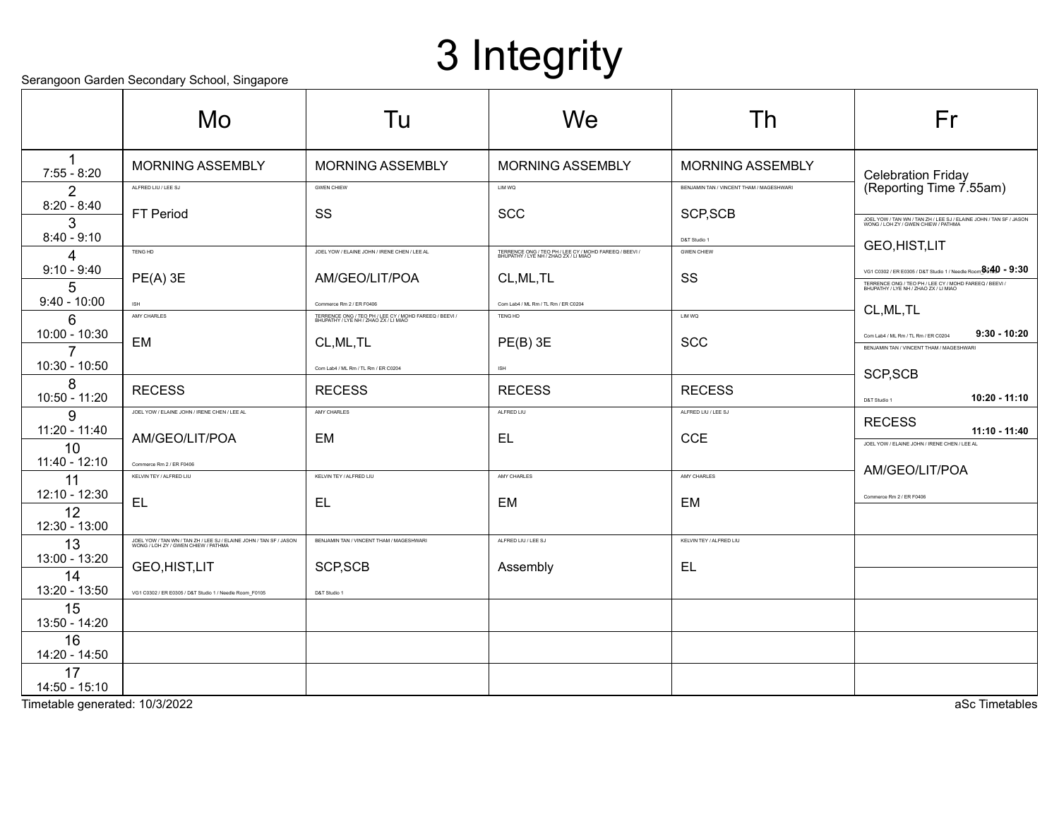# 3 Integrity

Serangoon Garden Secondary School, Singapore

| | Mo | Tu | We | Th | Fr |
|---|---|---|---|---|---|
| 1<br>7:55 - 8:20 | MORNING ASSEMBLY | MORNING ASSEMBLY | MORNING ASSEMBLY | MORNING ASSEMBLY | Celebration Friday (Reporting Time 7.55am) |
| 2<br>8:20 - 8:40 | ALFRED LIU / LEE SJ<br>FT Period | GWEN CHIEW<br>SS | LIM WQ<br>SCC | BENJAMIN TAN / VINCENT THAM / MAGESHWARI<br>SCP,SCB<br>D&T Studio 1 | |
| 3<br>8:40 - 9:10 | | | | | JOEL YOW / TAN WN / TAN ZH / LEE SJ / ELAINE JOHN / TAN SF / JASON WONG / LOH ZY / GWEN CHIEW / PATHMA<br>GEO,HIST,LIT<br>VG1 C0302 / ER E0305 / D&T Studio 1 / Needle Room_F0105<br>8:40 - 9:30 |
| 4<br>9:10 - 9:40 | TENG HD<br>PE(A) 3E<br>ISH | JOEL YOW / ELAINE JOHN / IRENE CHEN / LEE AL<br>AM/GEO/LIT/POA<br>Commerce Rm 2 / ER F0406 | TERRENCE ONG / TEO PH / LEE CY / MOHD FAREEQ / BEEVI / BHUPATHY / LYE NH / ZHAO ZX / LI MIAO<br>CL,ML,TL<br>Com Lab4 / ML Rm / TL Rm / ER C0204 | GWEN CHIEW<br>SS | |
| 5<br>9:40 - 10:00 | | | | | TERRENCE ONG / TEO PH / LEE CY / MOHD FAREEQ / BEEVI / BHUPATHY / LYE NH / ZHAO ZX / LI MIAO<br>CL,ML,TL<br>Com Lab4 / ML Rm / TL Rm / ER C0204<br>9:30 - 10:20 |
| 6<br>10:00 - 10:30 | AMY CHARLES<br>EM | TERRENCE ONG / TEO PH / LEE CY / MOHD FAREEQ / BEEVI / BHUPATHY / LYE NH / ZHAO ZX / LI MIAO<br>CL,ML,TL<br>Com Lab4 / ML Rm / TL Rm / ER C0204 | TENG HD<br>PE(B) 3E<br>ISH | LIM WQ<br>SCC | |
| 7<br>10:30 - 10:50 | | | | | BENJAMIN TAN / VINCENT THAM / MAGESHWARI<br>SCP,SCB<br>D&T Studio 1<br>10:20 - 11:10 |
| 8<br>10:50 - 11:20 | RECESS | RECESS | RECESS | RECESS | |
| 9<br>11:20 - 11:40 | JOEL YOW / ELAINE JOHN / IRENE CHEN / LEE AL<br>AM/GEO/LIT/POA<br>Commerce Rm 2 / ER F0406 | AMY CHARLES<br>EM | ALFRED LIU<br>EL | ALFRED LIU / LEE SJ<br>CCE | RECESS<br>11:10 - 11:40 |
| 10<br>11:40 - 12:10 | | | | | JOEL YOW / ELAINE JOHN / IRENE CHEN / LEE AL<br>AM/GEO/LIT/POA<br>Commerce Rm 2 / ER F0406 |
| 11<br>12:10 - 12:30 | KELVIN TEY / ALFRED LIU<br>EL | KELVIN TEY / ALFRED LIU<br>EL | AMY CHARLES<br>EM | AMY CHARLES<br>EM | |
| 12<br>12:30 - 13:00 | | | | | |
| 13<br>13:00 - 13:20 | JOEL YOW / TAN WN / TAN ZH / LEE SJ / ELAINE JOHN / TAN SF / JASON WONG / LOH ZY / GWEN CHIEW / PATHMA<br>GEO,HIST,LIT<br>VG1 C0302 / ER E0305 / D&T Studio 1 / Needle Room_F0105 | BENJAMIN TAN / VINCENT THAM / MAGESHWARI<br>SCP,SCB<br>D&T Studio 1 | ALFRED LIU / LEE SJ<br>Assembly | KELVIN TEY / ALFRED LIU<br>EL | |
| 14<br>13:20 - 13:50 | | | | | |
| 15<br>13:50 - 14:20 | | | | | |
| 16<br>14:20 - 14:50 | | | | | |
| 17<br>14:50 - 15:10 | | | | | |

Timetable generated: 10/3/2022

aSc Timetables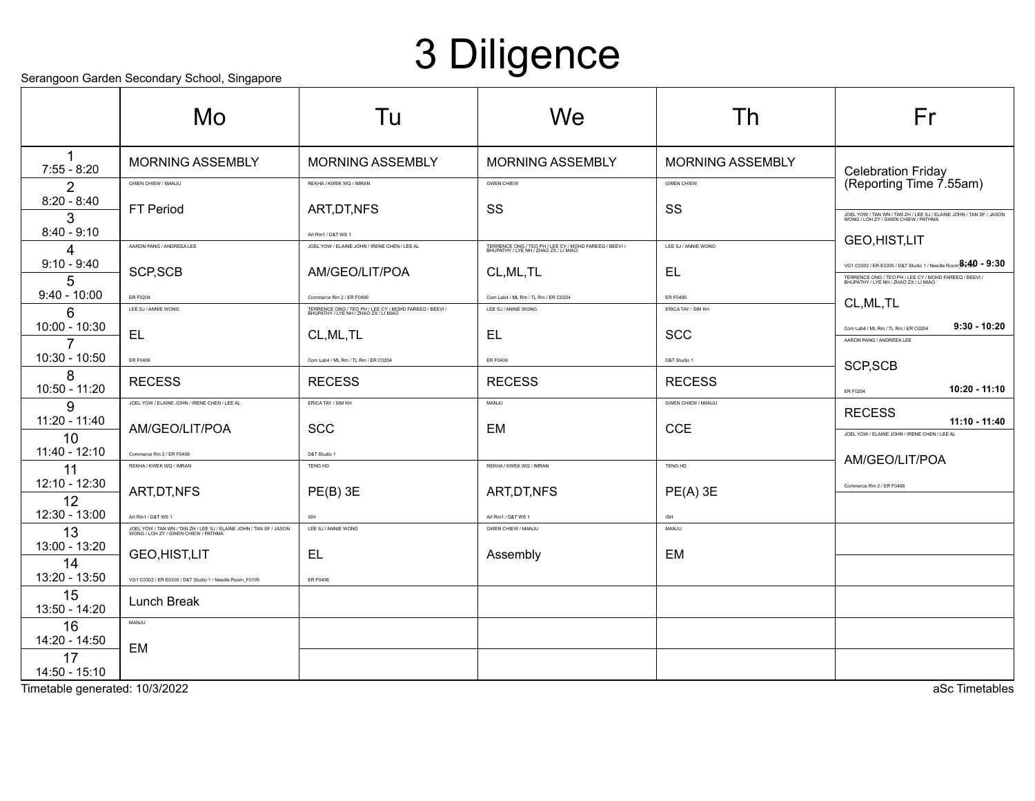# 3 Diligence

Serangoon Garden Secondary School, Singapore

| | Mo | Tu | We | Th | Fr |
|---|---|---|---|---|---|
| 1<br>7:55 - 8:20 | MORNING ASSEMBLY | MORNING ASSEMBLY | MORNING ASSEMBLY | MORNING ASSEMBLY | Celebration Friday (Reporting Time 7.55am) |
| 2<br>8:20 - 8:40 | GWEN CHIEW / MANJU<br>FT Period | REKHA / KWEK WQ / IMRAN<br>ART,DT,NFS<br>Art Rm1 / D&T WS 1 | GWEN CHIEW<br>SS | GWEN CHIEW<br>SS | |
| 3<br>8:40 - 9:10 | | | | | JOEL YOW / TAN WN / TAN ZH / LEE SJ / ELAINE JOHN / TAN SF / JASON WONG / LOH ZY / GWEN CHIEW / PATHMA<br>GEO,HIST,LIT<br>VG1 C0302 / ER E0305 / D&T Studio 1 / Needle Room_F0105<br>8:40 - 9:30 |
| 4<br>9:10 - 9:40 | AARON PANG / ANDREEA LEE<br>SCP,SCB<br>ER F0204 | JOEL YOW / ELAINE JOHN / IRENE CHEN / LEE AL<br>AM/GEO/LIT/POA<br>Commerce Rm 2 / ER F0406 | TERRENCE ONG / TEO PH / LEE CY / MOHD FAREEQ / BEEVI / BHUPATHY / LYE NH / ZHAO ZX / LI MIAO<br>CL,ML,TL<br>Com Lab4 / ML Rm / TL Rm / ER C0204 | LEE SJ / ANNIE WONG<br>EL<br>ER F0406 | |
| 5<br>9:40 - 10:00 | | | | | TERRENCE ONG / TEO PH / LEE CY / MOHD FAREEQ / BEEVI / BHUPATHY / LYE NH / ZHAO ZX / LI MIAO<br>CL,ML,TL<br>Com Lab4 / ML Rm / TL Rm / ER C0204<br>9:30 - 10:20 |
| 6<br>10:00 - 10:30 | LEE SJ / ANNIE WONG<br>EL<br>ER F0406 | TERRENCE ONG / TEO PH / LEE CY / MOHD FAREEQ / BEEVI / BHUPATHY / LYE NH / ZHAO ZX / LI MIAO<br>CL,ML,TL<br>Com Lab4 / ML Rm / TL Rm / ER C0204 | LEE SJ / ANNIE WONG<br>EL<br>ER F0406 | ERICA TAY / SIM KH<br>SCC<br>D&T Studio 1 | |
| 7<br>10:30 - 10:50 | | | | | AARON PANG / ANDREEA LEE<br>SCP,SCB<br>ER F0204<br>10:20 - 11:10 |
| 8<br>10:50 - 11:20 | RECESS | RECESS | RECESS | RECESS | |
| 9<br>11:20 - 11:40 | JOEL YOW / ELAINE JOHN / IRENE CHEN / LEE AL<br>AM/GEO/LIT/POA<br>Commerce Rm 2 / ER F0406 | ERICA TAY / SIM KH<br>SCC<br>D&T Studio 1 | MANJU<br>EM | GWEN CHIEW / MANJU<br>CCE | RECESS<br>11:10 - 11:40 |
| 10<br>11:40 - 12:10 | | | | | JOEL YOW / ELAINE JOHN / IRENE CHEN / LEE AL<br>AM/GEO/LIT/POA<br>Commerce Rm 2 / ER F0406 |
| 11<br>12:10 - 12:30 | REKHA / KWEK WQ / IMRAN<br>ART,DT,NFS<br>Art Rm1 / D&T WS 1 | TENG HD<br>PE(B) 3E<br>ISH | REKHA / KWEK WQ / IMRAN<br>ART,DT,NFS<br>Art Rm1 / D&T WS 1 | TENG HD<br>PE(A) 3E<br>ISH | |
| 12<br>12:30 - 13:00 | | | | | |
| 13<br>13:00 - 13:20 | JOEL YOW / TAN WN / TAN ZH / LEE SJ / ELAINE JOHN / TAN SF / JASON WONG / LOH ZY / GWEN CHIEW / PATHMA<br>GEO,HIST,LIT<br>VG1 C0302 / ER E0305 / D&T Studio 1 / Needle Room_F0105 | LEE SJ / ANNIE WONG<br>EL<br>ER F0406 | GWEN CHIEW / MANJU<br>Assembly | MANJU<br>EM | |
| 14<br>13:20 - 13:50 | | | | | |
| 15<br>13:50 - 14:20 | Lunch Break | | | | |
| 16<br>14:20 - 14:50 | MANJU<br>EM | | | | |
| 17<br>14:50 - 15:10 | | | | | |

Timetable generated: 10/3/2022

aSc Timetables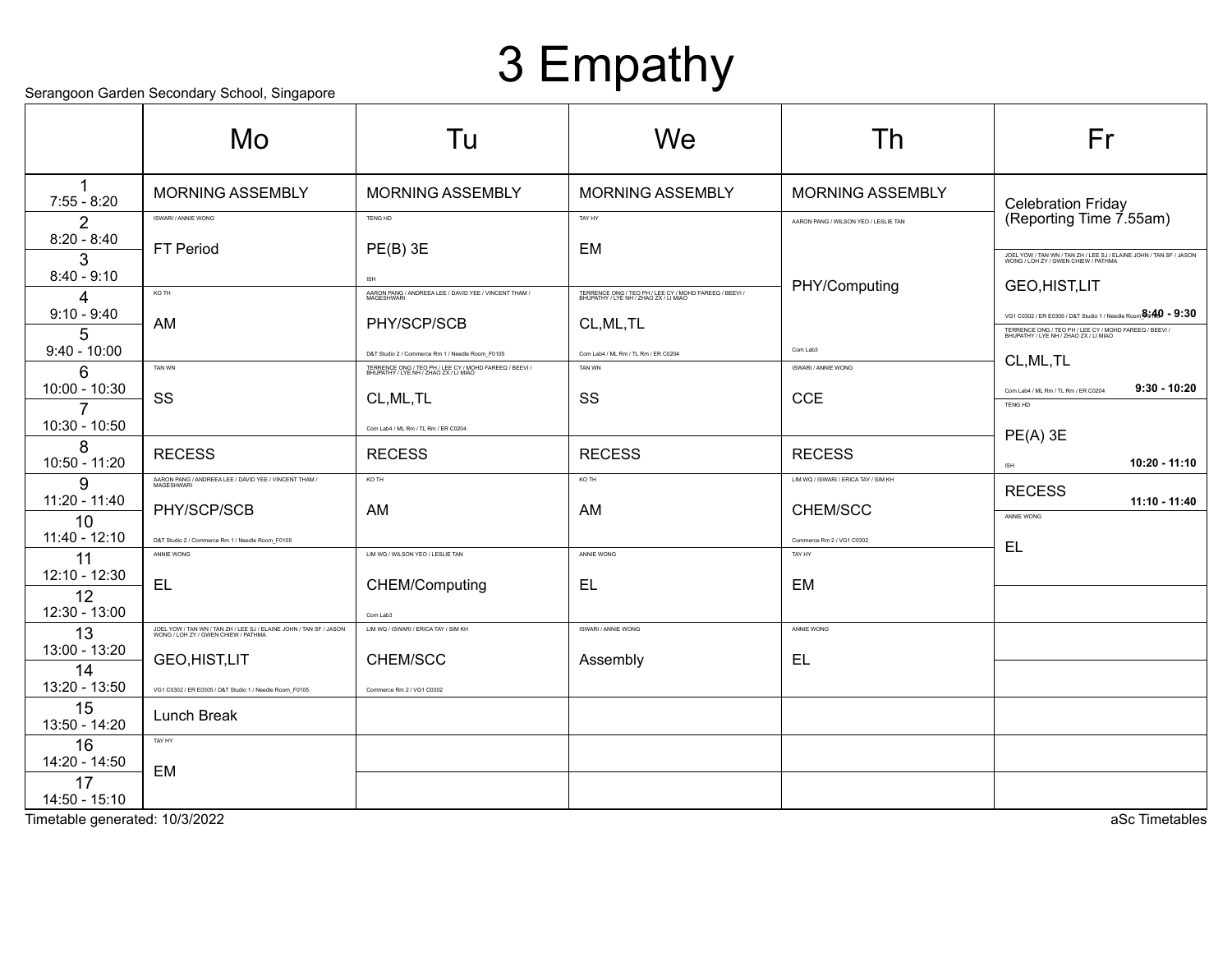# 3 Empathy

Serangoon Garden Secondary School, Singapore

| | Mo | Tu | We | Th | Fr |
|---|---|---|---|---|---|
| 1<br>7:55 - 8:20 | MORNING ASSEMBLY | MORNING ASSEMBLY | MORNING ASSEMBLY | MORNING ASSEMBLY | Celebration Friday (Reporting Time 7.55am) |
| 2<br>8:20 - 8:40 | ISWARI / ANNIE WONG<br>FT Period | TENG HD<br>PE(B) 3E<br>ISH | TAY HY<br>EM | AARON PANG / WILSON YEO / LESLIE TAN<br>PHY/Computing<br>Com Lab3 | |
| 3<br>8:40 - 9:10 | | | | | JOEL YOW / TAN WN / TAN ZH / LEE SJ / ELAINE JOHN / TAN SF / JASON WONG / LOH ZY / GWEN CHIEW / PATHMA<br>GEO,HIST,LIT<br>VG1 C0302 / ER E0305 / D&T Studio 1 / Needle Room<br>8:40 - 9:30 |
| 4<br>9:10 - 9:40 | KO TH<br>AM | AARON PANG / ANDREEA LEE / DAVID YEE / VINCENT THAM / MAGESHWARI<br>PHY/SCP/SCB<br>D&T Studio 2 / Commerce Rm 1 / Needle Room_F0105 | TERRENCE ONG / TEO PH / LEE CY / MOHD FAREEQ / BEEVI / BHUPATHY / LYE NH / ZHAO ZX / LI MIAO<br>CL,ML,TL<br>Com Lab4 / ML Rm / TL Rm / ER C0204 | | |
| 5<br>9:40 - 10:00 | | | | | TERRENCE ONG / TEO PH / LEE CY / MOHD FAREEQ / BEEVI / BHUPATHY / LYE NH / ZHAO ZX / LI MIAO<br>CL,ML,TL<br>Com Lab4 / ML Rm / TL Rm / ER C0204<br>9:30 - 10:20 |
| 6<br>10:00 - 10:30 | TAN WN<br>SS | TERRENCE ONG / TEO PH / LEE CY / MOHD FAREEQ / BEEVI / BHUPATHY / LYE NH / ZHAO ZX / LI MIAO<br>CL,ML,TL<br>Com Lab4 / ML Rm / TL Rm / ER C0204 | TAN WN<br>SS | ISWARI / ANNIE WONG<br>CCE | |
| 7<br>10:30 - 10:50 | | | | | TENG HD<br>PE(A) 3E<br>ISH<br>10:20 - 11:10 |
| 8<br>10:50 - 11:20 | RECESS | RECESS | RECESS | RECESS | |
| 9<br>11:20 - 11:40 | AARON PANG / ANDREEA LEE / DAVID YEE / VINCENT THAM / MAGESHWARI<br>PHY/SCP/SCB<br>D&T Studio 2 / Commerce Rm 1 / Needle Room_F0105 | KO TH<br>AM | KO TH<br>AM | LIM WQ / ISWARI / ERICA TAY / SIM KH<br>CHEM/SCC<br>Commerce Rm 2 / VG1 C0302 | RECESS<br>11:10 - 11:40 |
| 10<br>11:40 - 12:10 | | | | | ANNIE WONG<br>EL |
| 11<br>12:10 - 12:30 | ANNIE WONG<br>EL | LIM WQ / WILSON YEO / LESLIE TAN<br>CHEM/Computing<br>Com Lab3 | ANNIE WONG<br>EL | TAY HY<br>EM | |
| 12<br>12:30 - 13:00 | | | | | |
| 13<br>13:00 - 13:20 | JOEL YOW / TAN WN / TAN ZH / LEE SJ / ELAINE JOHN / TAN SF / JASON WONG / LOH ZY / GWEN CHIEW / PATHMA<br>GEO,HIST,LIT<br>VG1 C0302 / ER E0305 / D&T Studio 1 / Needle Room_F0105 | LIM WQ / ISWARI / ERICA TAY / SIM KH<br>CHEM/SCC<br>Commerce Rm 2 / VG1 C0302 | ISWARI / ANNIE WONG<br>Assembly | ANNIE WONG<br>EL | |
| 14<br>13:20 - 13:50 | | | | | |
| 15<br>13:50 - 14:20 | Lunch Break | | | | |
| 16<br>14:20 - 14:50 | TAY HY<br>EM | | | | |
| 17<br>14:50 - 15:10 | | | | | |

Timetable generated: 10/3/2022

aSc Timetables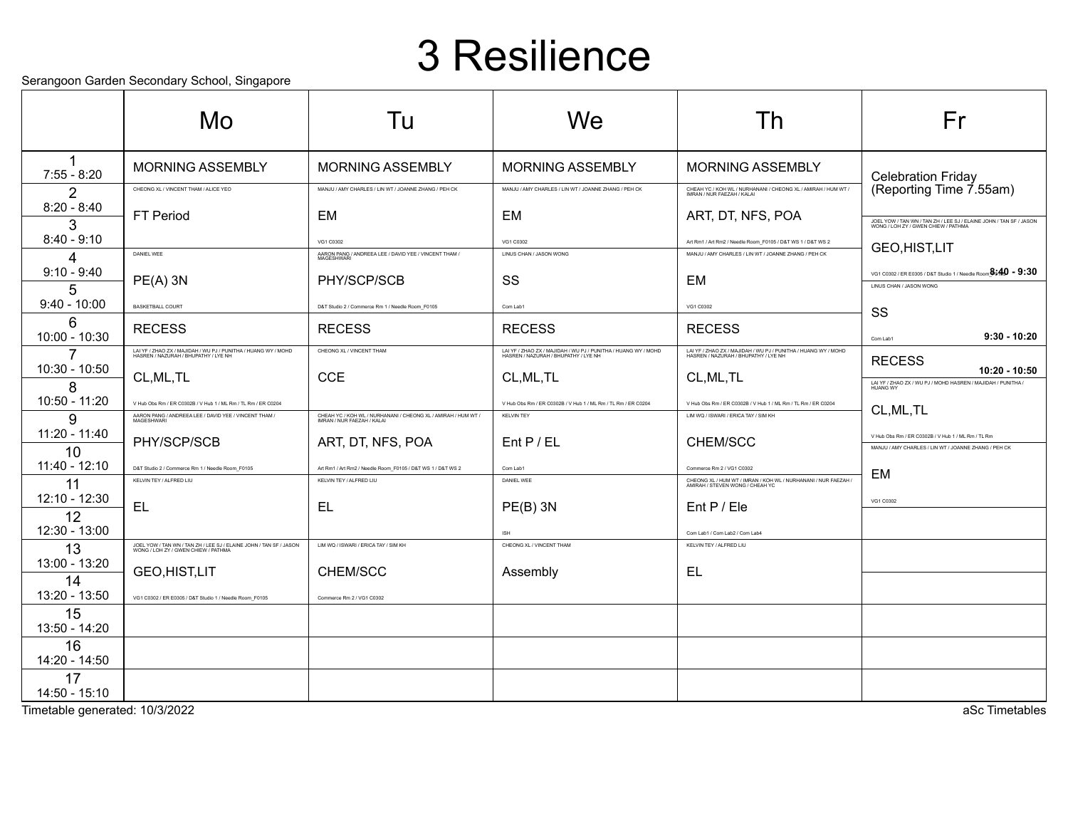# 3 Resilience

Serangoon Garden Secondary School, Singapore

| | Mo | Tu | We | Th | Fr |
|---|---|---|---|---|---|
| 1<br>7:55 - 8:20 | MORNING ASSEMBLY | MORNING ASSEMBLY | MORNING ASSEMBLY | MORNING ASSEMBLY | Celebration Friday (Reporting Time 7.55am) |
| 2<br>8:20 - 8:40 | CHEONG XL / VINCENT THAM / ALICE YEO<br>FT Period | MANJU / AMY CHARLES / LIN WT / JOANNE ZHANG / PEH CK<br>EM<br>VG1 C0302 | MANJU / AMY CHARLES / LIN WT / JOANNE ZHANG / PEH CK<br>EM<br>VG1 C0302 | CHEAH YC / KOH WL / NURHANANI / CHEONG XL / AMIRAH / HUM WT / IMRAN / NUR FAEZAH / KALAI<br>ART, DT, NFS, POA<br>Art Rm1 / Art Rm2 / Needle Room_F0105 / D&T WS 1 / D&T WS 2 | |
| 3<br>8:40 - 9:10 | | | | | JOEL YOW / TAN WN / TAN ZH / LEE SJ / ELAINE JOHN / TAN SF / JASON WONG / LOH ZY / GWEN CHIEW / PATHMA<br>GEO,HIST,LIT<br>VG1 C0302 / ER E0305 / D&T Studio 1 / Needle Room_F0105<br>8:40 - 9:30 |
| 4<br>9:10 - 9:40 | DANIEL WEE<br>PE(A) 3N<br>BASKETBALL COURT | AARON PANG / ANDREEA LEE / DAVID YEE / VINCENT THAM / MAGESHWARI<br>PHY/SCP/SCB<br>D&T Studio 2 / Commerce Rm 1 / Needle Room_F0105 | LINUS CHAN / JASON WONG<br>SS<br>Com Lab1 | MANJU / AMY CHARLES / LIN WT / JOANNE ZHANG / PEH CK<br>EM<br>VG1 C0302 | |
| 5<br>9:40 - 10:00 | | | | | LINUS CHAN / JASON WONG<br>SS<br>Com Lab1<br>9:30 - 10:20 |
| 6<br>10:00 - 10:30 | RECESS | RECESS | RECESS | RECESS | |
| 7<br>10:30 - 10:50 | LAI YF / ZHAO ZX / MAJIDAH / WU PJ / PUNITHA / HUANG WY / MOHD HASREN / NAZURAH / BHUPATHY / LYE NH<br>CL,ML,TL<br>V Hub Obs Rm / ER C0302B / V Hub 1 / ML Rm / TL Rm / ER C0204 | CHEONG XL / VINCENT THAM<br>CCE | LAI YF / ZHAO ZX / MAJIDAH / WU PJ / PUNITHA / HUANG WY / MOHD HASREN / NAZURAH / BHUPATHY / LYE NH<br>CL,ML,TL<br>V Hub Obs Rm / ER C0302B / V Hub 1 / ML Rm / TL Rm / ER C0204 | LAI YF / ZHAO ZX / MAJIDAH / WU PJ / PUNITHA / HUANG WY / MOHD HASREN / NAZURAH / BHUPATHY / LYE NH<br>CL,ML,TL<br>V Hub Obs Rm / ER C0302B / V Hub 1 / ML Rm / TL Rm / ER C0204 | RECESS<br>10:20 - 10:50 |
| 8<br>10:50 - 11:20 | | | | | LAI YF / ZHAO ZX / WU PJ / MOHD HASREN / MAJIDAH / PUNITHA / HUANG WY<br>CL,ML,TL<br>V Hub Obs Rm / ER C0302B / V Hub 1 / ML Rm / TL Rm |
| 9<br>11:20 - 11:40 | AARON PANG / ANDREEA LEE / DAVID YEE / VINCENT THAM / MAGESHWARI<br>PHY/SCP/SCB<br>D&T Studio 2 / Commerce Rm 1 / Needle Room_F0105 | CHEAH YC / KOH WL / NURHANANI / CHEONG XL / AMIRAH / HUM WT / IMRAN / NUR FAEZAH / KALAI<br>ART, DT, NFS, POA<br>Art Rm1 / Art Rm2 / Needle Room_F0105 / D&T WS 1 / D&T WS 2 | KELVIN TEY<br>Ent P / EL<br>Com Lab1 | LIM WQ / ISWARI / ERICA TAY / SIM KH<br>CHEM/SCC<br>Commerce Rm 2 / VG1 C0302 | |
| 10<br>11:40 - 12:10 | | | | | MANJU / AMY CHARLES / LIN WT / JOANNE ZHANG / PEH CK<br>EM<br>VG1 C0302 |
| 11<br>12:10 - 12:30 | KELVIN TEY / ALFRED LIU<br>EL | KELVIN TEY / ALFRED LIU<br>EL | DANIEL WEE<br>PE(B) 3N<br>ISH | CHEONG XL / HUM WT / IMRAN / KOH WL / NURHANANI / NUR FAEZAH / AMIRAH / STEVEN WONG / CHEAH YC<br>Ent P / Ele<br>Com Lab1 / Com Lab2 / Com Lab4 | |
| 12<br>12:30 - 13:00 | | | | | |
| 13<br>13:00 - 13:20 | JOEL YOW / TAN WN / TAN ZH / LEE SJ / ELAINE JOHN / TAN SF / JASON WONG / LOH ZY / GWEN CHIEW / PATHMA<br>GEO,HIST,LIT<br>VG1 C0302 / ER E0305 / D&T Studio 1 / Needle Room_F0105 | LIM WQ / ISWARI / ERICA TAY / SIM KH<br>CHEM/SCC<br>Commerce Rm 2 / VG1 C0302 | CHEONG XL / VINCENT THAM<br>Assembly | KELVIN TEY / ALFRED LIU<br>EL | |
| 14<br>13:20 - 13:50 | | | | | |
| 15<br>13:50 - 14:20 | | | | | |
| 16<br>14:20 - 14:50 | | | | | |
| 17<br>14:50 - 15:10 | | | | | |

Timetable generated: 10/3/2022

aSc Timetables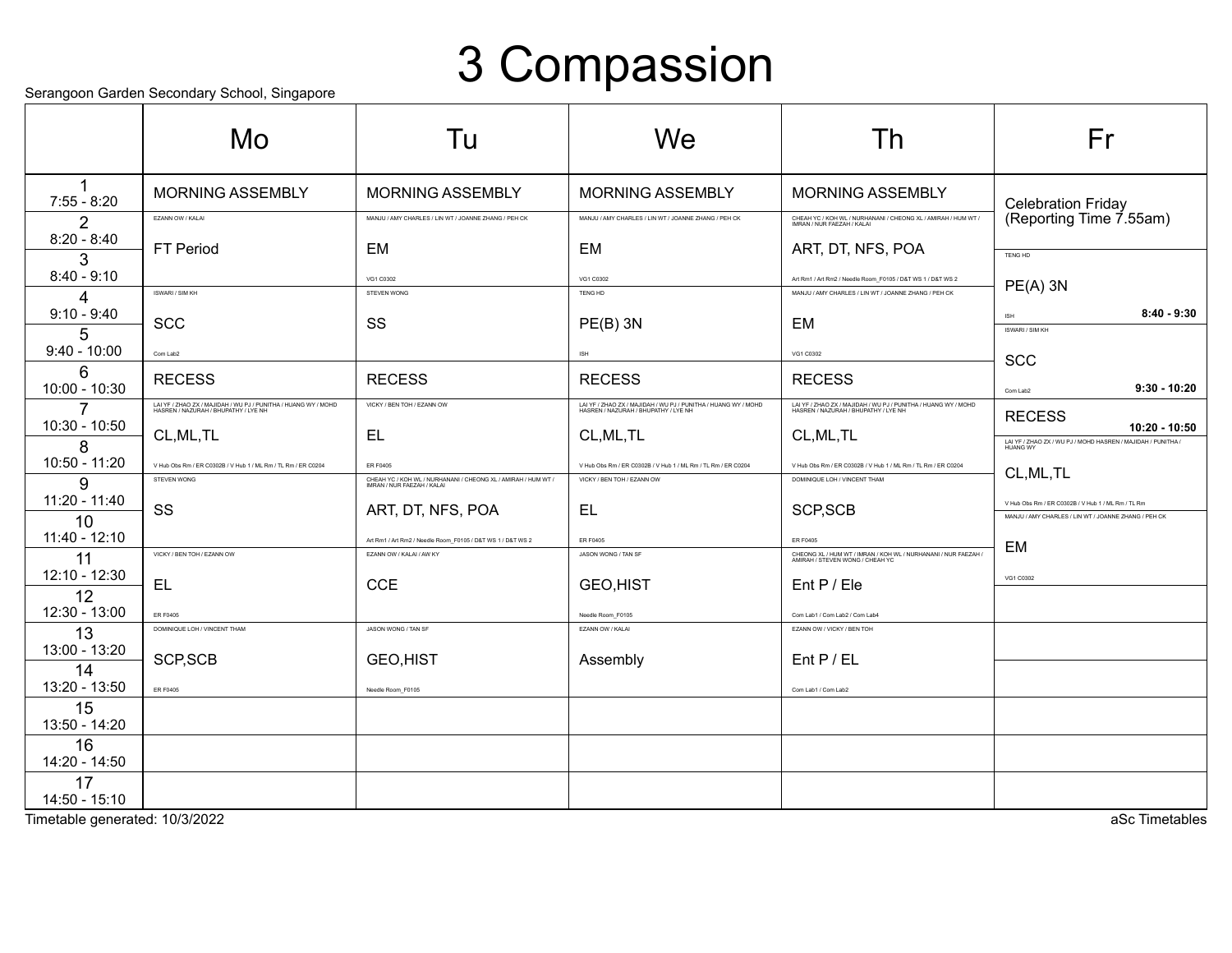# 3 Compassion

Serangoon Garden Secondary School, Singapore

| | Mo | Tu | We | Th | Fr |
|---|---|---|---|---|---|
| 1<br>7:55 - 8:20 | MORNING ASSEMBLY | MORNING ASSEMBLY | MORNING ASSEMBLY | MORNING ASSEMBLY | Celebration Friday (Reporting Time 7.55am) |
| 2<br>8:20 - 8:40 | EZANN OW / KALAI<br>FT Period | MANJU / AMY CHARLES / LIN WT / JOANNE ZHANG / PEH CK<br>EM<br>VG1 C0302 | MANJU / AMY CHARLES / LIN WT / JOANNE ZHANG / PEH CK<br>EM<br>VG1 C0302 | CHEAH YC / KOH WL / NURHANANI / CHEONG XL / AMIRAH / HUM WT / IMRAN / NUR FAEZAH / KALAI<br>ART, DT, NFS, POA<br>Art Rm1 / Art Rm2 / Needle Room_F0105 / D&T WS 1 / D&T WS 2 | |
| 3<br>8:40 - 9:10 | | | | | TENG HD<br>PE(A) 3N<br>ISH<br>8:40 - 9:30 |
| 4<br>9:10 - 9:40 | ISWARI / SIM KH<br>SCC<br>Com Lab2 | STEVEN WONG<br>SS | TENG HD<br>PE(B) 3N<br>ISH | MANJU / AMY CHARLES / LIN WT / JOANNE ZHANG / PEH CK<br>EM<br>VG1 C0302 | |
| 5<br>9:40 - 10:00 | | | | | ISWARI / SIM KH<br>SCC<br>Com Lab2<br>9:30 - 10:20 |
| 6<br>10:00 - 10:30 | RECESS | RECESS | RECESS | RECESS | |
| 7<br>10:30 - 10:50 | LAI YF / ZHAO ZX / MAJIDAH / WU PJ / PUNITHA / HUANG WY / MOHD HASREN / NAZURAH / BHUPATHY / LYE NH<br>CL,ML,TL<br>V Hub Obs Rm / ER C0302B / V Hub 1 / ML Rm / TL Rm / ER C0204 | VICKY / BEN TOH / EZANN OW<br>EL<br>ER F0405 | LAI YF / ZHAO ZX / MAJIDAH / WU PJ / PUNITHA / HUANG WY / MOHD HASREN / NAZURAH / BHUPATHY / LYE NH<br>CL,ML,TL<br>V Hub Obs Rm / ER C0302B / V Hub 1 / ML Rm / TL Rm / ER C0204 | LAI YF / ZHAO ZX / MAJIDAH / WU PJ / PUNITHA / HUANG WY / MOHD HASREN / NAZURAH / BHUPATHY / LYE NH<br>CL,ML,TL<br>V Hub Obs Rm / ER C0302B / V Hub 1 / ML Rm / TL Rm / ER C0204 | RECESS<br>10:20 - 10:50 |
| 8<br>10:50 - 11:20 | | | | | LAI YF / ZHAO ZX / WU PJ / MOHD HASREN / MAJIDAH / PUNITHA / HUANG WY<br>CL,ML,TL<br>V Hub Obs Rm / ER C0302B / V Hub 1 / ML Rm / TL Rm |
| 9<br>11:20 - 11:40 | STEVEN WONG<br>SS | CHEAH YC / KOH WL / NURHANANI / CHEONG XL / AMIRAH / HUM WT / IMRAN / NUR FAEZAH / KALAI<br>ART, DT, NFS, POA<br>Art Rm1 / Art Rm2 / Needle Room_F0105 / D&T WS 1 / D&T WS 2 | VICKY / BEN TOH / EZANN OW<br>EL<br>ER F0405 | DOMINIQUE LOH / VINCENT THAM<br>SCP,SCB<br>ER F0405 | |
| 10<br>11:40 - 12:10 | | | | | MANJU / AMY CHARLES / LIN WT / JOANNE ZHANG / PEH CK<br>EM<br>VG1 C0302 |
| 11<br>12:10 - 12:30 | VICKY / BEN TOH / EZANN OW<br>EL<br>ER F0405 | EZANN OW / KALAI / AW KY<br>CCE | JASON WONG / TAN SF<br>GEO,HIST<br>Needle Room_F0105 | CHEONG XL / HUM WT / IMRAN / KOH WL / NURHANANI / NUR FAEZAH / AMIRAH / STEVEN WONG / CHEAH YC<br>Ent P / Ele<br>Com Lab1 / Com Lab2 / Com Lab4 | |
| 12<br>12:30 - 13:00 | | | | | |
| 13<br>13:00 - 13:20 | DOMINIQUE LOH / VINCENT THAM<br>SCP,SCB<br>ER F0405 | JASON WONG / TAN SF<br>GEO,HIST<br>Needle Room_F0105 | EZANN OW / KALAI<br>Assembly | EZANN OW / VICKY / BEN TOH<br>Ent P / EL<br>Com Lab1 / Com Lab2 | |
| 14<br>13:20 - 13:50 | | | | | |
| 15<br>13:50 - 14:20 | | | | | |
| 16<br>14:20 - 14:50 | | | | | |
| 17<br>14:50 - 15:10 | | | | | |

Timetable generated: 10/3/2022

aSc Timetables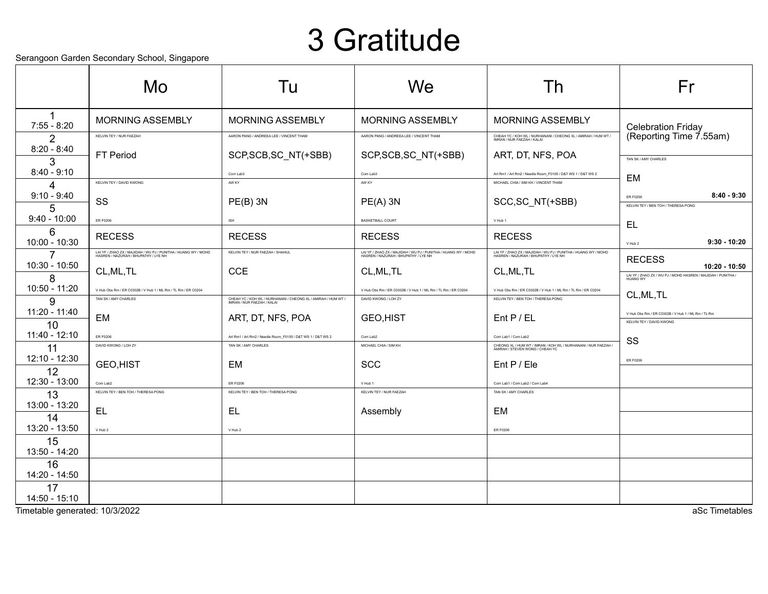# 3 Gratitude

Serangoon Garden Secondary School, Singapore

| | Mo | Tu | We | Th | Fr |
|---|---|---|---|---|---|
| 1<br>7:55 - 8:20 | MORNING ASSEMBLY | MORNING ASSEMBLY | MORNING ASSEMBLY | MORNING ASSEMBLY | Celebration Friday (Reporting Time 7.55am) |
| 2<br>8:20 - 8:40 | KELVIN TEY / NUR FAEZAH<br>FT Period | AARON PANG / ANDREEA LEE / VINCENT THAM<br>SCP,SCB,SC_NT(+SBB)<br>Com Lab3 | AARON PANG / ANDREEA LEE / VINCENT THAM<br>SCP,SCB,SC_NT(+SBB)<br>Com Lab3 | CHEAH YC / KOH WL / NURHANANI / CHEONG XL / AMIRAH / HUM WT / IMRAN / NUR FAEZAH / KALAI<br>ART, DT, NFS, POA<br>Art Rm1 / Art Rm2 / Needle Room_F0105 / D&T WS 1 / D&T WS 2 | |
| 3<br>8:40 - 9:10 | | | | | TAN SK / AMY CHARLES<br>EM<br>ER F0206<br>8:40 - 9:30 |
| 4<br>9:10 - 9:40 | KELVIN TEY / DAVID KWONG<br>SS<br>ER F0206 | AW KY<br>PE(B) 3N<br>ISH | AW KY<br>PE(A) 3N<br>BASKETBALL COURT | MICHAEL CHIA / SIM KH / VINCENT THAM<br>SCC,SC_NT(+SBB)<br>V Hub 1 | |
| 5<br>9:40 - 10:00 | | | | | KELVIN TEY / BEN TOH / THERESA PONG<br>EL<br>V Hub 2<br>9:30 - 10:20 |
| 6<br>10:00 - 10:30 | RECESS | RECESS | RECESS | RECESS | |
| 7<br>10:30 - 10:50 | LAI YF / ZHAO ZX / MAJIDAH / WU PJ / PUNITHA / HUANG WY / MOHD HASREN / NAZURAH / BHUPATHY / LYE NH<br>CL,ML,TL<br>V Hub Obs Rm / ER C0302B / V Hub 1 / ML Rm / TL Rm / ER C0204 | KELVIN TEY / NUR FAEZAH / SHAHUL<br>CCE | LAI YF / ZHAO ZX / MAJIDAH / WU PJ / PUNITHA / HUANG WY / MOHD HASREN / NAZURAH / BHUPATHY / LYE NH<br>CL,ML,TL<br>V Hub Obs Rm / ER C0302B / V Hub 1 / ML Rm / TL Rm / ER C0204 | LAI YF / ZHAO ZX / MAJIDAH / WU PJ / PUNITHA / HUANG WY / MOHD HASREN / NAZURAH / BHUPATHY / LYE NH<br>CL,ML,TL<br>V Hub Obs Rm / ER C0302B / V Hub 1 / ML Rm / TL Rm / ER C0204 | RECESS<br>10:20 - 10:50 |
| 8<br>10:50 - 11:20 | | | | | LAI YF / ZHAO ZX / WU PJ / MOHD HASREN / MAJIDAH / PUNITHA / HUANG WY<br>CL,ML,TL<br>V Hub Obs Rm / ER C0302B / V Hub 1 / ML Rm / TL Rm |
| 9<br>11:20 - 11:40 | TAN SK / AMY CHARLES<br>EM<br>ER F0206 | CHEAH YC / KOH WL / NURHANANI / CHEONG XL / AMIRAH / HUM WT / IMRAN / NUR FAEZAH / KALAI<br>ART, DT, NFS, POA<br>Art Rm1 / Art Rm2 / Needle Room_F0105 / D&T WS 1 / D&T WS 2 | DAVID KWONG / LOH ZY<br>GEO,HIST<br>Com Lab2 | KELVIN TEY / BEN TOH / THERESA PONG<br>Ent P / EL<br>Com Lab1 / Com Lab2 | |
| 10<br>11:40 - 12:10 | | | | | KELVIN TEY / DAVID KWONG<br>SS<br>ER F0206 |
| 11<br>12:10 - 12:30 | DAVID KWONG / LOH ZY<br>GEO,HIST<br>Com Lab2 | TAN SK / AMY CHARLES<br>EM<br>ER F0206 | MICHAEL CHIA / SIM KH<br>SCC<br>V Hub 1 | CHEONG XL / HUM WT / IMRAN / KOH WL / NURHANANI / NUR FAEZAH / AMIRAH / STEVEN WONG / CHEAH YC<br>Ent P / Ele<br>Com Lab1 / Com Lab2 / Com Lab4 | |
| 12<br>12:30 - 13:00 | | | | | |
| 13<br>13:00 - 13:20 | KELVIN TEY / BEN TOH / THERESA PONG<br>EL<br>V Hub 2 | KELVIN TEY / BEN TOH / THERESA PONG<br>EL<br>V Hub 2 | KELVIN TEY / NUR FAEZAH<br>Assembly | TAN SK / AMY CHARLES<br>EM<br>ER F0206 | |
| 14<br>13:20 - 13:50 | | | | | |
| 15<br>13:50 - 14:20 | | | | | |
| 16<br>14:20 - 14:50 | | | | | |
| 17<br>14:50 - 15:10 | | | | | |

Timetable generated: 10/3/2022

aSc Timetables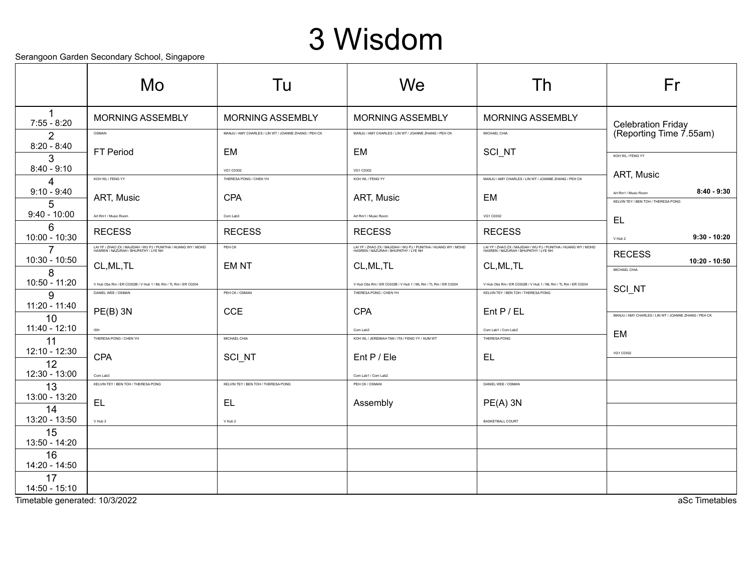# 3 Wisdom

Serangoon Garden Secondary School, Singapore

| | Mo | Tu | We | Th | Fr |
|---|---|---|---|---|---|
| 1<br>7:55 - 8:20 | MORNING ASSEMBLY | MORNING ASSEMBLY | MORNING ASSEMBLY | MORNING ASSEMBLY | Celebration Friday (Reporting Time 7.55am) |
| 2<br>8:20 - 8:40 | OSMAN<br>FT Period | MANJU / AMY CHARLES / LIN WT / JOANNE ZHANG / PEH CK<br>EM<br>VG1 C0302 | MANJU / AMY CHARLES / LIN WT / JOANNE ZHANG / PEH CK<br>EM<br>VG1 C0302 | MICHAEL CHIA<br>SCI_NT | |
| 3<br>8:40 - 9:10 | | | | | KOH WL / FENG YY<br>ART, Music<br>Art Rm1 / Music Room<br>8:40 - 9:30 |
| 4<br>9:10 - 9:40 | KOH WL / FENG YY<br>ART, Music<br>Art Rm1 / Music Room | THERESA PONG / CHEN YH<br>CPA<br>Com Lab3 | KOH WL / FENG YY<br>ART, Music<br>Art Rm1 / Music Room | MANJU / AMY CHARLES / LIN WT / JOANNE ZHANG / PEH CK<br>EM<br>VG1 C0302 | |
| 5<br>9:40 - 10:00 | | | | | KELVIN TEY / BEN TOH / THERESA PONG<br>EL<br>V Hub 2<br>9:30 - 10:20 |
| 6<br>10:00 - 10:30 | RECESS | RECESS | RECESS | RECESS | |
| 7<br>10:30 - 10:50 | LAI YF / ZHAO ZX / MAJIDAH / WU PJ / PUNITHA / HUANG WY / MOHD HASREN / NAZURAH / BHUPATHY / LYE NH<br>CL,ML,TL<br>V Hub Obs Rm / ER C0302B / V Hub 1 / ML Rm / TL Rm / ER C0204 | PEH CK<br>EM NT | LAI YF / ZHAO ZX / MAJIDAH / WU PJ / PUNITHA / HUANG WY / MOHD HASREN / NAZURAH / BHUPATHY / LYE NH<br>CL,ML,TL<br>V Hub Obs Rm / ER C0302B / V Hub 1 / ML Rm / TL Rm / ER C0204 | LAI YF / ZHAO ZX / MAJIDAH / WU PJ / PUNITHA / HUANG WY / MOHD HASREN / NAZURAH / BHUPATHY / LYE NH<br>CL,ML,TL<br>V Hub Obs Rm / ER C0302B / V Hub 1 / ML Rm / TL Rm / ER C0204 | RECESS<br>10:20 - 10:50 |
| 8<br>10:50 - 11:20 | | | | | MICHAEL CHIA<br>SCI_NT |
| 9<br>11:20 - 11:40 | DANIEL WEE / OSMAN<br>PE(B) 3N<br>ISH | PEH CK / OSMAN<br>CCE | THERESA PONG / CHEN YH<br>CPA<br>Com Lab3 | KELVIN TEY / BEN TOH / THERESA PONG<br>Ent P / EL<br>Com Lab1 / Com Lab2 | |
| 10<br>11:40 - 12:10 | | | | | MANJU / AMY CHARLES / LIN WT / JOANNE ZHANG / PEH CK<br>EM<br>VG1 C0302 |
| 11<br>12:10 - 12:30 | THERESA PONG / CHEN YH<br>CPA<br>Com Lab3 | MICHAEL CHIA<br>SCI_NT | KOH WL / JEREMIAH TAN / ITA / FENG YY / HUM WT<br>Ent P / Ele<br>Com Lab1 / Com Lab2 | THERESA PONG<br>EL | |
| 12<br>12:30 - 13:00 | | | | | |
| 13<br>13:00 - 13:20 | KELVIN TEY / BEN TOH / THERESA PONG<br>EL<br>V Hub 2 | KELVIN TEY / BEN TOH / THERESA PONG<br>EL<br>V Hub 2 | PEH CK / OSMAN<br>Assembly | DANIEL WEE / OSMAN<br>PE(A) 3N<br>BASKETBALL COURT | |
| 14<br>13:20 - 13:50 | | | | | |
| 15<br>13:50 - 14:20 | | | | | |
| 16<br>14:20 - 14:50 | | | | | |
| 17<br>14:50 - 15:10 | | | | | |

Timetable generated: 10/3/2022

aSc Timetables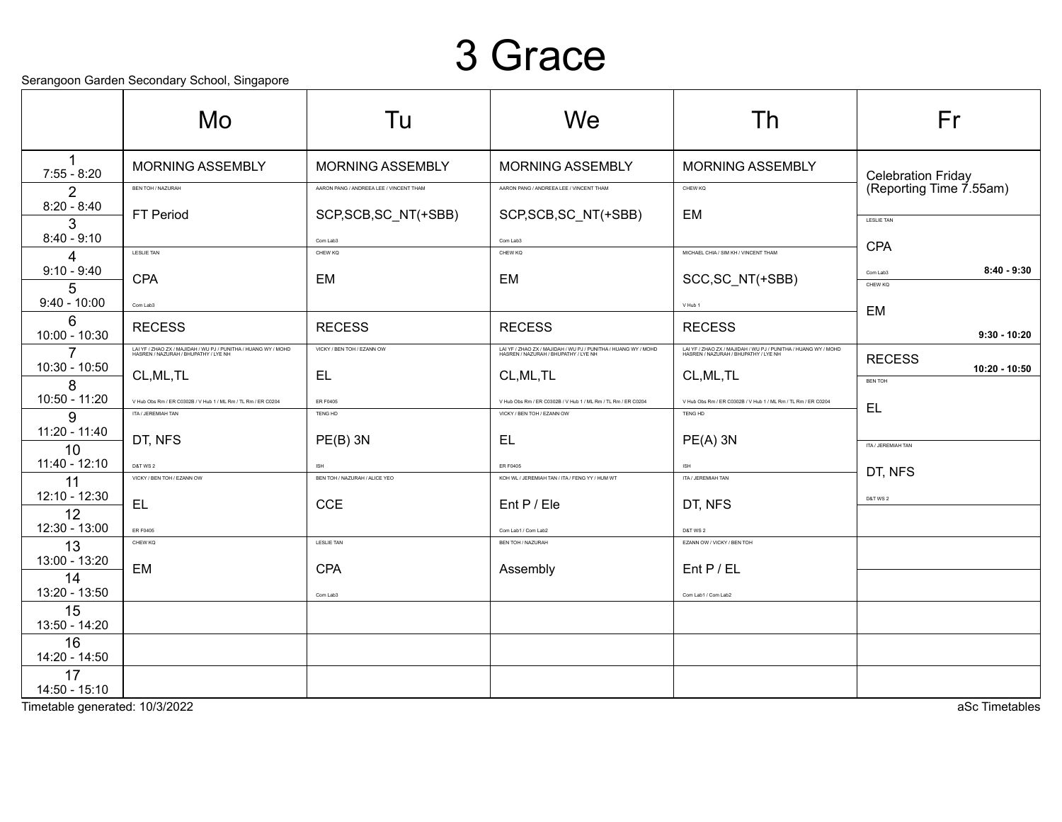# 3 Grace

Serangoon Garden Secondary School, Singapore

| | Mo | Tu | We | Th | Fr |
|---|---|---|---|---|---|
| 1<br>7:55 - 8:20 | MORNING ASSEMBLY | MORNING ASSEMBLY | MORNING ASSEMBLY | MORNING ASSEMBLY | Celebration Friday (Reporting Time 7.55am) |
| 2<br>8:20 - 8:40 | BEN TOH / NAZURAH<br>FT Period | AARON PANG / ANDREEA LEE / VINCENT THAM<br>SCP,SCB,SC_NT(+SBB)<br>Com Lab3 | AARON PANG / ANDREEA LEE / VINCENT THAM<br>SCP,SCB,SC_NT(+SBB)<br>Com Lab3 | CHEW KQ<br>EM | |
| 3<br>8:40 - 9:10 | | | | | LESLIE TAN<br>CPA<br>Com Lab3<br>8:40 - 9:30 |
| 4<br>9:10 - 9:40 | LESLIE TAN<br>CPA<br>Com Lab3 | CHEW KQ<br>EM | CHEW KQ<br>EM | MICHAEL CHIA / SIM KH / VINCENT THAM<br>SCC,SC_NT(+SBB)<br>V Hub 1 | |
| 5<br>9:40 - 10:00 | | | | | CHEW KQ<br>EM<br>9:30 - 10:20 |
| 6<br>10:00 - 10:30 | RECESS | RECESS | RECESS | RECESS | |
| 7<br>10:30 - 10:50 | LAI YF / ZHAO ZX / MAJIDAH / WU PJ / PUNITHA / HUANG WY / MOHD HASREN / NAZURAH / BHUPATHY / LYE NH<br>CL,ML,TL<br>V Hub Obs Rm / ER C0302B / V Hub 1 / ML Rm / TL Rm / ER C0204 | VICKY / BEN TOH / EZANN OW<br>EL<br>ER F0405 | LAI YF / ZHAO ZX / MAJIDAH / WU PJ / PUNITHA / HUANG WY / MOHD HASREN / NAZURAH / BHUPATHY / LYE NH<br>CL,ML,TL<br>V Hub Obs Rm / ER C0302B / V Hub 1 / ML Rm / TL Rm / ER C0204 | LAI YF / ZHAO ZX / MAJIDAH / WU PJ / PUNITHA / HUANG WY / MOHD HASREN / NAZURAH / BHUPATHY / LYE NH<br>CL,ML,TL<br>V Hub Obs Rm / ER C0302B / V Hub 1 / ML Rm / TL Rm / ER C0204 | RECESS<br>10:20 - 10:50 |
| 8<br>10:50 - 11:20 | | | | | BEN TOH<br>EL |
| 9<br>11:20 - 11:40 | ITA / JEREMIAH TAN<br>DT, NFS<br>D&T WS 2 | TENG HD<br>PE(B) 3N<br>ISH | VICKY / BEN TOH / EZANN OW<br>EL<br>ER F0405 | TENG HD<br>PE(A) 3N<br>ISH | |
| 10<br>11:40 - 12:10 | | | | | ITA / JEREMIAH TAN<br>DT, NFS<br>D&T WS 2 |
| 11<br>12:10 - 12:30 | VICKY / BEN TOH / EZANN OW<br>EL<br>ER F0405 | BEN TOH / NAZURAH / ALICE YEO<br>CCE | KOH WL / JEREMIAH TAN / ITA / FENG YY / HUM WT<br>Ent P / Ele<br>Com Lab1 / Com Lab2 | ITA / JEREMIAH TAN<br>DT, NFS<br>D&T WS 2 | |
| 12<br>12:30 - 13:00 | | | | | |
| 13<br>13:00 - 13:20 | CHEW KQ<br>EM | LESLIE TAN<br>CPA<br>Com Lab3 | BEN TOH / NAZURAH<br>Assembly | EZANN OW / VICKY / BEN TOH<br>Ent P / EL<br>Com Lab1 / Com Lab2 | |
| 14<br>13:20 - 13:50 | | | | | |
| 15<br>13:50 - 14:20 | | | | | |
| 16<br>14:20 - 14:50 | | | | | |
| 17<br>14:50 - 15:10 | | | | | |

Timetable generated: 10/3/2022

aSc Timetables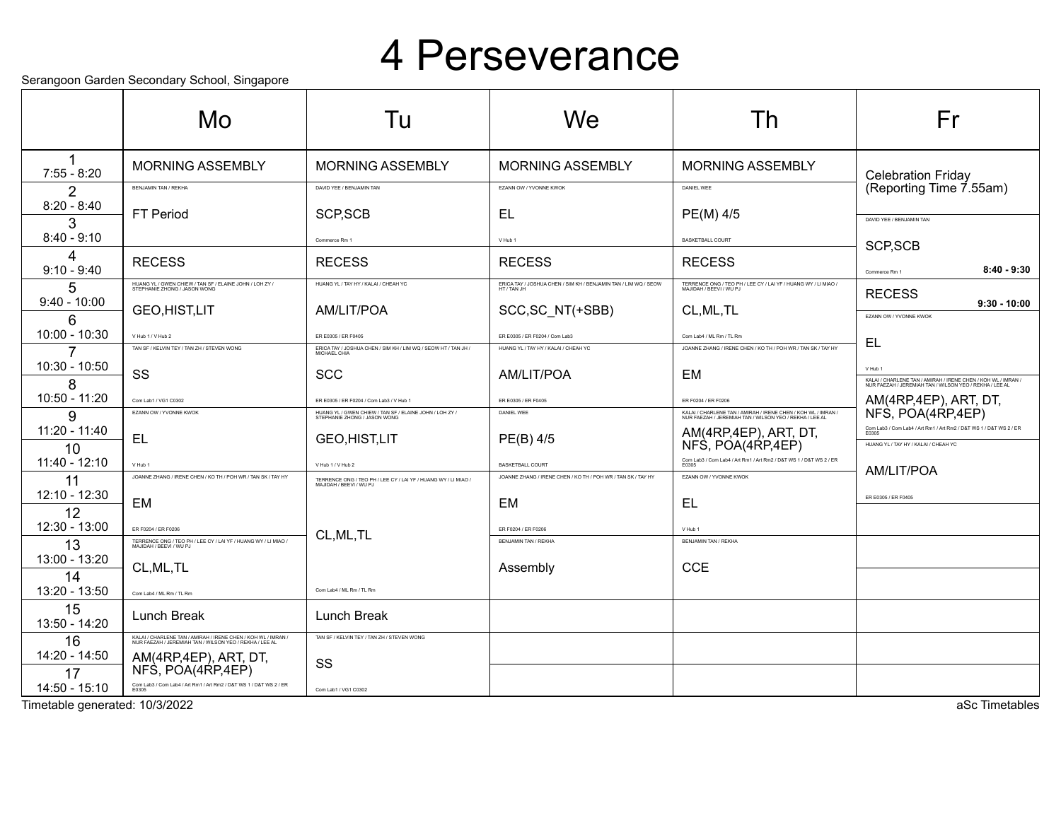# 4 Perseverance

Serangoon Garden Secondary School, Singapore

| | Mo | Tu | We | Th | Fr |
|---|---|---|---|---|---|
| 1<br>7:55 - 8:20 | MORNING ASSEMBLY | MORNING ASSEMBLY | MORNING ASSEMBLY | MORNING ASSEMBLY | Celebration Friday (Reporting Time 7.55am) |
| 2<br>8:20 - 8:40 | BENJAMIN TAN / REKHA<br>FT Period | DAVID YEE / BENJAMIN TAN<br>SCP,SCB<br>Commerce Rm 1 | EZANN OW / YVONNE KWOK<br>EL<br>V Hub 1 | DANIEL WEE<br>PE(M) 4/5<br>BASKETBALL COURT | |
| 3<br>8:40 - 9:10 | | | | | DAVID YEE / BENJAMIN TAN<br>SCP,SCB<br>Commerce Rm 1<br>8:40 - 9:30 |
| 4<br>9:10 - 9:40 | RECESS | RECESS | RECESS | RECESS | |
| 5<br>9:40 - 10:00 | HUANG YL / GWEN CHIEW / TAN SF / ELAINE JOHN / LOH ZY / STEPHANIE ZHONG / JASON WONG<br>GEO,HIST,LIT<br>V Hub 1 / V Hub 2 | HUANG YL / TAY HY / KALAI / CHEAH YC<br>AM/LIT/POA<br>ER E0305 / ER F0405 | ERICA TAY / JOSHUA CHEN / SIM KH / BENJAMIN TAN / LIM WQ / SEOW HT / TAN JH<br>SCC,SC_NT(+SBB)<br>ER E0305 / ER F0204 / Com Lab3 | TERRENCE ONG / TEO PH / LEE CY / LAI YF / HUANG WY / LI MIAO / MAJIDAH / BEEVI / WU PJ<br>CL,ML,TL<br>Com Lab4 / ML Rm / TL Rm | RECESS<br>9:30 - 10:00 |
| 6<br>10:00 - 10:30 | | | | | EZANN OW / YVONNE KWOK<br>EL<br>V Hub 1 |
| 7<br>10:30 - 10:50 | TAN SF / KELVIN TEY / TAN ZH / STEVEN WONG<br>SS<br>Com Lab1 / VG1 C0302 | ERICA TAY / JOSHUA CHEN / SIM KH / LIM WQ / SEOW HT / TAN JH / MICHAEL CHIA<br>SCC<br>ER E0305 / ER F0204 / Com Lab3 / V Hub 1 | HUANG YL / TAY HY / KALAI / CHEAH YC<br>AM/LIT/POA<br>ER E0305 / ER F0405 | JOANNE ZHANG / IRENE CHEN / KO TH / POH WR / TAN SK / TAY HY<br>EM<br>ER F0204 / ER F0206 | |
| 8<br>10:50 - 11:20 | | | | | KALAI / CHARLENE TAN / AMIRAH / IRENE CHEN / KOH WL / IMRAN / NUR FAEZAH / JEREMIAH TAN / WILSON YEO / REKHA / LEE AL<br>AM(4RP,4EP), ART, DT, NFS, POA(4RP,4EP)<br>Com Lab3 / Com Lab4 / Art Rm1 / Art Rm2 / D&T WS 1 / D&T WS 2 / ER E0305 |
| 9<br>11:20 - 11:40 | EZANN OW / YVONNE KWOK<br>EL<br>V Hub 1 | HUANG YL / GWEN CHIEW / TAN SF / ELAINE JOHN / LOH ZY / STEPHANIE ZHONG / JASON WONG<br>GEO,HIST,LIT<br>V Hub 1 / V Hub 2 | DANIEL WEE<br>PE(B) 4/5<br>BASKETBALL COURT | KALAI / CHARLENE TAN / AMIRAH / IRENE CHEN / KOH WL / IMRAN / NUR FAEZAH / JEREMIAH TAN / WILSON YEO / REKHA / LEE AL<br>AM(4RP,4EP), ART, DT, NFS, POA(4RP,4EP)<br>Com Lab3 / Com Lab4 / Art Rm1 / Art Rm2 / D&T WS 1 / D&T WS 2 / ER E0305 | |
| 10<br>11:40 - 12:10 | | | | | HUANG YL / TAY HY / KALAI / CHEAH YC<br>AM/LIT/POA<br>ER E0305 / ER F0405 |
| 11<br>12:10 - 12:30 | JOANNE ZHANG / IRENE CHEN / KO TH / POH WR / TAN SK / TAY HY<br>EM<br>ER F0204 / ER F0206 | TERRENCE ONG / TEO PH / LEE CY / LAI YF / HUANG WY / LI MIAO / MAJIDAH / BEEVI / WU PJ<br>CL,ML,TL<br>Com Lab4 / ML Rm / TL Rm | JOANNE ZHANG / IRENE CHEN / KO TH / POH WR / TAN SK / TAY HY<br>EM<br>ER F0204 / ER F0206 | EZANN OW / YVONNE KWOK<br>EL<br>V Hub 1 | |
| 12<br>12:30 - 13:00 | | | | | |
| 13<br>13:00 - 13:20 | TERRENCE ONG / TEO PH / LEE CY / LAI YF / HUANG WY / LI MIAO / MAJIDAH / BEEVI / WU PJ<br>CL,ML,TL<br>Com Lab4 / ML Rm / TL Rm | | BENJAMIN TAN / REKHA<br>Assembly | BENJAMIN TAN / REKHA<br>CCE | |
| 14<br>13:20 - 13:50 | | | | | |
| 15<br>13:50 - 14:20 | Lunch Break | Lunch Break | | | |
| 16<br>14:20 - 14:50 | KALAI / CHARLENE TAN / AMIRAH / IRENE CHEN / KOH WL / IMRAN / NUR FAEZAH / JEREMIAH TAN / WILSON YEO / REKHA / LEE AL<br>AM(4RP,4EP), ART, DT, NFS, POA(4RP,4EP)<br>Com Lab3 / Com Lab4 / Art Rm1 / Art Rm2 / D&T WS 1 / D&T WS 2 / ER E0305 | TAN SF / KELVIN TEY / TAN ZH / STEVEN WONG<br>SS<br>Com Lab1 / VG1 C0302 | | | |
| 17<br>14:50 - 15:10 | | | | | |

Timetable generated: 10/3/2022

aSc Timetables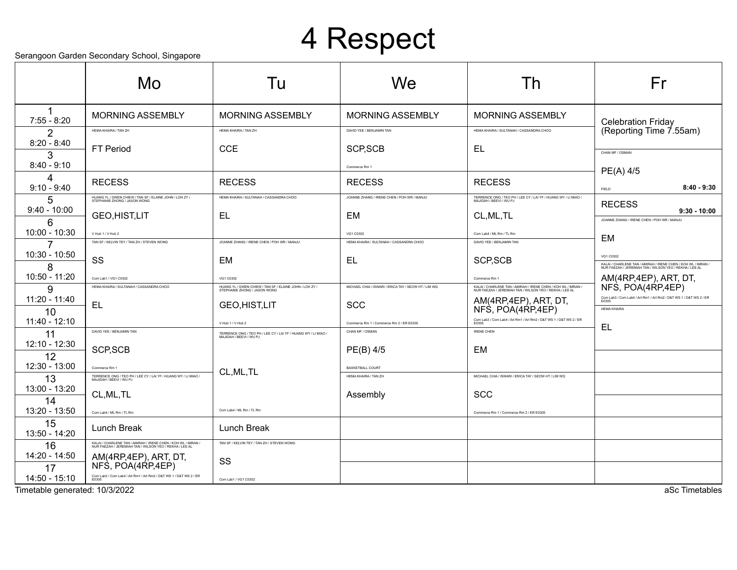# 4 Respect

Serangoon Garden Secondary School, Singapore

| | Mo | Tu | We | Th | Fr |
|---|---|---|---|---|---|
| 1<br>7:55 - 8:20 | MORNING ASSEMBLY | MORNING ASSEMBLY | MORNING ASSEMBLY | MORNING ASSEMBLY | Celebration Friday (Reporting Time 7.55am) |
| 2<br>8:20 - 8:40 | HEMA KHAIRA / TAN ZH<br>FT Period | HEMA KHAIRA / TAN ZH<br>CCE | DAVID YEE / BENJAMIN TAN<br>SCP,SCB<br>Commerce Rm 1 | HEMA KHAIRA / SULTANAH / CASSANDRA CHOO<br>EL | |
| 3<br>8:40 - 9:10 | | | | | CHAN MF / OSMAN<br>PE(A) 4/5<br>FIELD<br>8:40 - 9:30 |
| 4<br>9:10 - 9:40 | RECESS | RECESS | RECESS | RECESS | |
| 5<br>9:40 - 10:00 | HUANG YL / GWEN CHIEW / TAN SF / ELAINE JOHN / LOH ZY / STEPHANIE ZHONG / JASON WONG<br>GEO,HIST,LIT<br>V Hub 1 / V Hub 2 | HEMA KHAIRA / SULTANAH / CASSANDRA CHOO<br>EL | JOANNE ZHANG / IRENE CHEN / POH WR / MANJU<br>EM<br>VG1 C0302 | TERRENCE ONG / TEO PH / LEE CY / LAI YF / HUANG WY / LI MIAO / MAJIDAH / BEEVI / WU PJ<br>CL,ML,TL<br>Com Lab4 / ML Rm / TL Rm | RECESS<br>9:30 - 10:00 |
| 6<br>10:00 - 10:30 | | | | | JOANNE ZHANG / IRENE CHEN / POH WR / MANJU<br>EM<br>VG1 C0302 |
| 7<br>10:30 - 10:50 | TAN SF / KELVIN TEY / TAN ZH / STEVEN WONG<br>SS<br>Com Lab1 / VG1 C0302 | JOANNE ZHANG / IRENE CHEN / POH WR / MANJU<br>EM<br>VG1 C0302 | HEMA KHAIRA / SULTANAH / CASSANDRA CHOO<br>EL | DAVID YEE / BENJAMIN TAN<br>SCP,SCB<br>Commerce Rm 1 | |
| 8<br>10:50 - 11:20 | | | | | KALAI / CHARLENE TAN / AMIRAH / IRENE CHEN / KOH WL / IMRAN / NUR FAEZAH / JEREMIAH TAN / WILSON YEO / REKHA / LEE AL<br>AM(4RP,4EP), ART, DT, NFS, POA(4RP,4EP)<br>Com Lab3 / Com Lab4 / Art Rm1 / Art Rm2 / D&T WS 1 / D&T WS 2 / ER E0305 |
| 9<br>11:20 - 11:40 | HEMA KHAIRA / SULTANAH / CASSANDRA CHOO<br>EL | HUANG YL / GWEN CHIEW / TAN SF / ELAINE JOHN / LOH ZY / STEPHANIE ZHONG / JASON WONG<br>GEO,HIST,LIT<br>V Hub 1 / V Hub 2 | MICHAEL CHIA / ISWARI / ERICA TAY / SEOW HT / LIM WQ<br>SCC<br>Commerce Rm 1 / Commerce Rm 2 / ER E0305 | KALAI / CHARLENE TAN / AMIRAH / IRENE CHEN / KOH WL / IMRAN / NUR FAEZAH / JEREMIAH TAN / WILSON YEO / REKHA / LEE AL<br>AM(4RP,4EP), ART, DT, NFS, POA(4RP,4EP)<br>Com Lab3 / Com Lab4 / Art Rm1 / Art Rm2 / D&T WS 1 / D&T WS 2 / ER E0305 | |
| 10<br>11:40 - 12:10 | | | | | HEMA KHAIRA<br>EL |
| 11<br>12:10 - 12:30 | DAVID YEE / BENJAMIN TAN<br>SCP,SCB<br>Commerce Rm 1 | TERRENCE ONG / TEO PH / LEE CY / LAI YF / HUANG WY / LI MIAO / MAJIDAH / BEEVI / WU PJ<br>CL,ML,TL<br>Com Lab4 / ML Rm / TL Rm | CHAN MF / OSMAN<br>PE(B) 4/5<br>BASKETBALL COURT | IRENE CHEN<br>EM | |
| 12<br>12:30 - 13:00 | | | | | |
| 13<br>13:00 - 13:20 | TERRENCE ONG / TEO PH / LEE CY / LAI YF / HUANG WY / LI MIAO / MAJIDAH / BEEVI / WU PJ<br>CL,ML,TL<br>Com Lab4 / ML Rm / TL Rm | | HEMA KHAIRA / TAN ZH<br>Assembly | MICHAEL CHIA / ISWARI / ERICA TAY / SEOW HT / LIM WQ<br>SCC<br>Commerce Rm 1 / Commerce Rm 2 / ER E0305 | |
| 14<br>13:20 - 13:50 | | | | | |
| 15<br>13:50 - 14:20 | Lunch Break | Lunch Break | | | |
| 16<br>14:20 - 14:50 | KALAI / CHARLENE TAN / AMIRAH / IRENE CHEN / KOH WL / IMRAN / NUR FAEZAH / JEREMIAH TAN / WILSON YEO / REKHA / LEE AL<br>AM(4RP,4EP), ART, DT, NFS, POA(4RP,4EP)<br>Com Lab3 / Com Lab4 / Art Rm1 / Art Rm2 / D&T WS 1 / D&T WS 2 / ER E0305 | TAN SF / KELVIN TEY / TAN ZH / STEVEN WONG<br>SS<br>Com Lab1 / VG1 C0302 | | | |
| 17<br>14:50 - 15:10 | | | | | |

Timetable generated: 10/3/2022

aSc Timetables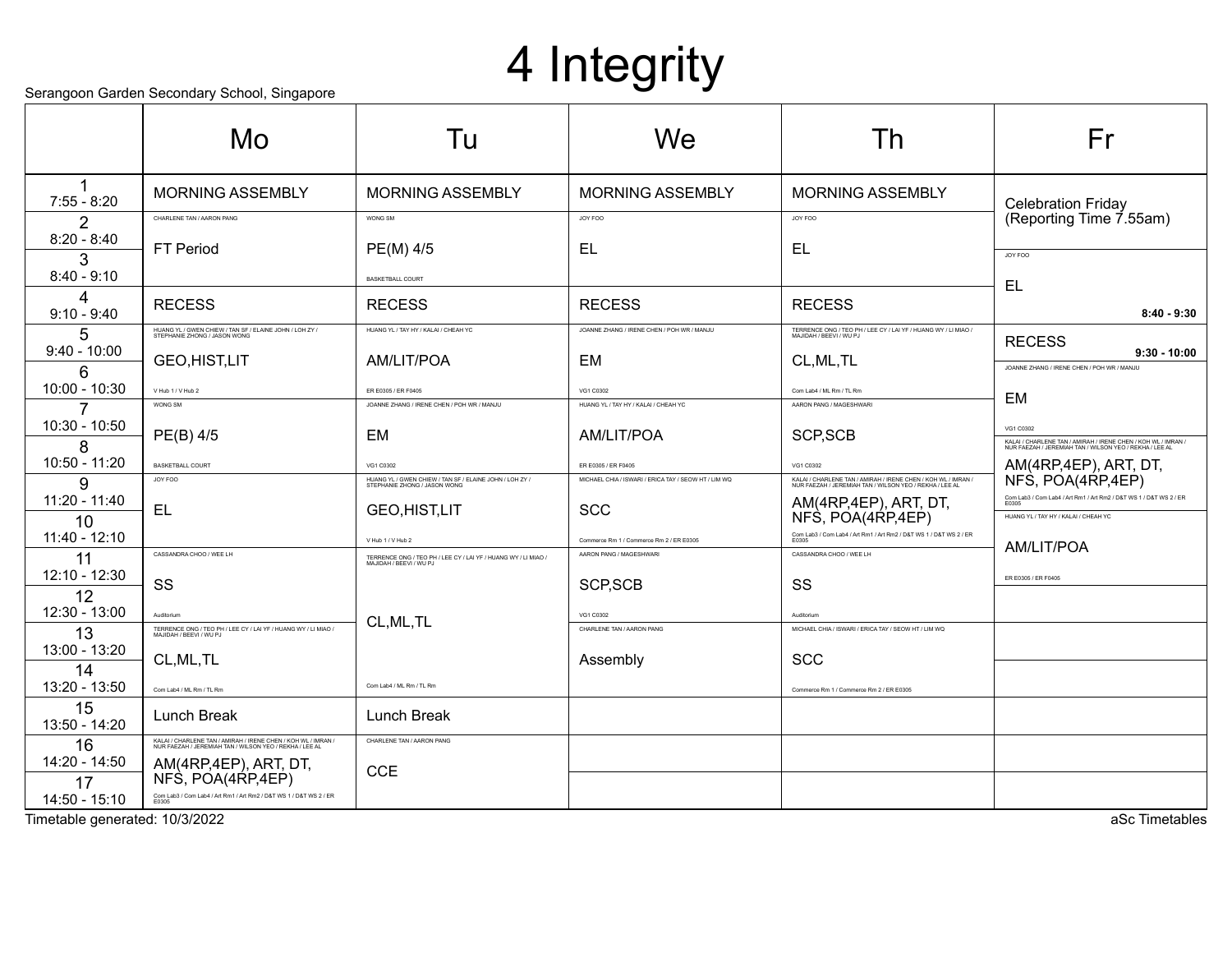# 4 Integrity

Serangoon Garden Secondary School, Singapore

| | Mo | Tu | We | Th | Fr |
|---|---|---|---|---|---|
| 1<br>7:55 - 8:20 | MORNING ASSEMBLY | MORNING ASSEMBLY | MORNING ASSEMBLY | MORNING ASSEMBLY | Celebration Friday (Reporting Time 7.55am) |
| 2<br>8:20 - 8:40 | CHARLENE TAN / AARON PANG<br>FT Period | WONG SM<br>PE(M) 4/5<br>BASKETBALL COURT | JOY FOO<br>EL | JOY FOO<br>EL | |
| 3<br>8:40 - 9:10 | | | | | JOY FOO<br>EL<br>**8:40 - 9:30** |
| 4<br>9:10 - 9:40 | RECESS | RECESS | RECESS | RECESS | |
| 5<br>9:40 - 10:00 | HUANG YL / GWEN CHIEW / TAN SF / ELAINE JOHN / LOH ZY / STEPHANIE ZHONG / JASON WONG<br>GEO,HIST,LIT<br>V Hub 1 / V Hub 2 | HUANG YL / TAY HY / KALAI / CHEAH YC<br>AM/LIT/POA<br>ER E0305 / ER F0405 | JOANNE ZHANG / IRENE CHEN / POH WR / MANJU<br>EM<br>VG1 C0302 | TERRENCE ONG / TEO PH / LEE CY / LAI YF / HUANG WY / LI MIAO / MAJIDAH / BEEVI / WU PJ<br>CL,ML,TL<br>Com Lab4 / ML Rm / TL Rm | RECESS<br>**9:30 - 10:00** |
| 6<br>10:00 - 10:30 | | | | | JOANNE ZHANG / IRENE CHEN / POH WR / MANJU<br>EM<br>VG1 C0302 |
| 7<br>10:30 - 10:50 | WONG SM<br>PE(B) 4/5<br>BASKETBALL COURT | JOANNE ZHANG / IRENE CHEN / POH WR / MANJU<br>EM<br>VG1 C0302 | HUANG YL / TAY HY / KALAI / CHEAH YC<br>AM/LIT/POA<br>ER E0305 / ER F0405 | AARON PANG / MAGESHWARI<br>SCP,SCB<br>VG1 C0302 | |
| 8<br>10:50 - 11:20 | | | | | KALAI / CHARLENE TAN / AMIRAH / IRENE CHEN / KOH WL / IMRAN / NUR FAEZAH / JEREMIAH TAN / WILSON YEO / REKHA / LEE AL<br>AM(4RP,4EP), ART, DT, NFS, POA(4RP,4EP)<br>Com Lab3 / Com Lab4 / Art Rm1 / Art Rm2 / D&T WS 1 / D&T WS 2 / ER E0305 |
| 9<br>11:20 - 11:40 | JOY FOO<br>EL | HUANG YL / GWEN CHIEW / TAN SF / ELAINE JOHN / LOH ZY / STEPHANIE ZHONG / JASON WONG<br>GEO,HIST,LIT<br>V Hub 1 / V Hub 2 | MICHAEL CHIA / ISWARI / ERICA TAY / SEOW HT / LIM WQ<br>SCC<br>Commerce Rm 1 / Commerce Rm 2 / ER E0305 | KALAI / CHARLENE TAN / AMIRAH / IRENE CHEN / KOH WL / IMRAN / NUR FAEZAH / JEREMIAH TAN / WILSON YEO / REKHA / LEE AL<br>AM(4RP,4EP), ART, DT, NFS, POA(4RP,4EP)<br>Com Lab3 / Com Lab4 / Art Rm1 / Art Rm2 / D&T WS 1 / D&T WS 2 / ER E0305 | |
| 10<br>11:40 - 12:10 | | | | | HUANG YL / TAY HY / KALAI / CHEAH YC<br>AM/LIT/POA<br>ER E0305 / ER F0405 |
| 11<br>12:10 - 12:30 | CASSANDRA CHOO / WEE LH<br>SS<br>Auditorium | TERRENCE ONG / TEO PH / LEE CY / LAI YF / HUANG WY / LI MIAO / MAJIDAH / BEEVI / WU PJ<br>CL,ML,TL<br>Com Lab4 / ML Rm / TL Rm | AARON PANG / MAGESHWARI<br>SCP,SCB<br>VG1 C0302 | CASSANDRA CHOO / WEE LH<br>SS<br>Auditorium | |
| 12<br>12:30 - 13:00 | | | | | |
| 13<br>13:00 - 13:20 | TERRENCE ONG / TEO PH / LEE CY / LAI YF / HUANG WY / LI MIAO / MAJIDAH / BEEVI / WU PJ<br>CL,ML,TL<br>Com Lab4 / ML Rm / TL Rm | | CHARLENE TAN / AARON PANG<br>Assembly | MICHAEL CHIA / ISWARI / ERICA TAY / SEOW HT / LIM WQ<br>SCC<br>Commerce Rm 1 / Commerce Rm 2 / ER E0305 | |
| 14<br>13:20 - 13:50 | | | | | |
| 15<br>13:50 - 14:20 | Lunch Break | Lunch Break | | | |
| 16<br>14:20 - 14:50 | KALAI / CHARLENE TAN / AMIRAH / IRENE CHEN / KOH WL / IMRAN / NUR FAEZAH / JEREMIAH TAN / WILSON YEO / REKHA / LEE AL<br>AM(4RP,4EP), ART, DT, NFS, POA(4RP,4EP)<br>Com Lab3 / Com Lab4 / Art Rm1 / Art Rm2 / D&T WS 1 / D&T WS 2 / ER E0305 | CHARLENE TAN / AARON PANG<br>CCE | | | |
| 17<br>14:50 - 15:10 | | | | | |

Timetable generated: 10/3/2022

aSc Timetables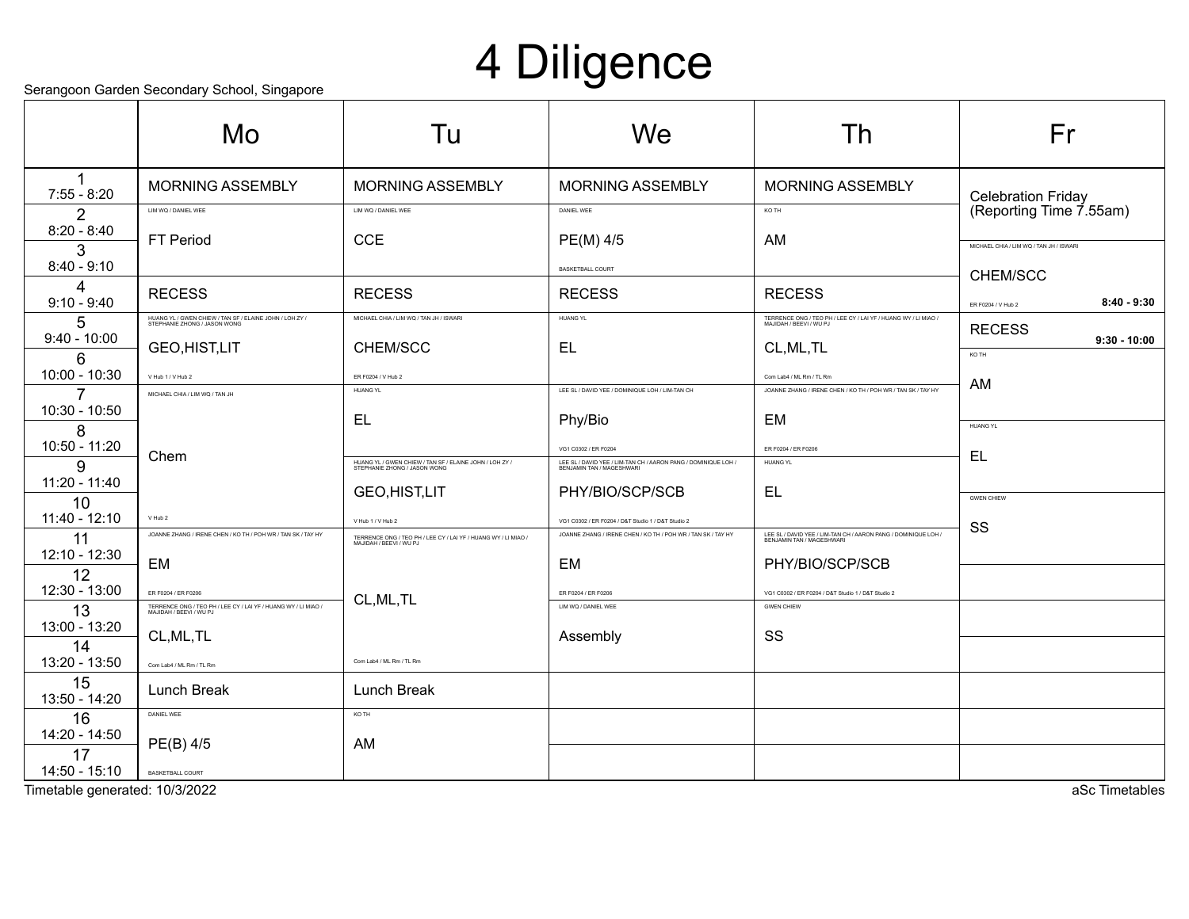# 4 Diligence

Serangoon Garden Secondary School, Singapore

| | Mo | Tu | We | Th | Fr |
|---|---|---|---|---|---|
| 1 7:55 - 8:20 | MORNING ASSEMBLY | MORNING ASSEMBLY | MORNING ASSEMBLY | MORNING ASSEMBLY | Celebration Friday (Reporting Time 7.55am) |
| 2 8:20 - 8:40 | LIM WQ / DANIEL WEE FT Period | LIM WQ / DANIEL WEE CCE | DANIEL WEE PE(M) 4/5 BASKETBALL COURT | KO TH AM | |
| 3 8:40 - 9:10 | | | | | MICHAEL CHIA / LIM WQ / TAN JH / ISWARI CHEM/SCC ER F0204 / V Hub 2 8:40 - 9:30 |
| 4 9:10 - 9:40 | RECESS | RECESS | RECESS | RECESS | |
| 5 9:40 - 10:00 | HUANG YL / GWEN CHIEW / TAN SF / ELAINE JOHN / LOH ZY / STEPHANIE ZHONG / JASON WONG GEO,HIST,LIT V Hub 1 / V Hub 2 | MICHAEL CHIA / LIM WQ / TAN JH / ISWARI CHEM/SCC ER F0204 / V Hub 2 | HUANG YL EL | TERRENCE ONG / TEO PH / LEE CY / LAI YF / HUANG WY / LI MIAO / MAJIDAH / BEEVI / WU PJ CL,ML,TL Com Lab4 / ML Rm / TL Rm | RECESS 9:30 - 10:00 |
| 6 10:00 - 10:30 | | | | | KO TH AM |
| 7 10:30 - 10:50 | MICHAEL CHIA / LIM WQ / TAN JH Chem V Hub 2 | HUANG YL EL | LEE SL / DAVID YEE / DOMINIQUE LOH / LIM-TAN CH Phy/Bio VG1 C0302 / ER F0204 | JOANNE ZHANG / IRENE CHEN / KO TH / POH WR / TAN SK / TAY HY EM ER F0204 / ER F0206 | |
| 8 10:50 - 11:20 | | | | | HUANG YL EL |
| 9 11:20 - 11:40 | | HUANG YL / GWEN CHIEW / TAN SF / ELAINE JOHN / LOH ZY / STEPHANIE ZHONG / JASON WONG GEO,HIST,LIT V Hub 1 / V Hub 2 | LEE SL / DAVID YEE / LIM-TAN CH / AARON PANG / DOMINIQUE LOH / BENJAMIN TAN / MAGESHWARI PHY/BIO/SCP/SCB VG1 C0302 / ER F0204 / D&T Studio 1 / D&T Studio 2 | HUANG YL EL | |
| 10 11:40 - 12:10 | | | | | GWEN CHIEW SS |
| 11 12:10 - 12:30 | JOANNE ZHANG / IRENE CHEN / KO TH / POH WR / TAN SK / TAY HY EM ER F0204 / ER F0206 | TERRENCE ONG / TEO PH / LEE CY / LAI YF / HUANG WY / LI MIAO / MAJIDAH / BEEVI / WU PJ CL,ML,TL Com Lab4 / ML Rm / TL Rm | JOANNE ZHANG / IRENE CHEN / KO TH / POH WR / TAN SK / TAY HY EM ER F0204 / ER F0206 | LEE SL / DAVID YEE / LIM-TAN CH / AARON PANG / DOMINIQUE LOH / BENJAMIN TAN / MAGESHWARI PHY/BIO/SCP/SCB VG1 C0302 / ER F0204 / D&T Studio 1 / D&T Studio 2 | |
| 12 12:30 - 13:00 | | | | | |
| 13 13:00 - 13:20 | TERRENCE ONG / TEO PH / LEE CY / LAI YF / HUANG WY / LI MIAO / MAJIDAH / BEEVI / WU PJ CL,ML,TL Com Lab4 / ML Rm / TL Rm | | LIM WQ / DANIEL WEE Assembly | GWEN CHIEW SS | |
| 14 13:20 - 13:50 | | | | | |
| 15 13:50 - 14:20 | Lunch Break | Lunch Break | | | |
| 16 14:20 - 14:50 | DANIEL WEE PE(B) 4/5 BASKETBALL COURT | KO TH AM | | | |
| 17 14:50 - 15:10 | | | | | |

Timetable generated: 10/3/2022

aSc Timetables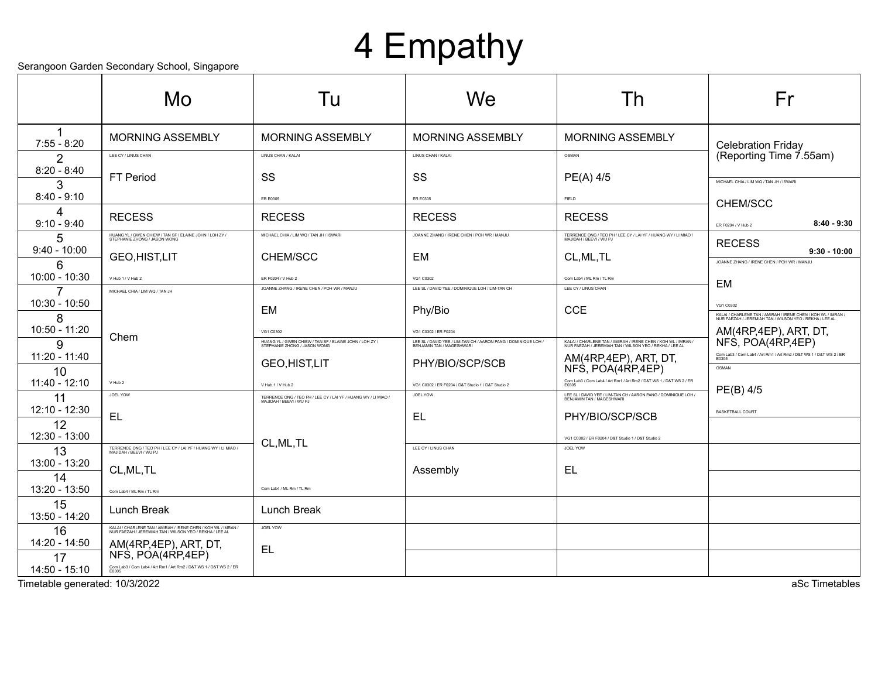# 4 Empathy

Serangoon Garden Secondary School, Singapore

| | Mo | Tu | We | Th | Fr |
|---|---|---|---|---|---|
| 1<br>7:55 - 8:20 | MORNING ASSEMBLY | MORNING ASSEMBLY | MORNING ASSEMBLY | MORNING ASSEMBLY | Celebration Friday (Reporting Time 7.55am) |
| 2<br>8:20 - 8:40 | LEE CY / LINUS CHAN<br>FT Period | LINUS CHAN / KALAI<br>SS<br>ER E0305 | LINUS CHAN / KALAI<br>SS<br>ER E0305 | OSMAN<br>PE(A) 4/5<br>FIELD | |
| 3<br>8:40 - 9:10 | | | | | MICHAEL CHIA / LIM WQ / TAN JH / ISWARI<br>CHEM/SCC<br>ER F0204 / V Hub 2<br>8:40 - 9:30 |
| 4<br>9:10 - 9:40 | RECESS | RECESS | RECESS | RECESS | |
| 5<br>9:40 - 10:00 | HUANG YL / GWEN CHIEW / TAN SF / ELAINE JOHN / LOH ZY / STEPHANIE ZHONG / JASON WONG<br>GEO,HIST,LIT<br>V Hub 1 / V Hub 2 | MICHAEL CHIA / LIM WQ / TAN JH / ISWARI<br>CHEM/SCC<br>ER F0204 / V Hub 2 | JOANNE ZHANG / IRENE CHEN / POH WR / MANJU<br>EM<br>VG1 C0302 | TERRENCE ONG / TEO PH / LEE CY / LAI YF / HUANG WY / LI MIAO / MAJIDAH / BEEVI / WU PJ<br>CL,ML,TL<br>Com Lab4 / ML Rm / TL Rm | RECESS<br>9:30 - 10:00 |
| 6<br>10:00 - 10:30 | | | | | JOANNE ZHANG / IRENE CHEN / POH WR / MANJU<br>EM<br>VG1 C0302 |
| 7<br>10:30 - 10:50 | MICHAEL CHIA / LIM WQ / TAN JH<br>Chem<br>V Hub 2 | JOANNE ZHANG / IRENE CHEN / POH WR / MANJU<br>EM<br>VG1 C0302 | LEE SL / DAVID YEE / DOMINIQUE LOH / LIM-TAN CH<br>Phy/Bio<br>VG1 C0302 / ER F0204 | LEE CY / LINUS CHAN<br>CCE | |
| 8<br>10:50 - 11:20 | | | | | KALAI / CHARLENE TAN / AMIRAH / IRENE CHEN / KOH WL / IMRAN / NUR FAEZAH / JEREMIAH TAN / WILSON YEO / REKHA / LEE AL<br>AM(4RP,4EP), ART, DT, NFS, POA(4RP,4EP)<br>Com Lab3 / Com Lab4 / Art Rm1 / Art Rm2 / D&T WS 1 / D&T WS 2 / ER E0305 |
| 9<br>11:20 - 11:40 | | HUANG YL / GWEN CHIEW / TAN SF / ELAINE JOHN / LOH ZY / STEPHANIE ZHONG / JASON WONG<br>GEO,HIST,LIT<br>V Hub 1 / V Hub 2 | LEE SL / DAVID YEE / LIM-TAN CH / AARON PANG / DOMINIQUE LOH / BENJAMIN TAN / MAGESHWARI<br>PHY/BIO/SCP/SCB<br>VG1 C0302 / ER F0204 / D&T Studio 1 / D&T Studio 2 | KALAI / CHARLENE TAN / AMIRAH / IRENE CHEN / KOH WL / IMRAN / NUR FAEZAH / JEREMIAH TAN / WILSON YEO / REKHA / LEE AL<br>AM(4RP,4EP), ART, DT, NFS, POA(4RP,4EP)<br>Com Lab3 / Com Lab4 / Art Rm1 / Art Rm2 / D&T WS 1 / D&T WS 2 / ER E0305 | |
| 10<br>11:40 - 12:10 | | | | | OSMAN<br>PE(B) 4/5<br>BASKETBALL COURT |
| 11<br>12:10 - 12:30 | JOEL YOW<br>EL | TERRENCE ONG / TEO PH / LEE CY / LAI YF / HUANG WY / LI MIAO / MAJIDAH / BEEVI / WU PJ<br>CL,ML,TL<br>Com Lab4 / ML Rm / TL Rm | JOEL YOW<br>EL | LEE SL / DAVID YEE / LIM-TAN CH / AARON PANG / DOMINIQUE LOH / BENJAMIN TAN / MAGESHWARI<br>PHY/BIO/SCP/SCB<br>VG1 C0302 / ER F0204 / D&T Studio 1 / D&T Studio 2 | |
| 12<br>12:30 - 13:00 | | | | | |
| 13<br>13:00 - 13:20 | TERRENCE ONG / TEO PH / LEE CY / LAI YF / HUANG WY / LI MIAO / MAJIDAH / BEEVI / WU PJ<br>CL,ML,TL<br>Com Lab4 / ML Rm / TL Rm | | LEE CY / LINUS CHAN<br>Assembly | JOEL YOW<br>EL | |
| 14<br>13:20 - 13:50 | | | | | |
| 15<br>13:50 - 14:20 | Lunch Break | Lunch Break | | | |
| 16<br>14:20 - 14:50 | KALAI / CHARLENE TAN / AMIRAH / IRENE CHEN / KOH WL / IMRAN / NUR FAEZAH / JEREMIAH TAN / WILSON YEO / REKHA / LEE AL<br>AM(4RP,4EP), ART, DT, NFS, POA(4RP,4EP)<br>Com Lab3 / Com Lab4 / Art Rm1 / Art Rm2 / D&T WS 1 / D&T WS 2 / ER E0305 | JOEL YOW<br>EL | | | |
| 17<br>14:50 - 15:10 | | | | | |

Timetable generated: 10/3/2022

aSc Timetables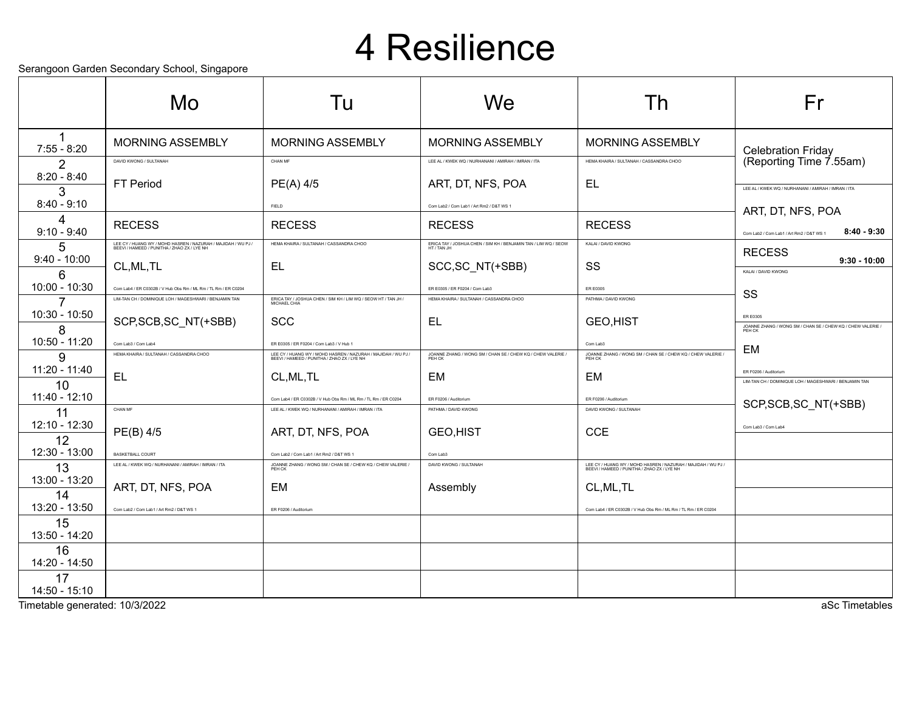# 4 Resilience

Serangoon Garden Secondary School, Singapore

| | Mo | Tu | We | Th | Fr |
|---|---|---|---|---|---|
| 1<br>7:55 - 8:20 | MORNING ASSEMBLY | MORNING ASSEMBLY | MORNING ASSEMBLY | MORNING ASSEMBLY | Celebration Friday (Reporting Time 7.55am) |
| 2<br>8:20 - 8:40 | DAVID KWONG / SULTANAH<br>FT Period | CHAN MF<br>PE(A) 4/5<br>FIELD | LEE AL / KWEK WQ / NURHANANI / AMIRAH / IMRAN / ITA<br>ART, DT, NFS, POA<br>Com Lab2 / Com Lab1 / Art Rm2 / D&T WS 1 | HEMA KHAIRA / SULTANAH / CASSANDRA CHOO<br>EL | |
| 3<br>8:40 - 9:10 | | | | | LEE AL / KWEK WQ / NURHANANI / AMIRAH / IMRAN / ITA<br>ART, DT, NFS, POA<br>Com Lab2 / Com Lab1 / Art Rm2 / D&T WS 1<br>8:40 - 9:30 |
| 4<br>9:10 - 9:40 | RECESS | RECESS | RECESS | RECESS | |
| 5<br>9:40 - 10:00 | LEE CY / HUANG WY / MOHD HASREN / NAZURAH / MAJIDAH / WU PJ / BEEVI / HAMEED / PUNITHA / ZHAO ZX / LYE NH<br>CL,ML,TL<br>Com Lab4 / ER C0302B / V Hub Obs Rm / ML Rm / TL Rm / ER C0204 | HEMA KHAIRA / SULTANAH / CASSANDRA CHOO<br>EL | ERICA TAY / JOSHUA CHEN / SIM KH / BENJAMIN TAN / LIM WQ / SEOW HT / TAN JH<br>SCC,SC_NT(+SBB)<br>ER E0305 / ER F0204 / Com Lab3 | KALAI / DAVID KWONG<br>SS<br>ER E0305 | RECESS<br>9:30 - 10:00 |
| 6<br>10:00 - 10:30 | | | | | KALAI / DAVID KWONG<br>SS<br>ER E0305 |
| 7<br>10:30 - 10:50 | LIM-TAN CH / DOMINIQUE LOH / MAGESHWARI / BENJAMIN TAN<br>SCP,SCB,SC_NT(+SBB)<br>Com Lab3 / Com Lab4 | ERICA TAY / JOSHUA CHEN / SIM KH / LIM WQ / SEOW HT / TAN JH / MICHAEL CHIA<br>SCC<br>ER E0305 / ER F0204 / Com Lab3 / V Hub 1 | HEMA KHAIRA / SULTANAH / CASSANDRA CHOO<br>EL | PATHMA / DAVID KWONG<br>GEO,HIST<br>Com Lab3 | |
| 8<br>10:50 - 11:20 | | | | | JOANNE ZHANG / WONG SM / CHAN SE / CHEW KQ / CHEW VALERIE / PEH CK<br>EM<br>ER F0206 / Auditorium |
| 9<br>11:20 - 11:40 | HEMA KHAIRA / SULTANAH / CASSANDRA CHOO<br>EL | LEE CY / HUANG WY / MOHD HASREN / NAZURAH / MAJIDAH / WU PJ / BEEVI / HAMEED / PUNITHA / ZHAO ZX / LYE NH<br>CL,ML,TL<br>Com Lab4 / ER C0302B / V Hub Obs Rm / ML Rm / TL Rm / ER C0204 | JOANNE ZHANG / WONG SM / CHAN SE / CHEW KQ / CHEW VALERIE / PEH CK<br>EM<br>ER F0206 / Auditorium | JOANNE ZHANG / WONG SM / CHAN SE / CHEW KQ / CHEW VALERIE / PEH CK<br>EM<br>ER F0206 / Auditorium | |
| 10<br>11:40 - 12:10 | | | | | LIM-TAN CH / DOMINIQUE LOH / MAGESHWARI / BENJAMIN TAN<br>SCP,SCB,SC_NT(+SBB)<br>Com Lab3 / Com Lab4 |
| 11<br>12:10 - 12:30 | CHAN MF<br>PE(B) 4/5<br>BASKETBALL COURT | LEE AL / KWEK WQ / NURHANANI / AMIRAH / IMRAN / ITA<br>ART, DT, NFS, POA<br>Com Lab2 / Com Lab1 / Art Rm2 / D&T WS 1 | PATHMA / DAVID KWONG<br>GEO,HIST<br>Com Lab3 | DAVID KWONG / SULTANAH<br>CCE | |
| 12<br>12:30 - 13:00 | | | | | |
| 13<br>13:00 - 13:20 | LEE AL / KWEK WQ / NURHANANI / AMIRAH / IMRAN / ITA<br>ART, DT, NFS, POA<br>Com Lab2 / Com Lab1 / Art Rm2 / D&T WS 1 | JOANNE ZHANG / WONG SM / CHAN SE / CHEW KQ / CHEW VALERIE / PEH CK<br>EM<br>ER F0206 / Auditorium | DAVID KWONG / SULTANAH<br>Assembly | LEE CY / HUANG WY / MOHD HASREN / NAZURAH / MAJIDAH / WU PJ / BEEVI / HAMEED / PUNITHA / ZHAO ZX / LYE NH<br>CL,ML,TL<br>Com Lab4 / ER C0302B / V Hub Obs Rm / ML Rm / TL Rm / ER C0204 | |
| 14<br>13:20 - 13:50 | | | | | |
| 15<br>13:50 - 14:20 | | | | | |
| 16<br>14:20 - 14:50 | | | | | |
| 17<br>14:50 - 15:10 | | | | | |

Timetable generated: 10/3/2022

aSc Timetables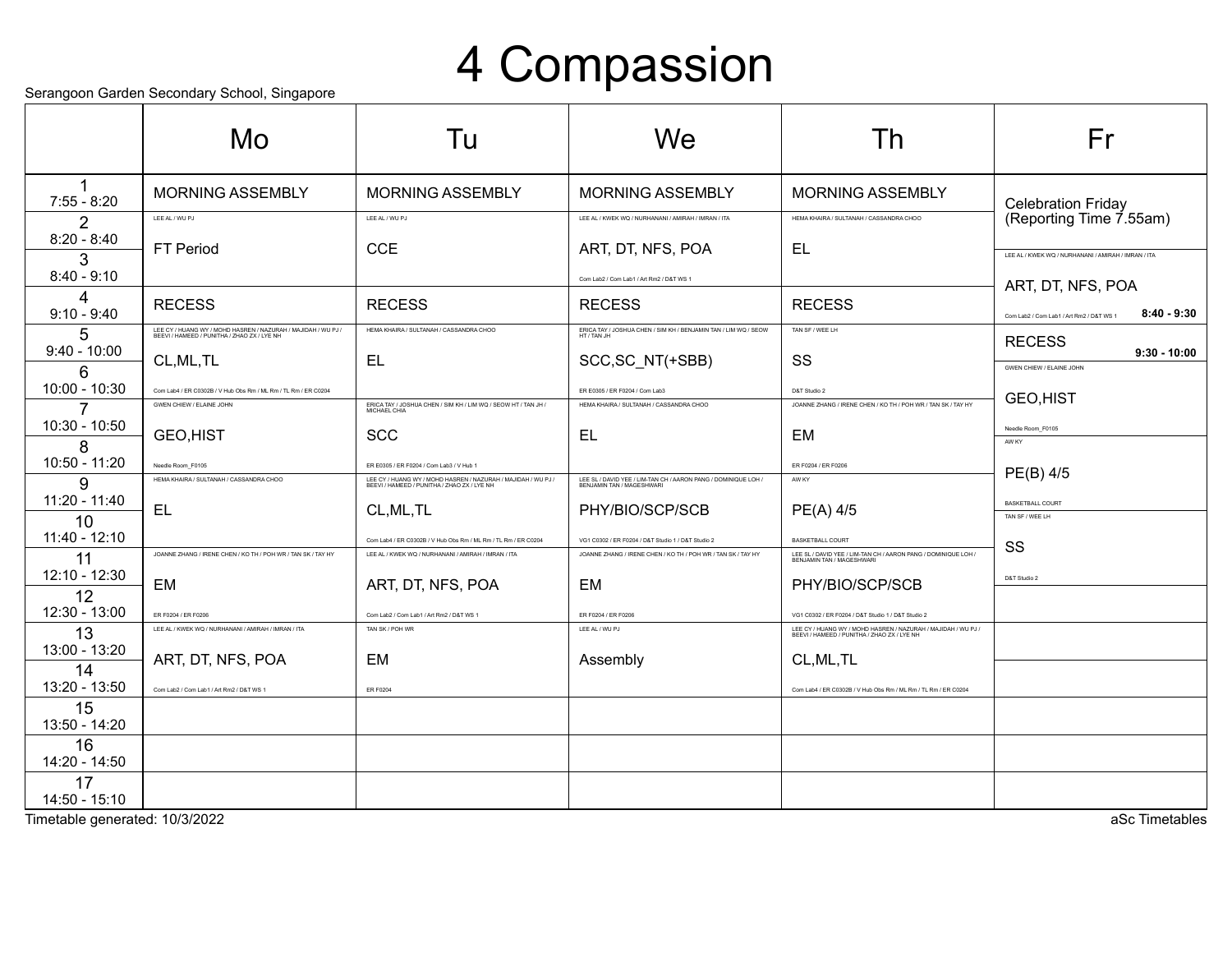# 4 Compassion

Serangoon Garden Secondary School, Singapore

| | Mo | Tu | We | Th | Fr |
|---|---|---|---|---|---|
| 1<br>7:55 - 8:20 | MORNING ASSEMBLY | MORNING ASSEMBLY | MORNING ASSEMBLY | MORNING ASSEMBLY | Celebration Friday (Reporting Time 7.55am) |
| 2<br>8:20 - 8:40 | LEE AL / WU PJ<br>FT Period | LEE AL / WU PJ<br>CCE | LEE AL / KWEK WQ / NURHANANI / AMIRAH / IMRAN / ITA<br>ART, DT, NFS, POA<br>Com Lab2 / Com Lab1 / Art Rm2 / D&T WS 1 | HEMA KHAIRA / SULTANAH / CASSANDRA CHOO<br>EL | |
| 3<br>8:40 - 9:10 | | | | | LEE AL / KWEK WQ / NURHANANI / AMIRAH / IMRAN / ITA<br>ART, DT, NFS, POA<br>Com Lab2 / Com Lab1 / Art Rm2 / D&T WS 1<br>8:40 - 9:30 |
| 4<br>9:10 - 9:40 | RECESS | RECESS | RECESS | RECESS | |
| 5<br>9:40 - 10:00 | LEE CY / HUANG WY / MOHD HASREN / NAZURAH / MAJIDAH / WU PJ / BEEVI / HAMEED / PUNITHA / ZHAO ZX / LYE NH<br>CL,ML,TL<br>Com Lab4 / ER C0302B / V Hub Obs Rm / ML Rm / TL Rm / ER C0204 | HEMA KHAIRA / SULTANAH / CASSANDRA CHOO<br>EL | ERICA TAY / JOSHUA CHEN / SIM KH / BENJAMIN TAN / LIM WQ / SEOW HT / TAN JH<br>SCC,SC_NT(+SBB)<br>ER E0305 / ER F0204 / Com Lab3 | TAN SF / WEE LH<br>SS<br>D&T Studio 2 | RECESS<br>9:30 - 10:00 |
| 6<br>10:00 - 10:30 | | | | | GWEN CHIEW / ELAINE JOHN<br>GEO,HIST<br>Needle Room_F0105 |
| 7<br>10:30 - 10:50 | GWEN CHIEW / ELAINE JOHN<br>GEO,HIST<br>Needle Room_F0105 | ERICA TAY / JOSHUA CHEN / SIM KH / LIM WQ / SEOW HT / TAN JH / MICHAEL CHIA<br>SCC<br>ER E0305 / ER F0204 / Com Lab3 / V Hub 1 | HEMA KHAIRA / SULTANAH / CASSANDRA CHOO<br>EL | JOANNE ZHANG / IRENE CHEN / KO TH / POH WR / TAN SK / TAY HY<br>EM<br>ER F0204 / ER F0206 | |
| 8<br>10:50 - 11:20 | | | | | AW KY<br>PE(B) 4/5<br>BASKETBALL COURT |
| 9<br>11:20 - 11:40 | HEMA KHAIRA / SULTANAH / CASSANDRA CHOO<br>EL | LEE CY / HUANG WY / MOHD HASREN / NAZURAH / MAJIDAH / WU PJ / BEEVI / HAMEED / PUNITHA / ZHAO ZX / LYE NH<br>CL,ML,TL<br>Com Lab4 / ER C0302B / V Hub Obs Rm / ML Rm / TL Rm / ER C0204 | LEE SL / DAVID YEE / LIM-TAN CH / AARON PANG / DOMINIQUE LOH / BENJAMIN TAN / MAGESHWARI<br>PHY/BIO/SCP/SCB<br>VG1 C0302 / ER F0204 / D&T Studio 1 / D&T Studio 2 | AW KY<br>PE(A) 4/5<br>BASKETBALL COURT | |
| 10<br>11:40 - 12:10 | | | | | TAN SF / WEE LH<br>SS<br>D&T Studio 2 |
| 11<br>12:10 - 12:30 | JOANNE ZHANG / IRENE CHEN / KO TH / POH WR / TAN SK / TAY HY<br>EM<br>ER F0204 / ER F0206 | LEE AL / KWEK WQ / NURHANANI / AMIRAH / IMRAN / ITA<br>ART, DT, NFS, POA<br>Com Lab2 / Com Lab1 / Art Rm2 / D&T WS 1 | JOANNE ZHANG / IRENE CHEN / KO TH / POH WR / TAN SK / TAY HY<br>EM<br>ER F0204 / ER F0206 | LEE SL / DAVID YEE / LIM-TAN CH / AARON PANG / DOMINIQUE LOH / BENJAMIN TAN / MAGESHWARI<br>PHY/BIO/SCP/SCB<br>VG1 C0302 / ER F0204 / D&T Studio 1 / D&T Studio 2 | |
| 12<br>12:30 - 13:00 | | | | | |
| 13<br>13:00 - 13:20 | LEE AL / KWEK WQ / NURHANANI / AMIRAH / IMRAN / ITA<br>ART, DT, NFS, POA<br>Com Lab2 / Com Lab1 / Art Rm2 / D&T WS 1 | TAN SK / POH WR<br>EM<br>ER F0204 | LEE AL / WU PJ<br>Assembly | LEE CY / HUANG WY / MOHD HASREN / NAZURAH / MAJIDAH / WU PJ / BEEVI / HAMEED / PUNITHA / ZHAO ZX / LYE NH<br>CL,ML,TL<br>Com Lab4 / ER C0302B / V Hub Obs Rm / ML Rm / TL Rm / ER C0204 | |
| 14<br>13:20 - 13:50 | | | | | |
| 15<br>13:50 - 14:20 | | | | | |
| 16<br>14:20 - 14:50 | | | | | |
| 17<br>14:50 - 15:10 | | | | | |

Timetable generated: 10/3/2022

aSc Timetables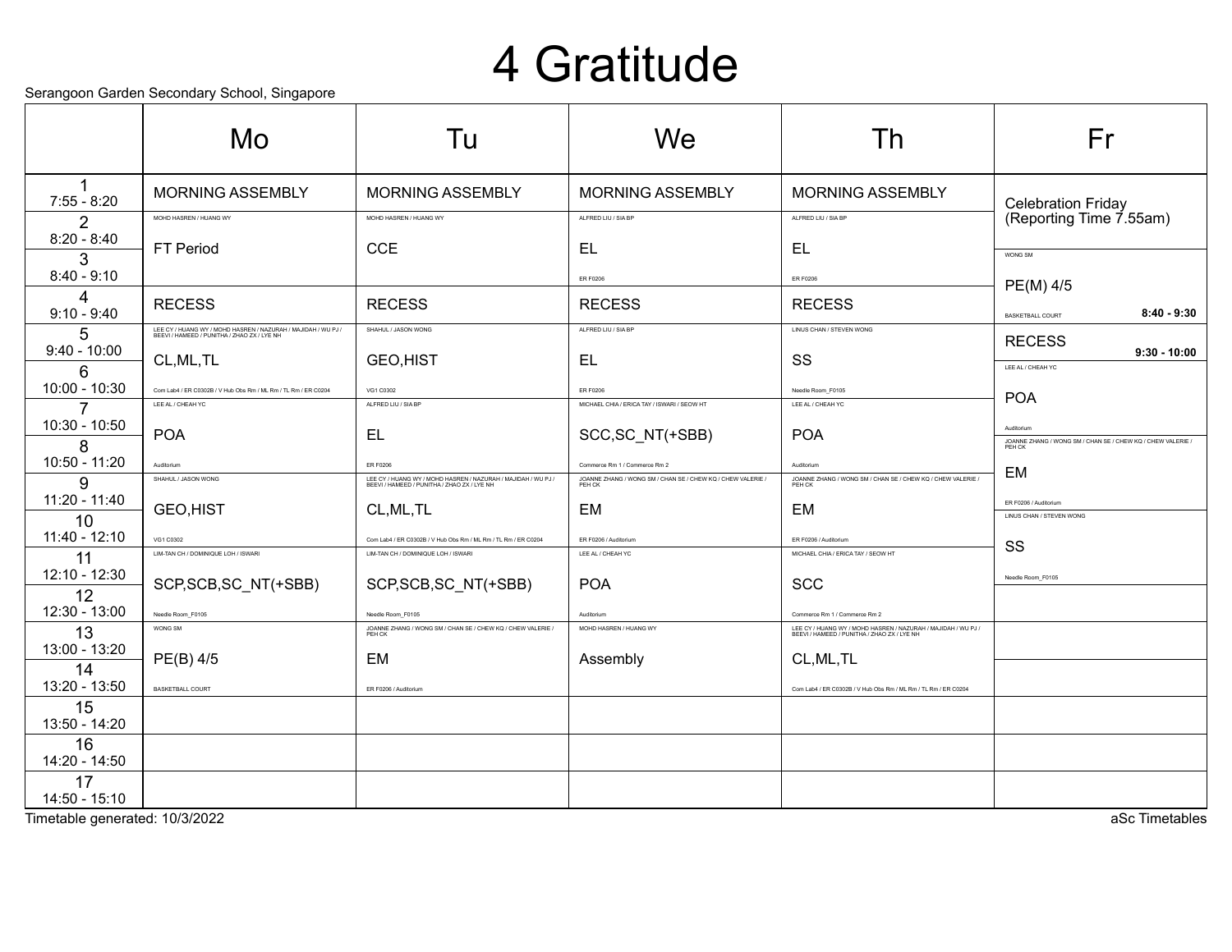# 4 Gratitude

Serangoon Garden Secondary School, Singapore

| | Mo | Tu | We | Th | Fr |
|---|---|---|---|---|---|
| 1<br>7:55 - 8:20 | MORNING ASSEMBLY | MORNING ASSEMBLY | MORNING ASSEMBLY | MORNING ASSEMBLY | Celebration Friday (Reporting Time 7.55am) |
| 2<br>8:20 - 8:40 | MOHD HASREN / HUANG WY<br>FT Period | MOHD HASREN / HUANG WY<br>CCE | ALFRED LIU / SIA BP<br>EL<br>ER F0206 | ALFRED LIU / SIA BP<br>EL<br>ER F0206 | |
| 3<br>8:40 - 9:10 | | | | | WONG SM<br>PE(M) 4/5<br>BASKETBALL COURT<br>**8:40 - 9:30** |
| 4<br>9:10 - 9:40 | RECESS | RECESS | RECESS | RECESS | |
| 5<br>9:40 - 10:00 | LEE CY / HUANG WY / MOHD HASREN / NAZURAH / MAJIDAH / WU PJ / BEEVI / HAMEED / PUNITHA / ZHAO ZX / LYE NH<br>CL,ML,TL<br>Com Lab4 / ER C0302B / V Hub Obs Rm / ML Rm / TL Rm / ER C0204 | SHAHUL / JASON WONG<br>GEO,HIST<br>VG1 C0302 | ALFRED LIU / SIA BP<br>EL<br>ER F0206 | LINUS CHAN / STEVEN WONG<br>SS<br>Needle Room_F0105 | RECESS<br>**9:30 - 10:00** |
| 6<br>10:00 - 10:30 | | | | | LEE AL / CHEAH YC<br>POA<br>Auditorium |
| 7<br>10:30 - 10:50 | LEE AL / CHEAH YC<br>POA<br>Auditorium | ALFRED LIU / SIA BP<br>EL<br>ER F0206 | MICHAEL CHIA / ERICA TAY / ISWARI / SEOW HT<br>SCC,SC_NT(+SBB)<br>Commerce Rm 1 / Commerce Rm 2 | LEE AL / CHEAH YC<br>POA<br>Auditorium | |
| 8<br>10:50 - 11:20 | | | | | JOANNE ZHANG / WONG SM / CHAN SE / CHEW KQ / CHEW VALERIE / PEH CK<br>EM<br>ER F0206 / Auditorium |
| 9<br>11:20 - 11:40 | SHAHUL / JASON WONG<br>GEO,HIST<br>VG1 C0302 | LEE CY / HUANG WY / MOHD HASREN / NAZURAH / MAJIDAH / WU PJ / BEEVI / HAMEED / PUNITHA / ZHAO ZX / LYE NH<br>CL,ML,TL<br>Com Lab4 / ER C0302B / V Hub Obs Rm / ML Rm / TL Rm / ER C0204 | JOANNE ZHANG / WONG SM / CHAN SE / CHEW KQ / CHEW VALERIE / PEH CK<br>EM<br>ER F0206 / Auditorium | JOANNE ZHANG / WONG SM / CHAN SE / CHEW KQ / CHEW VALERIE / PEH CK<br>EM<br>ER F0206 / Auditorium | |
| 10<br>11:40 - 12:10 | | | | | LINUS CHAN / STEVEN WONG<br>SS<br>Needle Room_F0105 |
| 11<br>12:10 - 12:30 | LIM-TAN CH / DOMINIQUE LOH / ISWARI<br>SCP,SCB,SC_NT(+SBB)<br>Needle Room_F0105 | LIM-TAN CH / DOMINIQUE LOH / ISWARI<br>SCP,SCB,SC_NT(+SBB)<br>Needle Room_F0105 | LEE AL / CHEAH YC<br>POA<br>Auditorium | MICHAEL CHIA / ERICA TAY / SEOW HT<br>SCC<br>Commerce Rm 1 / Commerce Rm 2 | |
| 12<br>12:30 - 13:00 | | | | | |
| 13<br>13:00 - 13:20 | WONG SM<br>PE(B) 4/5<br>BASKETBALL COURT | JOANNE ZHANG / WONG SM / CHAN SE / CHEW KQ / CHEW VALERIE / PEH CK<br>EM<br>ER F0206 / Auditorium | MOHD HASREN / HUANG WY<br>Assembly | LEE CY / HUANG WY / MOHD HASREN / NAZURAH / MAJIDAH / WU PJ / BEEVI / HAMEED / PUNITHA / ZHAO ZX / LYE NH<br>CL,ML,TL<br>Com Lab4 / ER C0302B / V Hub Obs Rm / ML Rm / TL Rm / ER C0204 | |
| 14<br>13:20 - 13:50 | | | | | |
| 15<br>13:50 - 14:20 | | | | | |
| 16<br>14:20 - 14:50 | | | | | |
| 17<br>14:50 - 15:10 | | | | | |

Timetable generated: 10/3/2022

aSc Timetables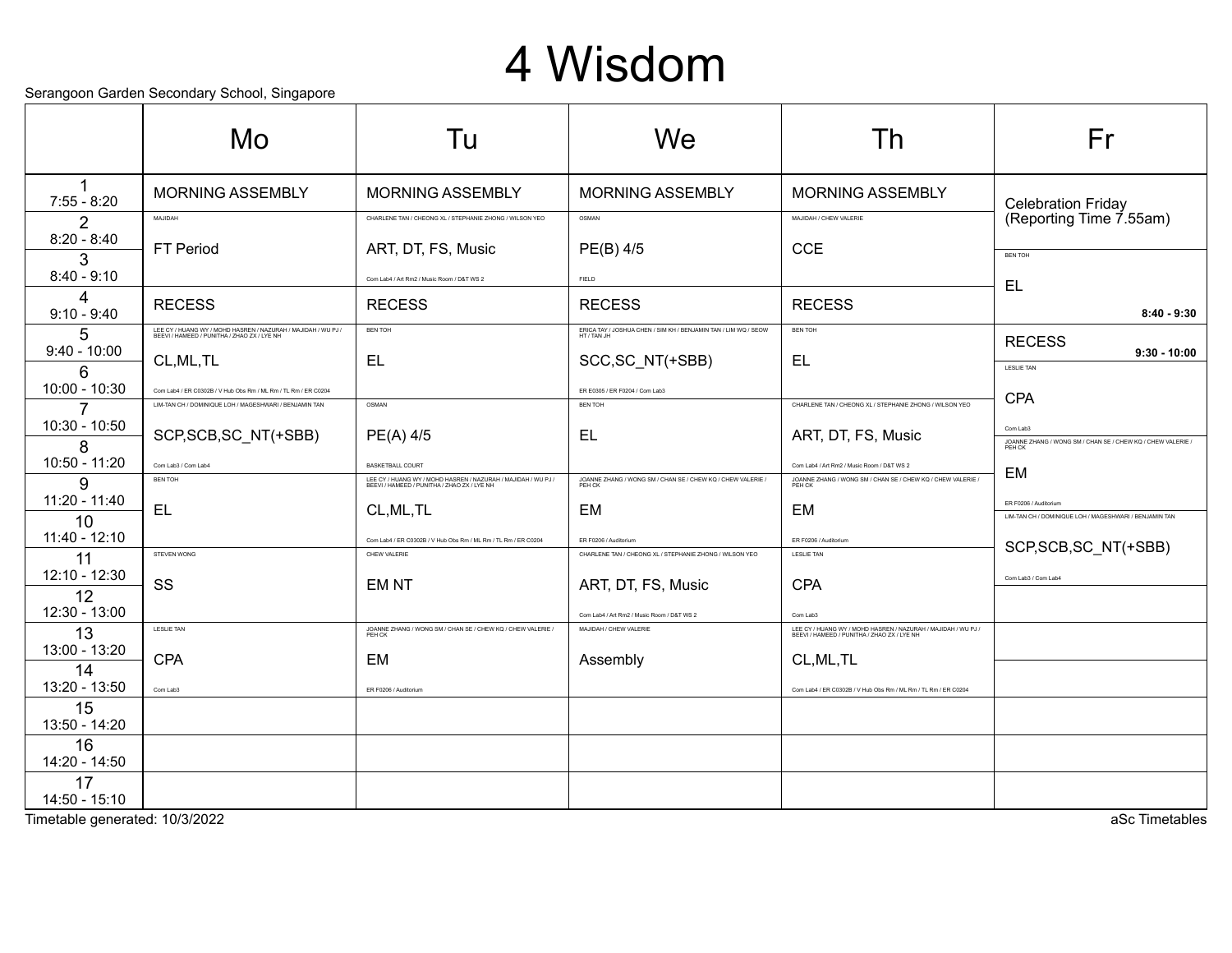# 4 Wisdom

Serangoon Garden Secondary School, Singapore

| | Mo | Tu | We | Th | Fr |
|---|---|---|---|---|---|
| 1<br>7:55 - 8:20 | MORNING ASSEMBLY | MORNING ASSEMBLY | MORNING ASSEMBLY | MORNING ASSEMBLY | Celebration Friday (Reporting Time 7.55am) |
| 2<br>8:20 - 8:40 | MAJIDAH<br>FT Period | CHARLENE TAN / CHEONG XL / STEPHANIE ZHONG / WILSON YEO<br>ART, DT, FS, Music<br>Com Lab4 / Art Rm2 / Music Room / D&T WS 2 | OSMAN<br>PE(B) 4/5<br>FIELD | MAJIDAH / CHEW VALERIE<br>CCE | |
| 3<br>8:40 - 9:10 | | | | | BEN TOH<br>EL<br>8:40 - 9:30 |
| 4<br>9:10 - 9:40 | RECESS | RECESS | RECESS | RECESS | |
| 5<br>9:40 - 10:00 | LEE CY / HUANG WY / MOHD HASREN / NAZURAH / MAJIDAH / WU PJ / BEEVI / HAMEED / PUNITHA / ZHAO ZX / LYE NH<br>CL,ML,TL<br>Com Lab4 / ER C0302B / V Hub Obs Rm / ML Rm / TL Rm / ER C0204 | BEN TOH<br>EL | ERICA TAY / JOSHUA CHEN / SIM KH / BENJAMIN TAN / LIM WQ / SEOW HT / TAN JH<br>SCC,SC_NT(+SBB)<br>ER E0305 / ER F0204 / Com Lab3 | BEN TOH<br>EL | RECESS<br>9:30 - 10:00 |
| 6<br>10:00 - 10:30 | | | | | LESLIE TAN<br>CPA<br>Com Lab3 |
| 7<br>10:30 - 10:50 | LIM-TAN CH / DOMINIQUE LOH / MAGESHWARI / BENJAMIN TAN<br>SCP,SCB,SC_NT(+SBB)<br>Com Lab3 / Com Lab4 | OSMAN<br>PE(A) 4/5<br>BASKETBALL COURT | BEN TOH<br>EL | CHARLENE TAN / CHEONG XL / STEPHANIE ZHONG / WILSON YEO<br>ART, DT, FS, Music<br>Com Lab4 / Art Rm2 / Music Room / D&T WS 2 | |
| 8<br>10:50 - 11:20 | | | | | JOANNE ZHANG / WONG SM / CHAN SE / CHEW KQ / CHEW VALERIE / PEH CK<br>EM<br>ER F0206 / Auditorium |
| 9<br>11:20 - 11:40 | BEN TOH<br>EL | LEE CY / HUANG WY / MOHD HASREN / NAZURAH / MAJIDAH / WU PJ / BEEVI / HAMEED / PUNITHA / ZHAO ZX / LYE NH<br>CL,ML,TL<br>Com Lab4 / ER C0302B / V Hub Obs Rm / ML Rm / TL Rm / ER C0204 | JOANNE ZHANG / WONG SM / CHAN SE / CHEW KQ / CHEW VALERIE / PEH CK<br>EM<br>ER F0206 / Auditorium | JOANNE ZHANG / WONG SM / CHAN SE / CHEW KQ / CHEW VALERIE / PEH CK<br>EM<br>ER F0206 / Auditorium | |
| 10<br>11:40 - 12:10 | | | | | LIM-TAN CH / DOMINIQUE LOH / MAGESHWARI / BENJAMIN TAN<br>SCP,SCB,SC_NT(+SBB)<br>Com Lab3 / Com Lab4 |
| 11<br>12:10 - 12:30 | STEVEN WONG<br>SS | CHEW VALERIE<br>EM NT | CHARLENE TAN / CHEONG XL / STEPHANIE ZHONG / WILSON YEO<br>ART, DT, FS, Music<br>Com Lab4 / Art Rm2 / Music Room / D&T WS 2 | LESLIE TAN<br>CPA<br>Com Lab3 | |
| 12<br>12:30 - 13:00 | | | | | |
| 13<br>13:00 - 13:20 | LESLIE TAN<br>CPA<br>Com Lab3 | JOANNE ZHANG / WONG SM / CHAN SE / CHEW KQ / CHEW VALERIE / PEH CK<br>EM<br>ER F0206 / Auditorium | MAJIDAH / CHEW VALERIE<br>Assembly | LEE CY / HUANG WY / MOHD HASREN / NAZURAH / MAJIDAH / WU PJ / BEEVI / HAMEED / PUNITHA / ZHAO ZX / LYE NH<br>CL,ML,TL<br>Com Lab4 / ER C0302B / V Hub Obs Rm / ML Rm / TL Rm / ER C0204 | |
| 14<br>13:20 - 13:50 | | | | | |
| 15<br>13:50 - 14:20 | | | | | |
| 16<br>14:20 - 14:50 | | | | | |
| 17<br>14:50 - 15:10 | | | | | |

Timetable generated: 10/3/2022

aSc Timetables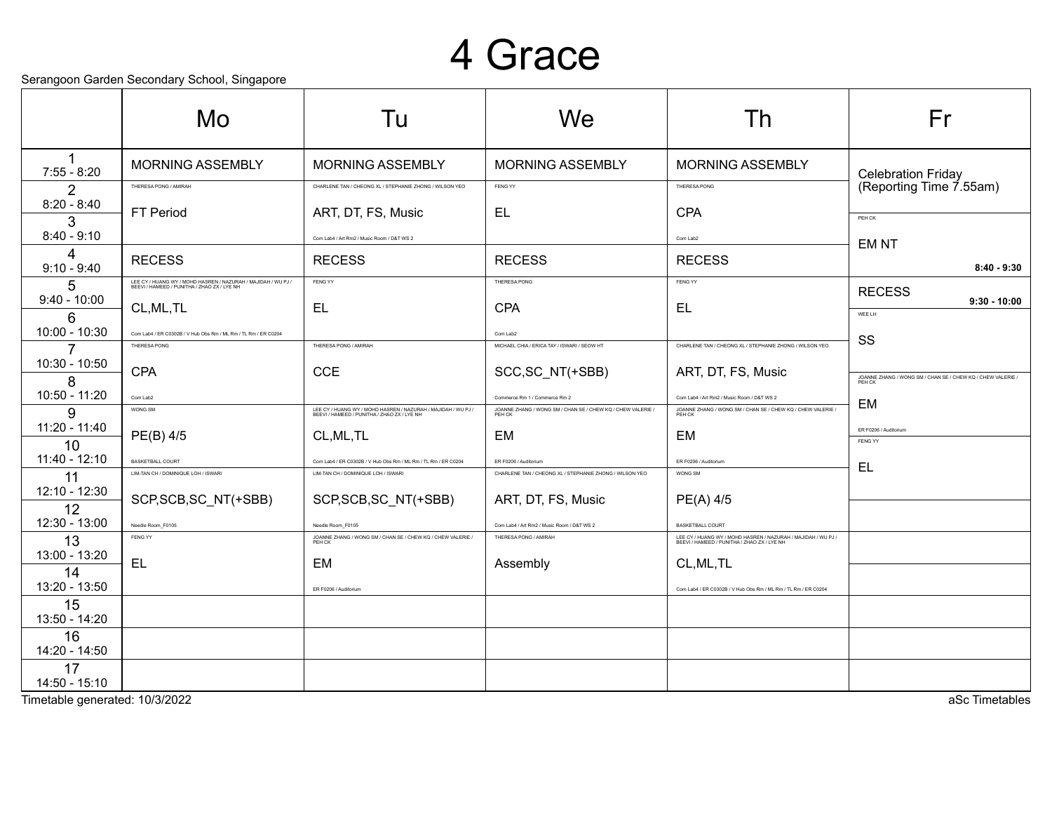# 4 Grace

Serangoon Garden Secondary School, Singapore

| | Mo | Tu | We | Th | Fr |
|---|---|---|---|---|---|
| 1<br>7:55 - 8:20 | MORNING ASSEMBLY | MORNING ASSEMBLY | MORNING ASSEMBLY | MORNING ASSEMBLY | Celebration Friday (Reporting Time 7.55am) |
| 2<br>8:20 - 8:40 | THERESA PONG / AMIRAH<br>FT Period | CHARLENE TAN / CHEONG XL / STEPHANIE ZHONG / WILSON YEO<br>ART, DT, FS, Music<br>Com Lab4 / Art Rm2 / Music Room / D&T WS 2 | FENG YY<br>EL | THERESA PONG<br>CPA<br>Com Lab2 | |
| 3<br>8:40 - 9:10 | | | | | PEH CK<br>EM NT<br>8:40 - 9:30 |
| 4<br>9:10 - 9:40 | RECESS | RECESS | RECESS | RECESS | |
| 5<br>9:40 - 10:00 | LEE CY / HUANG WY / MOHD HASREN / NAZURAH / MAJIDAH / WU PJ / BEEVI / HAMEED / PUNITHA / ZHAO ZX / LYE NH<br>CL,ML,TL<br>Com Lab4 / ER C0302B / V Hub Obs Rm / ML Rm / TL Rm / ER C0204 | FENG YY<br>EL | THERESA PONG<br>CPA<br>Com Lab2 | FENG YY<br>EL | RECESS<br>9:30 - 10:00 |
| 6<br>10:00 - 10:30 | | | | | WEE LH<br>SS |
| 7<br>10:30 - 10:50 | THERESA PONG<br>CPA<br>Com Lab2 | THERESA PONG / AMIRAH<br>CCE | MICHAEL CHIA / ERICA TAY / ISWARI / SEOW HT<br>SCC,SC_NT(+SBB)<br>Commerce Rm 1 / Commerce Rm 2 | CHARLENE TAN / CHEONG XL / STEPHANIE ZHONG / WILSON YEO<br>ART, DT, FS, Music<br>Com Lab4 / Art Rm2 / Music Room / D&T WS 2 | |
| 8<br>10:50 - 11:20 | | | | | JOANNE ZHANG / WONG SM / CHAN SE / CHEW KQ / CHEW VALERIE / PEH CK<br>EM<br>ER F0206 / Auditorium |
| 9<br>11:20 - 11:40 | WONG SM<br>PE(B) 4/5<br>BASKETBALL COURT | LEE CY / HUANG WY / MOHD HASREN / NAZURAH / MAJIDAH / WU PJ / BEEVI / HAMEED / PUNITHA / ZHAO ZX / LYE NH<br>CL,ML,TL<br>Com Lab4 / ER C0302B / V Hub Obs Rm / ML Rm / TL Rm / ER C0204 | JOANNE ZHANG / WONG SM / CHAN SE / CHEW KQ / CHEW VALERIE / PEH CK<br>EM<br>ER F0206 / Auditorium | JOANNE ZHANG / WONG SM / CHAN SE / CHEW KQ / CHEW VALERIE / PEH CK<br>EM<br>ER F0206 / Auditorium | |
| 10<br>11:40 - 12:10 | | | | | FENG YY<br>EL |
| 11<br>12:10 - 12:30 | LIM-TAN CH / DOMINIQUE LOH / ISWARI<br>SCP,SCB,SC_NT(+SBB)<br>Needle Room_F0105 | LIM-TAN CH / DOMINIQUE LOH / ISWARI<br>SCP,SCB,SC_NT(+SBB)<br>Needle Room_F0105 | CHARLENE TAN / CHEONG XL / STEPHANIE ZHONG / WILSON YEO<br>ART, DT, FS, Music<br>Com Lab4 / Art Rm2 / Music Room / D&T WS 2 | WONG SM<br>PE(A) 4/5<br>BASKETBALL COURT | |
| 12<br>12:30 - 13:00 | | | | | |
| 13<br>13:00 - 13:20 | FENG YY<br>EL | JOANNE ZHANG / WONG SM / CHAN SE / CHEW KQ / CHEW VALERIE / PEH CK<br>EM<br>ER F0206 / Auditorium | THERESA PONG / AMIRAH<br>Assembly | LEE CY / HUANG WY / MOHD HASREN / NAZURAH / MAJIDAH / WU PJ / BEEVI / HAMEED / PUNITHA / ZHAO ZX / LYE NH<br>CL,ML,TL<br>Com Lab4 / ER C0302B / V Hub Obs Rm / ML Rm / TL Rm / ER C0204 | |
| 14<br>13:20 - 13:50 | | | | | |
| 15<br>13:50 - 14:20 | | | | | |
| 16<br>14:20 - 14:50 | | | | | |
| 17<br>14:50 - 15:10 | | | | | |

Timetable generated: 10/3/2022

aSc Timetables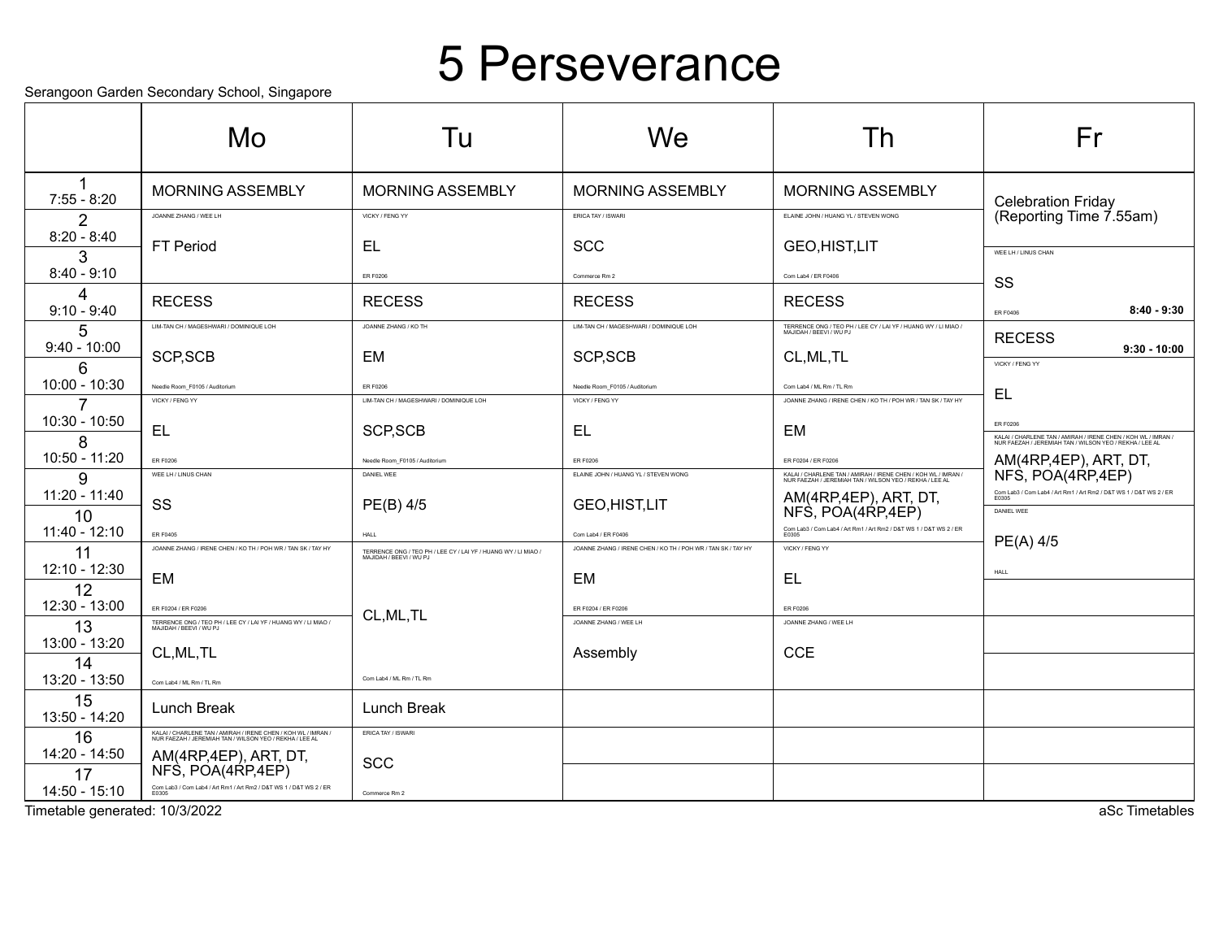# 5 Perseverance

Serangoon Garden Secondary School, Singapore

| | Mo | Tu | We | Th | Fr |
|---|---|---|---|---|---|
| 1<br>7:55 - 8:20 | MORNING ASSEMBLY | MORNING ASSEMBLY | MORNING ASSEMBLY | MORNING ASSEMBLY | Celebration Friday (Reporting Time 7.55am) |
| 2<br>8:20 - 8:40 | JOANNE ZHANG / WEE LH<br>FT Period | VICKY / FENG YY<br>EL<br>ER F0206 | ERICA TAY / ISWARI<br>SCC<br>Commerce Rm 2 | ELAINE JOHN / HUANG YL / STEVEN WONG<br>GEO,HIST,LIT<br>Com Lab4 / ER F0406 | |
| 3<br>8:40 - 9:10 | | | | | WEE LH / LINUS CHAN<br>SS<br>ER F0406<br>**8:40 - 9:30** |
| 4<br>9:10 - 9:40 | RECESS | RECESS | RECESS | RECESS | |
| 5<br>9:40 - 10:00 | LIM-TAN CH / MAGESHWARI / DOMINIQUE LOH<br>SCP,SCB<br>Needle Room_F0105 / Auditorium | JOANNE ZHANG / KO TH<br>EM<br>ER F0206 | LIM-TAN CH / MAGESHWARI / DOMINIQUE LOH<br>SCP,SCB<br>Needle Room_F0105 / Auditorium | TERRENCE ONG / TEO PH / LEE CY / LAI YF / HUANG WY / LI MIAO / MAJIDAH / BEEVI / WU PJ<br>CL,ML,TL<br>Com Lab4 / ML Rm / TL Rm | RECESS<br>**9:30 - 10:00** |
| 6<br>10:00 - 10:30 | | | | | VICKY / FENG YY<br>EL<br>ER F0206 |
| 7<br>10:30 - 10:50 | VICKY / FENG YY<br>EL<br>ER F0206 | LIM-TAN CH / MAGESHWARI / DOMINIQUE LOH<br>SCP,SCB<br>Needle Room_F0105 / Auditorium | VICKY / FENG YY<br>EL<br>ER F0206 | JOANNE ZHANG / IRENE CHEN / KO TH / POH WR / TAN SK / TAY HY<br>EM<br>ER F0204 / ER F0206 | |
| 8<br>10:50 - 11:20 | | | | | KALAI / CHARLENE TAN / AMIRAH / IRENE CHEN / KOH WL / IMRAN / NUR FAEZAH / JEREMIAH TAN / WILSON YEO / REKHA / LEE AL<br>AM(4RP,4EP), ART, DT, NFS, POA(4RP,4EP)<br>Com Lab3 / Com Lab4 / Art Rm1 / Art Rm2 / D&T WS 1 / D&T WS 2 / ER E0305 |
| 9<br>11:20 - 11:40 | WEE LH / LINUS CHAN<br>SS<br>ER F0405 | DANIEL WEE<br>PE(B) 4/5<br>HALL | ELAINE JOHN / HUANG YL / STEVEN WONG<br>GEO,HIST,LIT<br>Com Lab4 / ER F0406 | KALAI / CHARLENE TAN / AMIRAH / IRENE CHEN / KOH WL / IMRAN / NUR FAEZAH / JEREMIAH TAN / WILSON YEO / REKHA / LEE AL<br>AM(4RP,4EP), ART, DT, NFS, POA(4RP,4EP)<br>Com Lab3 / Com Lab4 / Art Rm1 / Art Rm2 / D&T WS 1 / D&T WS 2 / ER E0305 | |
| 10<br>11:40 - 12:10 | | | | | DANIEL WEE<br>PE(A) 4/5<br>HALL |
| 11<br>12:10 - 12:30 | JOANNE ZHANG / IRENE CHEN / KO TH / POH WR / TAN SK / TAY HY<br>EM<br>ER F0204 / ER F0206 | TERRENCE ONG / TEO PH / LEE CY / LAI YF / HUANG WY / LI MIAO / MAJIDAH / BEEVI / WU PJ<br>CL,ML,TL<br>Com Lab4 / ML Rm / TL Rm | JOANNE ZHANG / IRENE CHEN / KO TH / POH WR / TAN SK / TAY HY<br>EM<br>ER F0204 / ER F0206 | VICKY / FENG YY<br>EL<br>ER F0206 | |
| 12<br>12:30 - 13:00 | | | | | |
| 13<br>13:00 - 13:20 | TERRENCE ONG / TEO PH / LEE CY / LAI YF / HUANG WY / LI MIAO / MAJIDAH / BEEVI / WU PJ<br>CL,ML,TL<br>Com Lab4 / ML Rm / TL Rm | | JOANNE ZHANG / WEE LH<br>Assembly | JOANNE ZHANG / WEE LH<br>CCE | |
| 14<br>13:20 - 13:50 | | | | | |
| 15<br>13:50 - 14:20 | Lunch Break | Lunch Break | | | |
| 16<br>14:20 - 14:50 | KALAI / CHARLENE TAN / AMIRAH / IRENE CHEN / KOH WL / IMRAN / NUR FAEZAH / JEREMIAH TAN / WILSON YEO / REKHA / LEE AL<br>AM(4RP,4EP), ART, DT, NFS, POA(4RP,4EP)<br>Com Lab3 / Com Lab4 / Art Rm1 / Art Rm2 / D&T WS 1 / D&T WS 2 / ER E0305 | ERICA TAY / ISWARI<br>SCC<br>Commerce Rm 2 | | | |
| 17<br>14:50 - 15:10 | | | | | |

Timetable generated: 10/3/2022

aSc Timetables